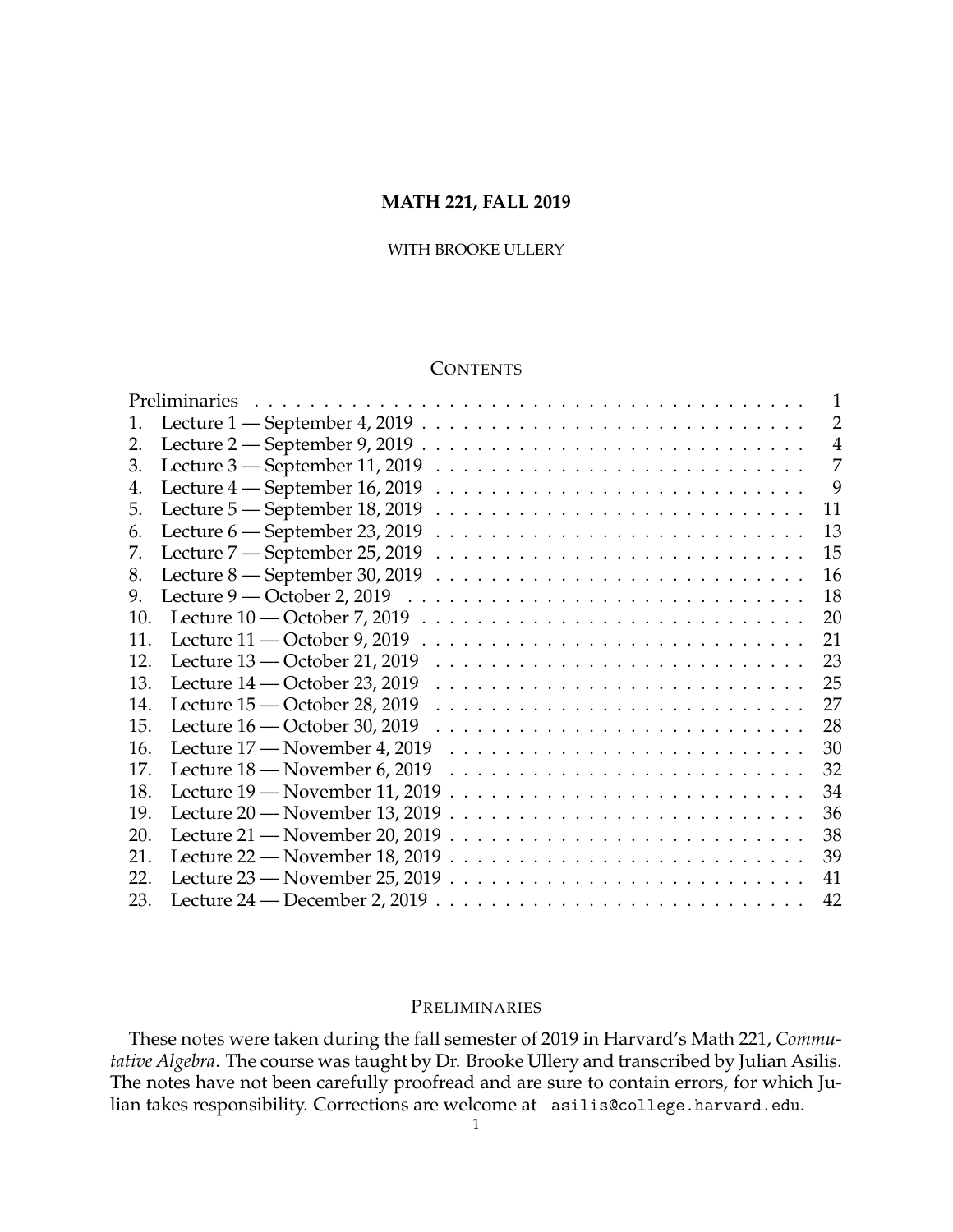# MATH 221, FALL 2019

WITH BROOKE ULLERY

## CONTENTS

| | | |
|---|---|---|
| Preliminaries | | 1 |
| 1. | Lecture 1 — September 4, 2019 | 2 |
| 2. | Lecture 2 — September 9, 2019 | 4 |
| 3. | Lecture 3 — September 11, 2019 | 7 |
| 4. | Lecture 4 — September 16, 2019 | 9 |
| 5. | Lecture 5 — September 18, 2019 | 11 |
| 6. | Lecture 6 — September 23, 2019 | 13 |
| 7. | Lecture 7 — September 25, 2019 | 15 |
| 8. | Lecture 8 — September 30, 2019 | 16 |
| 9. | Lecture 9 — October 2, 2019 | 18 |
| 10. | Lecture 10 — October 7, 2019 | 20 |
| 11. | Lecture 11 — October 9, 2019 | 21 |
| 12. | Lecture 13 — October 21, 2019 | 23 |
| 13. | Lecture 14 — October 23, 2019 | 25 |
| 14. | Lecture 15 — October 28, 2019 | 27 |
| 15. | Lecture 16 — October 30, 2019 | 28 |
| 16. | Lecture 17 — November 4, 2019 | 30 |
| 17. | Lecture 18 — November 6, 2019 | 32 |
| 18. | Lecture 19 — November 11, 2019 | 34 |
| 19. | Lecture 20 — November 13, 2019 | 36 |
| 20. | Lecture 21 — November 20, 2019 | 38 |
| 21. | Lecture 22 — November 18, 2019 | 39 |
| 22. | Lecture 23 — November 25, 2019 | 41 |
| 23. | Lecture 24 — December 2, 2019 | 42 |

## PRELIMINARIES

These notes were taken during the fall semester of 2019 in Harvard's Math 221, *Commutative Algebra*. The course was taught by Dr. Brooke Ullery and transcribed by Julian Asilis. The notes have not been carefully proofread and are sure to contain errors, for which Julian takes responsibility. Corrections are welcome at `asilis@college.harvard.edu`.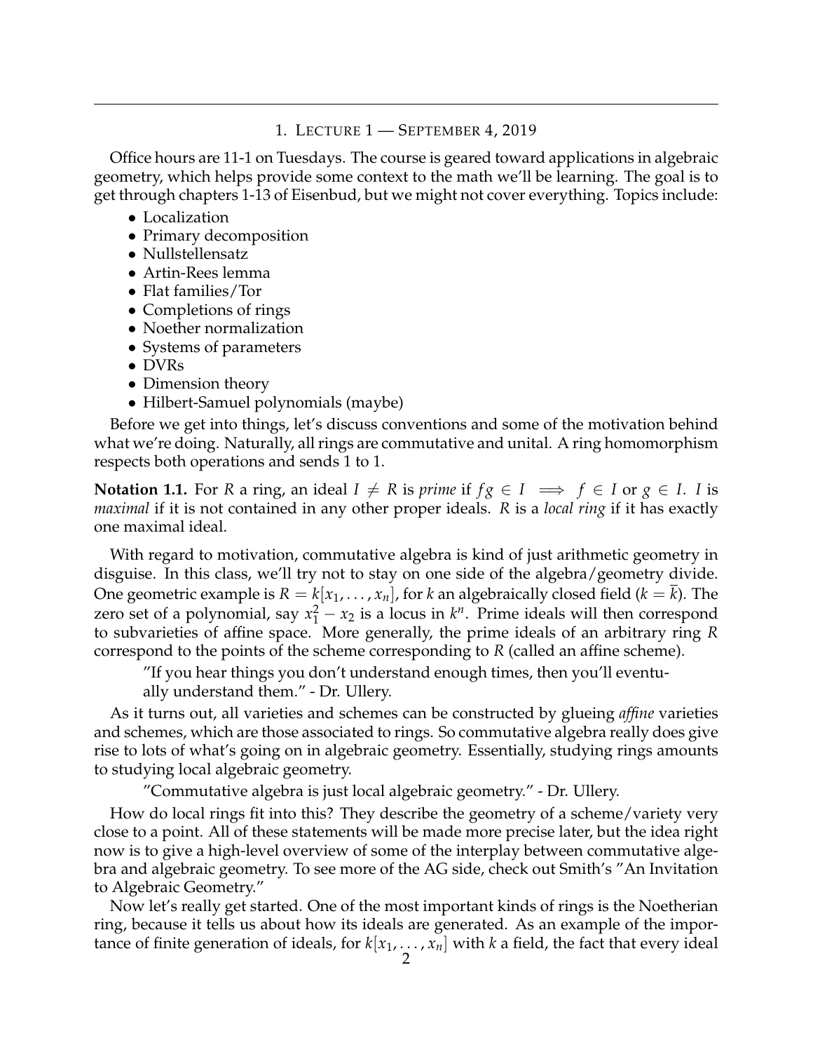## 1. Lecture 1 — September 4, 2019

Office hours are 11-1 on Tuesdays. The course is geared toward applications in algebraic geometry, which helps provide some context to the math we'll be learning. The goal is to get through chapters 1-13 of Eisenbud, but we might not cover everything. Topics include:

- Localization
- Primary decomposition
- Nullstellensatz
- Artin-Rees lemma
- Flat families/Tor
- Completions of rings
- Noether normalization
- Systems of parameters
- DVRs
- Dimension theory
- Hilbert-Samuel polynomials (maybe)

Before we get into things, let's discuss conventions and some of the motivation behind what we're doing. Naturally, all rings are commutative and unital. A ring homomorphism respects both operations and sends 1 to 1.

**Notation 1.1.** For $R$ a ring, an ideal $I \neq R$ is *prime* if $fg \in I \implies f \in I$ or $g \in I$. $I$ is *maximal* if it is not contained in any other proper ideals. $R$ is a *local ring* if it has exactly one maximal ideal.

With regard to motivation, commutative algebra is kind of just arithmetic geometry in disguise. In this class, we'll try not to stay on one side of the algebra/geometry divide. One geometric example is $R = k[x_1, \ldots, x_n]$, for $k$ an algebraically closed field ($k = \overline{k}$). The zero set of a polynomial, say $x_1^2 - x_2$ is a locus in $k^n$. Prime ideals will then correspond to subvarieties of affine space. More generally, the prime ideals of an arbitrary ring $R$ correspond to the points of the scheme corresponding to $R$ (called an affine scheme).

> "If you hear things you don't understand enough times, then you'll eventually understand them." - Dr. Ullery.

As it turns out, all varieties and schemes can be constructed by glueing *affine* varieties and schemes, which are those associated to rings. So commutative algebra really does give rise to lots of what's going on in algebraic geometry. Essentially, studying rings amounts to studying local algebraic geometry.

> "Commutative algebra is just local algebraic geometry." - Dr. Ullery.

How do local rings fit into this? They describe the geometry of a scheme/variety very close to a point. All of these statements will be made more precise later, but the idea right now is to give a high-level overview of some of the interplay between commutative algebra and algebraic geometry. To see more of the AG side, check out Smith's "An Invitation to Algebraic Geometry."

Now let's really get started. One of the most important kinds of rings is the Noetherian ring, because it tells us about how its ideals are generated. As an example of the importance of finite generation of ideals, for $k[x_1, \ldots, x_n]$ with $k$ a field, the fact that every ideal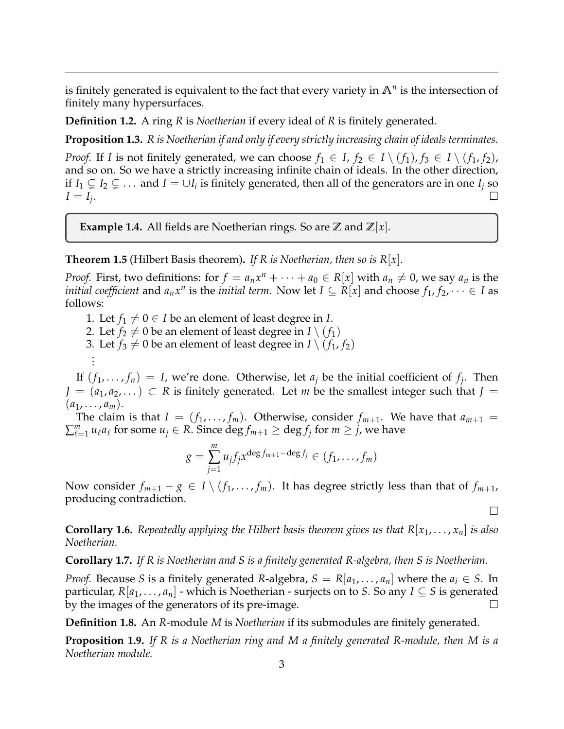is finitely generated is equivalent to the fact that every variety in $\mathbb{A}^n$ is the intersection of finitely many hypersurfaces.

**Definition 1.2.** A ring $R$ is *Noetherian* if every ideal of $R$ is finitely generated.

**Proposition 1.3.** *$R$ is Noetherian if and only if every strictly increasing chain of ideals terminates.*

*Proof.* If $I$ is not finitely generated, we can choose $f_1 \in I$, $f_2 \in I \setminus (f_1)$, $f_3 \in I \setminus (f_1, f_2)$, and so on. So we have a strictly increasing infinite chain of ideals. In the other direction, if $I_1 \subsetneq I_2 \subsetneq \dots$ and $I = \cup I_i$ is finitely generated, then all of the generators are in one $I_j$ so $I = I_j$. $\square$

**Example 1.4.** All fields are Noetherian rings. So are $\mathbb{Z}$ and $\mathbb{Z}[x]$.

**Theorem 1.5** (Hilbert Basis theorem)**.** *If $R$ is Noetherian, then so is $R[x]$.*

*Proof.* First, two definitions: for $f = a_n x^n + \cdots + a_0 \in R[x]$ with $a_n \neq 0$, we say $a_n$ is the *initial coefficient* and $a_n x^n$ is the *initial term*. Now let $I \subseteq R[x]$ and choose $f_1, f_2, \dots \in I$ as follows:

1. Let $f_1 \neq 0 \in I$ be an element of least degree in $I$.
2. Let $f_2 \neq 0$ be an element of least degree in $I \setminus (f_1)$
3. Let $f_3 \neq 0$ be an element of least degree in $I \setminus (f_1, f_2)$

$\vdots$

If $(f_1, \dots, f_n) = I$, we're done. Otherwise, let $a_j$ be the initial coefficient of $f_j$. Then $J = (a_1, a_2, \dots) \subset R$ is finitely generated. Let $m$ be the smallest integer such that $J = (a_1, \dots, a_m)$.

The claim is that $I = (f_1, \dots, f_m)$. Otherwise, consider $f_{m+1}$. We have that $a_{m+1} = \sum_{\ell=1}^{m} u_\ell a_\ell$ for some $u_j \in R$. Since $\deg f_{m+1} \geq \deg f_j$ for $m \geq j$, we have

$$g = \sum_{j=1}^{m} u_j f_j x^{\deg f_{m+1} - \deg f_j} \in (f_1, \dots, f_m)$$

Now consider $f_{m+1} - g \in I \setminus (f_1, \dots, f_m)$. It has degree strictly less than that of $f_{m+1}$, producing contradiction. $\square$

**Corollary 1.6.** *Repeatedly applying the Hilbert basis theorem gives us that $R[x_1, \dots, x_n]$ is also Noetherian.*

**Corollary 1.7.** *If $R$ is Noetherian and $S$ is a finitely generated $R$-algebra, then $S$ is Noetherian.*

*Proof.* Because $S$ is a finitely generated $R$-algebra, $S = R[a_1, \dots, a_n]$ where the $a_i \in S$. In particular, $R[a_1, \dots, a_n]$ - which is Noetherian - surjects on to $S$. So any $I \subseteq S$ is generated by the images of the generators of its pre-image. $\square$

**Definition 1.8.** An $R$-module $M$ is *Noetherian* if its submodules are finitely generated.

**Proposition 1.9.** *If $R$ is a Noetherian ring and $M$ a finitely generated $R$-module, then $M$ is a Noetherian module.*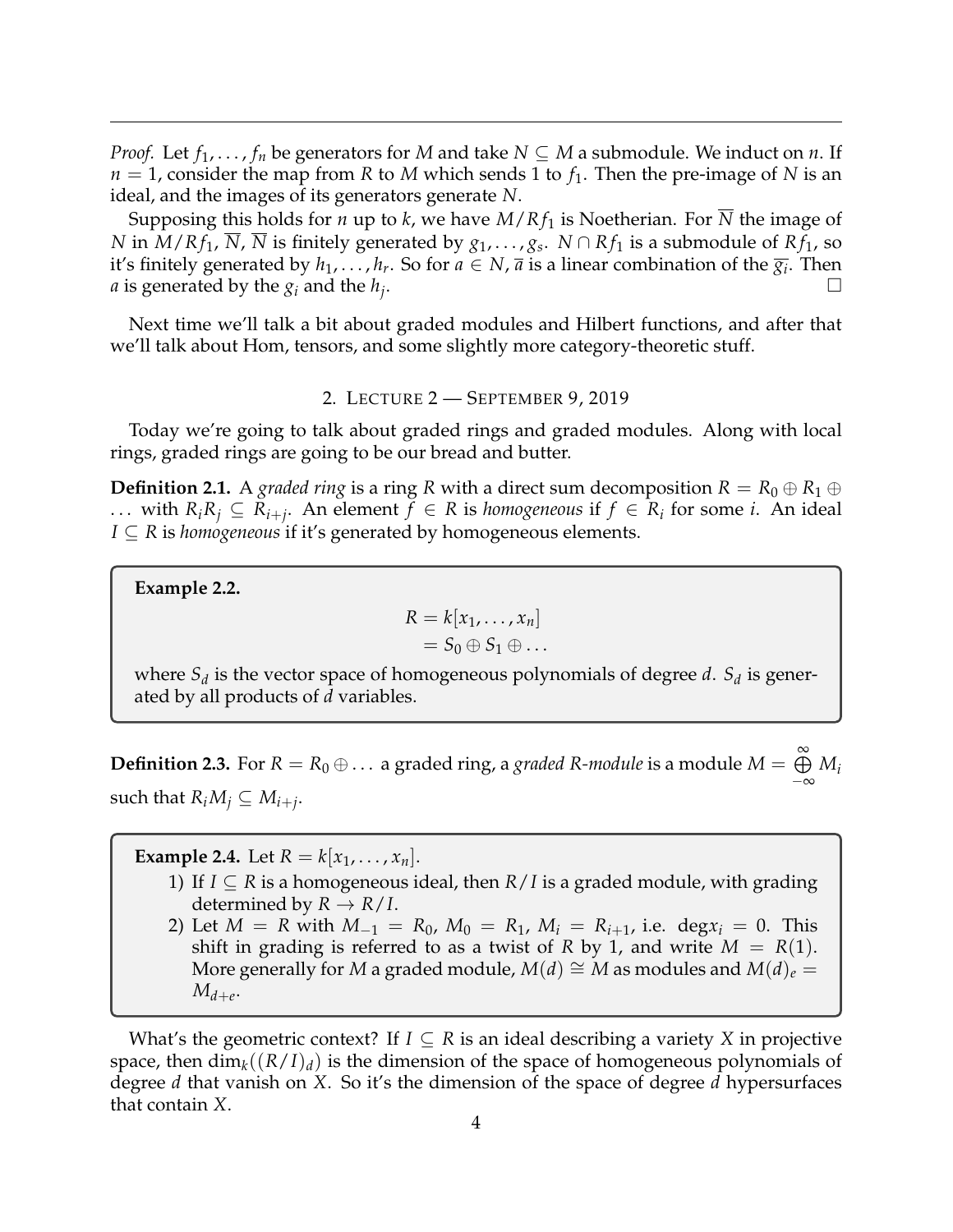*Proof.* Let $f_1, \dots, f_n$ be generators for $M$ and take $N \subseteq M$ a submodule. We induct on $n$. If $n = 1$, consider the map from $R$ to $M$ which sends 1 to $f_1$. Then the pre-image of $N$ is an ideal, and the images of its generators generate $N$.

Supposing this holds for $n$ up to $k$, we have $M/Rf_1$ is Noetherian. For $\overline{N}$ the image of $N$ in $M/Rf_1$, $\overline{N}$, $\overline{N}$ is finitely generated by $g_1, \dots, g_s$. $N \cap Rf_1$ is a submodule of $Rf_1$, so it's finitely generated by $h_1, \dots, h_r$. So for $a \in N$, $\overline{a}$ is a linear combination of the $\overline{g_i}$. Then $a$ is generated by the $g_i$ and the $h_j$. □

Next time we'll talk a bit about graded modules and Hilbert functions, and after that we'll talk about Hom, tensors, and some slightly more category-theoretic stuff.

## 2. Lecture 2 — September 9, 2019

Today we're going to talk about graded rings and graded modules. Along with local rings, graded rings are going to be our bread and butter.

**Definition 2.1.** A *graded ring* is a ring $R$ with a direct sum decomposition $R = R_0 \oplus R_1 \oplus \dots$ with $R_i R_j \subseteq R_{i+j}$. An element $f \in R$ is *homogeneous* if $f \in R_i$ for some $i$. An ideal $I \subseteq R$ is *homogeneous* if it's generated by homogeneous elements.

**Example 2.2.**

$$\begin{aligned} R &= k[x_1, \dots, x_n] \\ &= S_0 \oplus S_1 \oplus \dots \end{aligned}$$

where $S_d$ is the vector space of homogeneous polynomials of degree $d$. $S_d$ is generated by all products of $d$ variables.

**Definition 2.3.** For $R = R_0 \oplus \dots$ a graded ring, a *graded R-module* is a module $M = \bigoplus_{-\infty}^{\infty} M_i$ such that $R_i M_j \subseteq M_{i+j}$.

**Example 2.4.** Let $R = k[x_1, \dots, x_n]$.

1) If $I \subseteq R$ is a homogeneous ideal, then $R/I$ is a graded module, with grading determined by $R \to R/I$.
2) Let $M = R$ with $M_{-1} = R_0$, $M_0 = R_1$, $M_i = R_{i+1}$, i.e. $\deg x_i = 0$. This shift in grading is referred to as a twist of $R$ by 1, and write $M = R(1)$. More generally for $M$ a graded module, $M(d) \cong M$ as modules and $M(d)_e = M_{d+e}$.

What's the geometric context? If $I \subseteq R$ is an ideal describing a variety $X$ in projective space, then $\dim_k((R/I)_d)$ is the dimension of the space of homogeneous polynomials of degree $d$ that vanish on $X$. So it's the dimension of the space of degree $d$ hypersurfaces that contain $X$.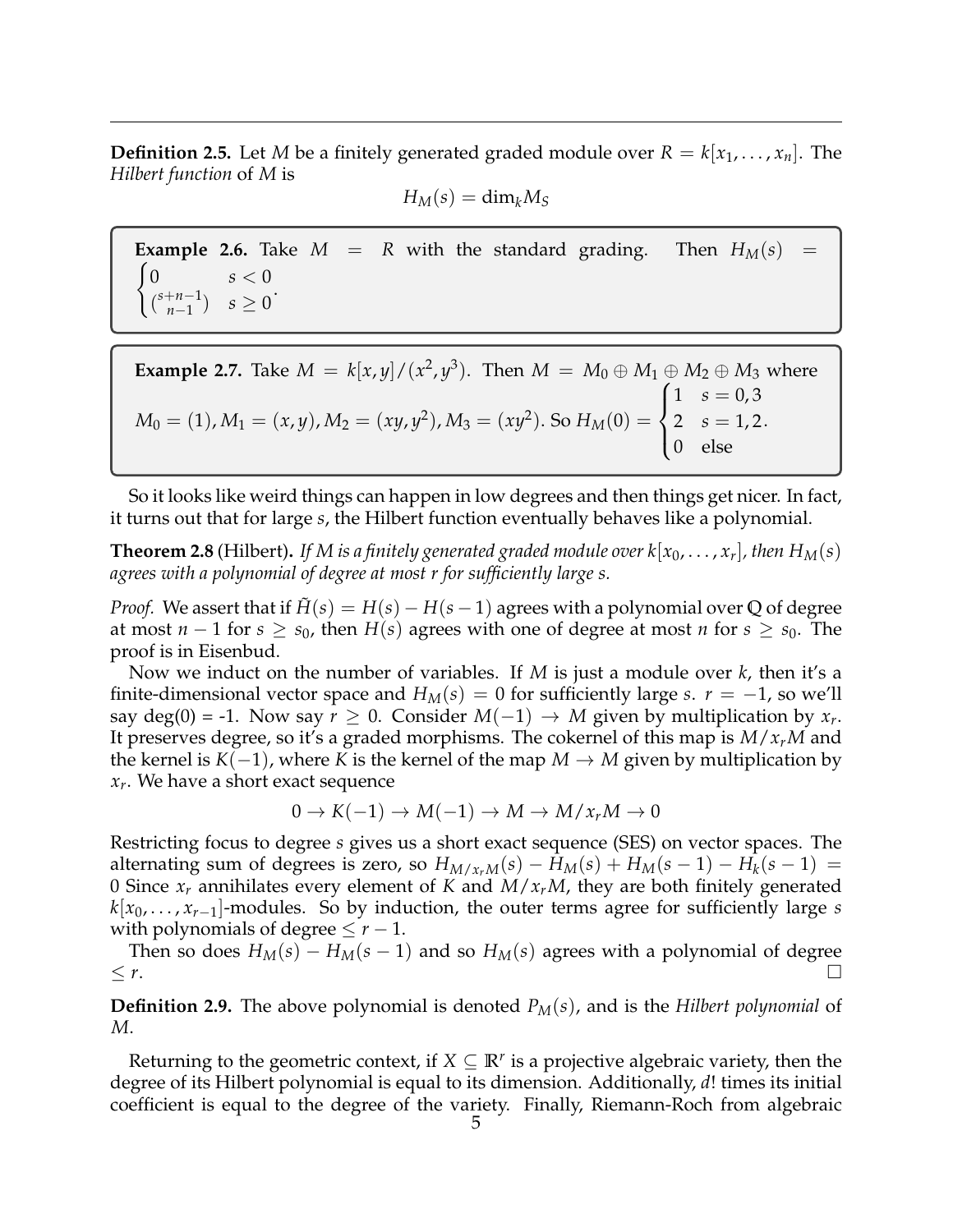**Definition 2.5.** Let $M$ be a finitely generated graded module over $R = k[x_1, \dots, x_n]$. The *Hilbert function* of $M$ is

$$H_M(s) = \dim_k M_S$$

**Example 2.6.** Take $M = R$ with the standard grading. Then $H_M(s) = \begin{cases} 0 & s < 0 \\ \binom{s+n-1}{n-1} & s \geq 0 \end{cases}$.

**Example 2.7.** Take $M = k[x,y]/(x^2, y^3)$. Then $M = M_0 \oplus M_1 \oplus M_2 \oplus M_3$ where $M_0 = (1), M_1 = (x,y), M_2 = (xy, y^2), M_3 = (xy^2)$. So $H_M(0) = \begin{cases} 1 & s = 0,3 \\ 2 & s = 1,2 \\ 0 & \text{else} \end{cases}$.

So it looks like weird things can happen in low degrees and then things get nicer. In fact, it turns out that for large $s$, the Hilbert function eventually behaves like a polynomial.

**Theorem 2.8** (Hilbert). *If $M$ is a finitely generated graded module over $k[x_0, \dots, x_r]$, then $H_M(s)$ agrees with a polynomial of degree at most $r$ for sufficiently large $s$.*

*Proof.* We assert that if $\tilde{H}(s) = H(s) - H(s-1)$ agrees with a polynomial over $\mathbb{Q}$ of degree at most $n-1$ for $s \geq s_0$, then $H(s)$ agrees with one of degree at most $n$ for $s \geq s_0$. The proof is in Eisenbud.

Now we induct on the number of variables. If $M$ is just a module over $k$, then it's a finite-dimensional vector space and $H_M(s) = 0$ for sufficiently large $s$. $r = -1$, so we'll say deg(0) = -1. Now say $r \geq 0$. Consider $M(-1) \to M$ given by multiplication by $x_r$. It preserves degree, so it's a graded morphisms. The cokernel of this map is $M/x_r M$ and the kernel is $K(-1)$, where $K$ is the kernel of the map $M \to M$ given by multiplication by $x_r$. We have a short exact sequence

$$0 \to K(-1) \to M(-1) \to M \to M/x_r M \to 0$$

Restricting focus to degree $s$ gives us a short exact sequence (SES) on vector spaces. The alternating sum of degrees is zero, so $H_{M/x_r M}(s) - H_M(s) + H_M(s-1) - H_k(s-1) = 0$ Since $x_r$ annihilates every element of $K$ and $M/x_r M$, they are both finitely generated $k[x_0, \dots, x_{r-1}]$-modules. So by induction, the outer terms agree for sufficiently large $s$ with polynomials of degree $\leq r-1$.

Then so does $H_M(s) - H_M(s-1)$ and so $H_M(s)$ agrees with a polynomial of degree $\leq r$. ∎

**Definition 2.9.** The above polynomial is denoted $P_M(s)$, and is the *Hilbert polynomial* of $M$.

Returning to the geometric context, if $X \subseteq \mathbb{R}^r$ is a projective algebraic variety, then the degree of its Hilbert polynomial is equal to its dimension. Additionally, $d!$ times its initial coefficient is equal to the degree of the variety. Finally, Riemann-Roch from algebraic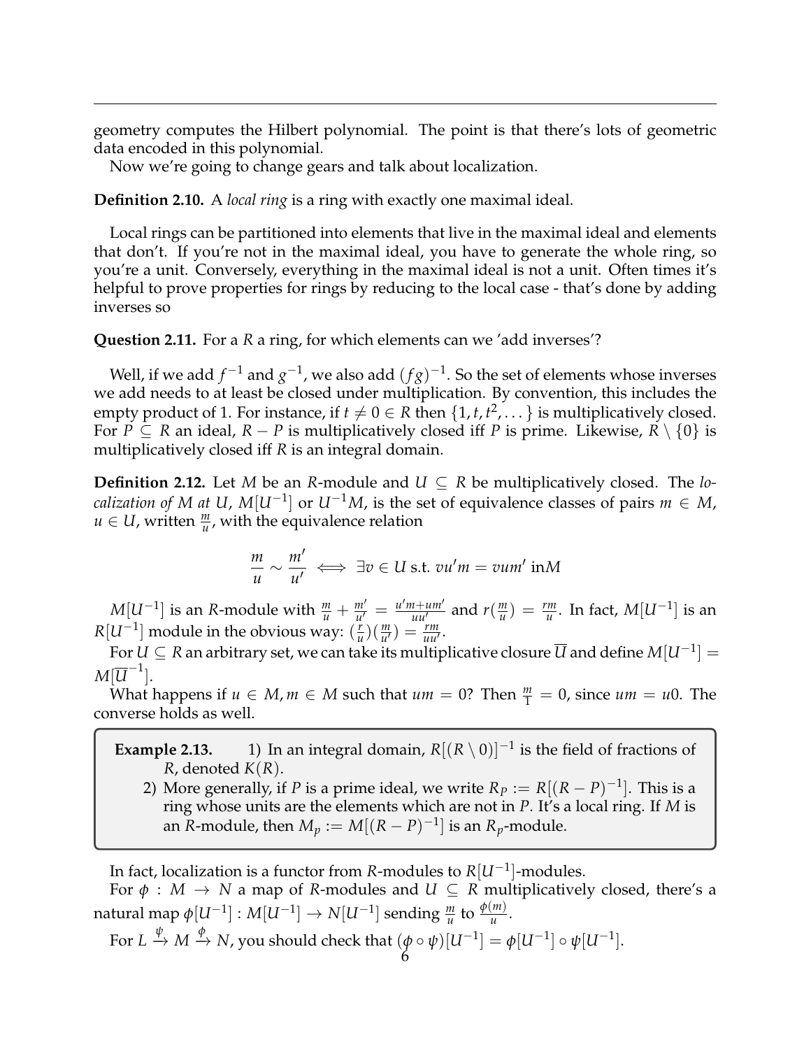geometry computes the Hilbert polynomial. The point is that there's lots of geometric data encoded in this polynomial.

Now we're going to change gears and talk about localization.

**Definition 2.10.** A *local ring* is a ring with exactly one maximal ideal.

Local rings can be partitioned into elements that live in the maximal ideal and elements that don't. If you're not in the maximal ideal, you have to generate the whole ring, so you're a unit. Conversely, everything in the maximal ideal is not a unit. Often times it's helpful to prove properties for rings by reducing to the local case - that's done by adding inverses so

**Question 2.11.** For a $R$ a ring, for which elements can we 'add inverses'?

Well, if we add $f^{-1}$ and $g^{-1}$, we also add $(fg)^{-1}$. So the set of elements whose inverses we add needs to at least be closed under multiplication. By convention, this includes the empty product of 1. For instance, if $t \neq 0 \in R$ then $\{1, t, t^2, \dots\}$ is multiplicatively closed. For $P \subseteq R$ an ideal, $R - P$ is multiplicatively closed iff $P$ is prime. Likewise, $R \setminus \{0\}$ is multiplicatively closed iff $R$ is an integral domain.

**Definition 2.12.** Let $M$ be an $R$-module and $U \subseteq R$ be multiplicatively closed. The *localization of $M$ at $U$*, $M[U^{-1}]$ or $U^{-1}M$, is the set of equivalence classes of pairs $m \in M$, $u \in U$, written $\frac{m}{u}$, with the equivalence relation

$$\frac{m}{u} \sim \frac{m'}{u'} \iff \exists v \in U \text{ s.t. } vu'm = vum' \text{ in} M$$

$M[U^{-1}]$ is an $R$-module with $\frac{m}{u} + \frac{m'}{u'} = \frac{u'm + um'}{uu'}$ and $r(\frac{m}{u}) = \frac{rm}{u}$. In fact, $M[U^{-1}]$ is an $R[U^{-1}]$ module in the obvious way: $(\frac{r}{u})(\frac{m}{u'}) = \frac{rm}{uu'}$.

For $U \subseteq R$ an arbitrary set, we can take its multiplicative closure $\overline{U}$ and define $M[U^{-1}] = M[\overline{U}^{-1}]$.

What happens if $u \in M, m \in M$ such that $um = 0$? Then $\frac{m}{1} = 0$, since $um = u0$. The converse holds as well.

> **Example 2.13.** 1) In an integral domain, $R[(R \setminus 0)]^{-1}$ is the field of fractions of $R$, denoted $K(R)$.
>
> 2) More generally, if $P$ is a prime ideal, we write $R_P := R[(R - P)^{-1}]$. This is a ring whose units are the elements which are not in $P$. It's a local ring. If $M$ is an $R$-module, then $M_p := M[(R - P)^{-1}]$ is an $R_p$-module.

In fact, localization is a functor from $R$-modules to $R[U^{-1}]$-modules.

For $\phi : M \to N$ a map of $R$-modules and $U \subseteq R$ multiplicatively closed, there's a natural map $\phi[U^{-1}] : M[U^{-1}] \to N[U^{-1}]$ sending $\frac{m}{u}$ to $\frac{\phi(m)}{u}$.

For $L \xrightarrow{\psi} M \xrightarrow{\phi} N$, you should check that $(\phi \circ \psi)[U^{-1}] = \phi[U^{-1}] \circ \psi[U^{-1}]$.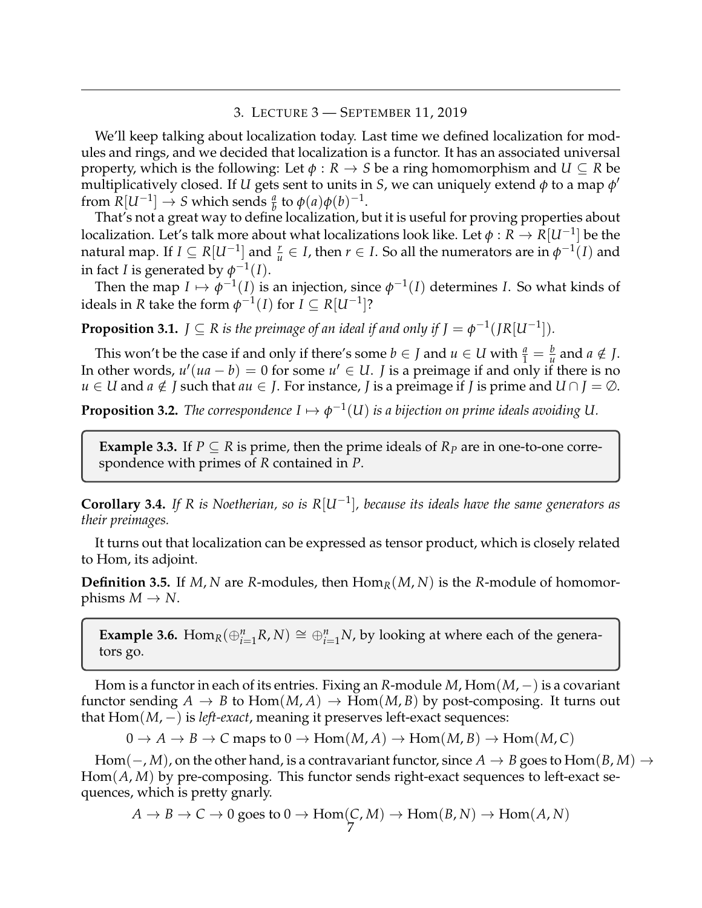## 3. Lecture 3 — September 11, 2019

We'll keep talking about localization today. Last time we defined localization for modules and rings, and we decided that localization is a functor. It has an associated universal property, which is the following: Let $\phi : R \to S$ be a ring homomorphism and $U \subseteq R$ be multiplicatively closed. If $U$ gets sent to units in $S$, we can uniquely extend $\phi$ to a map $\phi'$ from $R[U^{-1}] \to S$ which sends $\frac{a}{b}$ to $\phi(a)\phi(b)^{-1}$.

That's not a great way to define localization, but it is useful for proving properties about localization. Let's talk more about what localizations look like. Let $\phi : R \to R[U^{-1}]$ be the natural map. If $I \subseteq R[U^{-1}]$ and $\frac{r}{u} \in I$, then $r \in I$. So all the numerators are in $\phi^{-1}(I)$ and in fact $I$ is generated by $\phi^{-1}(I)$.

Then the map $I \mapsto \phi^{-1}(I)$ is an injection, since $\phi^{-1}(I)$ determines $I$. So what kinds of ideals in $R$ take the form $\phi^{-1}(I)$ for $I \subseteq R[U^{-1}]$?

**Proposition 3.1.** *$J \subseteq R$ is the preimage of an ideal if and only if $J = \phi^{-1}(JR[U^{-1}])$.*

This won't be the case if and only if there's some $b \in J$ and $u \in U$ with $\frac{a}{1} = \frac{b}{u}$ and $a \notin J$. In other words, $u'(ua - b) = 0$ for some $u' \in U$. $J$ is a preimage if and only if there is no $u \in U$ and $a \notin J$ such that $au \in J$. For instance, $J$ is a preimage if $J$ is prime and $U \cap J = \emptyset$.

**Proposition 3.2.** *The correspondence $I \mapsto \phi^{-1}(U)$ is a bijection on prime ideals avoiding $U$.*

> **Example 3.3.** If $P \subseteq R$ is prime, then the prime ideals of $R_P$ are in one-to-one correspondence with primes of $R$ contained in $P$.

**Corollary 3.4.** *If $R$ is Noetherian, so is $R[U^{-1}]$, because its ideals have the same generators as their preimages.*

It turns out that localization can be expressed as tensor product, which is closely related to Hom, its adjoint.

**Definition 3.5.** If $M, N$ are $R$-modules, then $\text{Hom}_R(M, N)$ is the $R$-module of homomorphisms $M \to N$.

> **Example 3.6.** $\text{Hom}_R(\oplus_{i=1}^n R, N) \cong \oplus_{i=1}^n N$, by looking at where each of the generators go.

Hom is a functor in each of its entries. Fixing an $R$-module $M$, $\text{Hom}(M, -)$ is a covariant functor sending $A \to B$ to $\text{Hom}(M, A) \to \text{Hom}(M, B)$ by post-composing. It turns out that $\text{Hom}(M, -)$ is *left-exact*, meaning it preserves left-exact sequences:

$$0 \to A \to B \to C \text{ maps to } 0 \to \text{Hom}(M, A) \to \text{Hom}(M, B) \to \text{Hom}(M, C)$$

$\text{Hom}(-, M)$, on the other hand, is a contravariant functor, since $A \to B$ goes to $\text{Hom}(B, M) \to \text{Hom}(A, M)$ by pre-composing. This functor sends right-exact sequences to left-exact sequences, which is pretty gnarly.

$$A \to B \to C \to 0 \text{ goes to } 0 \to \text{Hom}(C, M) \to \text{Hom}(B, N) \to \text{Hom}(A, N)$$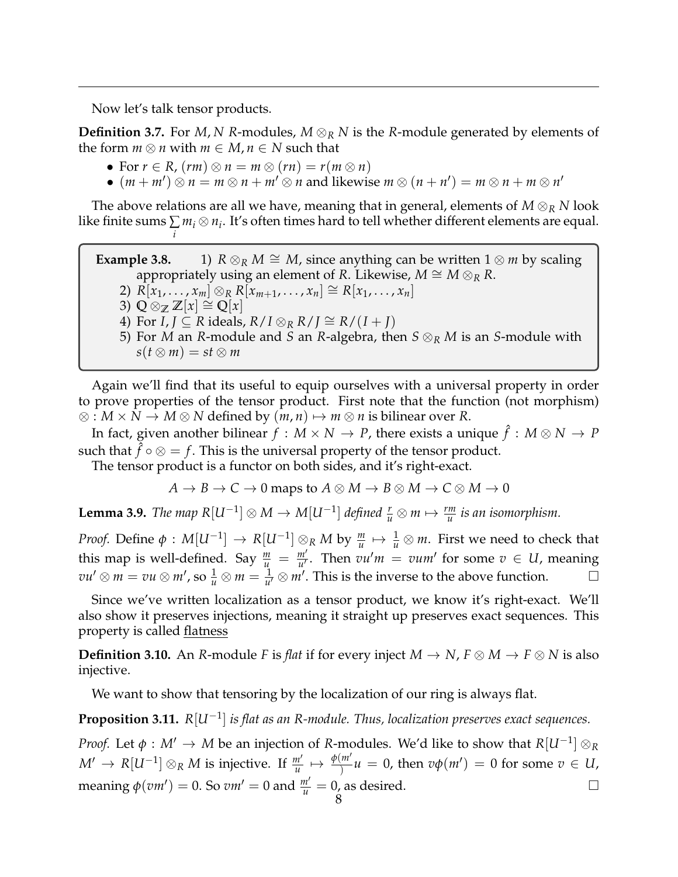Now let's talk tensor products.

**Definition 3.7.** For $M, N$ $R$-modules, $M \otimes_R N$ is the $R$-module generated by elements of the form $m \otimes n$ with $m \in M, n \in N$ such that

- For $r \in R$, $(rm) \otimes n = m \otimes (rn) = r(m \otimes n)$
- $(m + m') \otimes n = m \otimes n + m' \otimes n$ and likewise $m \otimes (n + n') = m \otimes n + m \otimes n'$

The above relations are all we have, meaning that in general, elements of $M \otimes_R N$ look like finite sums $\sum_i m_i \otimes n_i$. It's often times hard to tell whether different elements are equal.

> **Example 3.8.**
> 1) $R \otimes_R M \cong M$, since anything can be written $1 \otimes m$ by scaling appropriately using an element of $R$. Likewise, $M \cong M \otimes_R R$.
> 2) $R[x_1, \ldots, x_m] \otimes_R R[x_{m+1}, \ldots, x_n] \cong R[x_1, \ldots, x_n]$
> 3) $\mathbb{Q} \otimes_{\mathbb{Z}} \mathbb{Z}[x] \cong \mathbb{Q}[x]$
> 4) For $I, J \subseteq R$ ideals, $R/I \otimes_R R/J \cong R/(I + J)$
> 5) For $M$ an $R$-module and $S$ an $R$-algebra, then $S \otimes_R M$ is an $S$-module with $s(t \otimes m) = st \otimes m$

Again we'll find that its useful to equip ourselves with a universal property in order to prove properties of the tensor product. First note that the function (not morphism) $\otimes : M \times N \to M \otimes N$ defined by $(m, n) \mapsto m \otimes n$ is bilinear over $R$.

In fact, given another bilinear $f : M \times N \to P$, there exists a unique $\hat{f} : M \otimes N \to P$ such that $\hat{f} \circ \otimes = f$. This is the universal property of the tensor product.

The tensor product is a functor on both sides, and it's right-exact.

$$A \to B \to C \to 0 \text{ maps to } A \otimes M \to B \otimes M \to C \otimes M \to 0$$

**Lemma 3.9.** *The map $R[U^{-1}] \otimes M \to M[U^{-1}]$ defined $\frac{r}{u} \otimes m \mapsto \frac{rm}{u}$ is an isomorphism.*

*Proof.* Define $\phi : M[U^{-1}] \to R[U^{-1}] \otimes_R M$ by $\frac{m}{u} \mapsto \frac{1}{u} \otimes m$. First we need to check that this map is well-defined. Say $\frac{m}{u} = \frac{m'}{u'}$. Then $vu'm = vum'$ for some $v \in U$, meaning $vu' \otimes m = vu \otimes m'$, so $\frac{1}{u} \otimes m = \frac{1}{u'} \otimes m'$. This is the inverse to the above function. □

Since we've written localization as a tensor product, we know it's right-exact. We'll also show it preserves injections, meaning it straight up preserves exact sequences. This property is called <u>flatness</u>

**Definition 3.10.** An $R$-module $F$ is *flat* if for every inject $M \to N$, $F \otimes M \to F \otimes N$ is also injective.

We want to show that tensoring by the localization of our ring is always flat.

**Proposition 3.11.** *$R[U^{-1}]$ is flat as an $R$-module. Thus, localization preserves exact sequences.*

*Proof.* Let $\phi : M' \to M$ be an injection of $R$-modules. We'd like to show that $R[U^{-1}] \otimes_R M' \to R[U^{-1}] \otimes_R M$ is injective. If $\frac{m'}{u} \mapsto \frac{\phi(m'}{)}u = 0$, then $v\phi(m') = 0$ for some $v \in U$, meaning $\phi(vm') = 0$. So $vm' = 0$ and $\frac{m'}{u} = 0$, as desired. □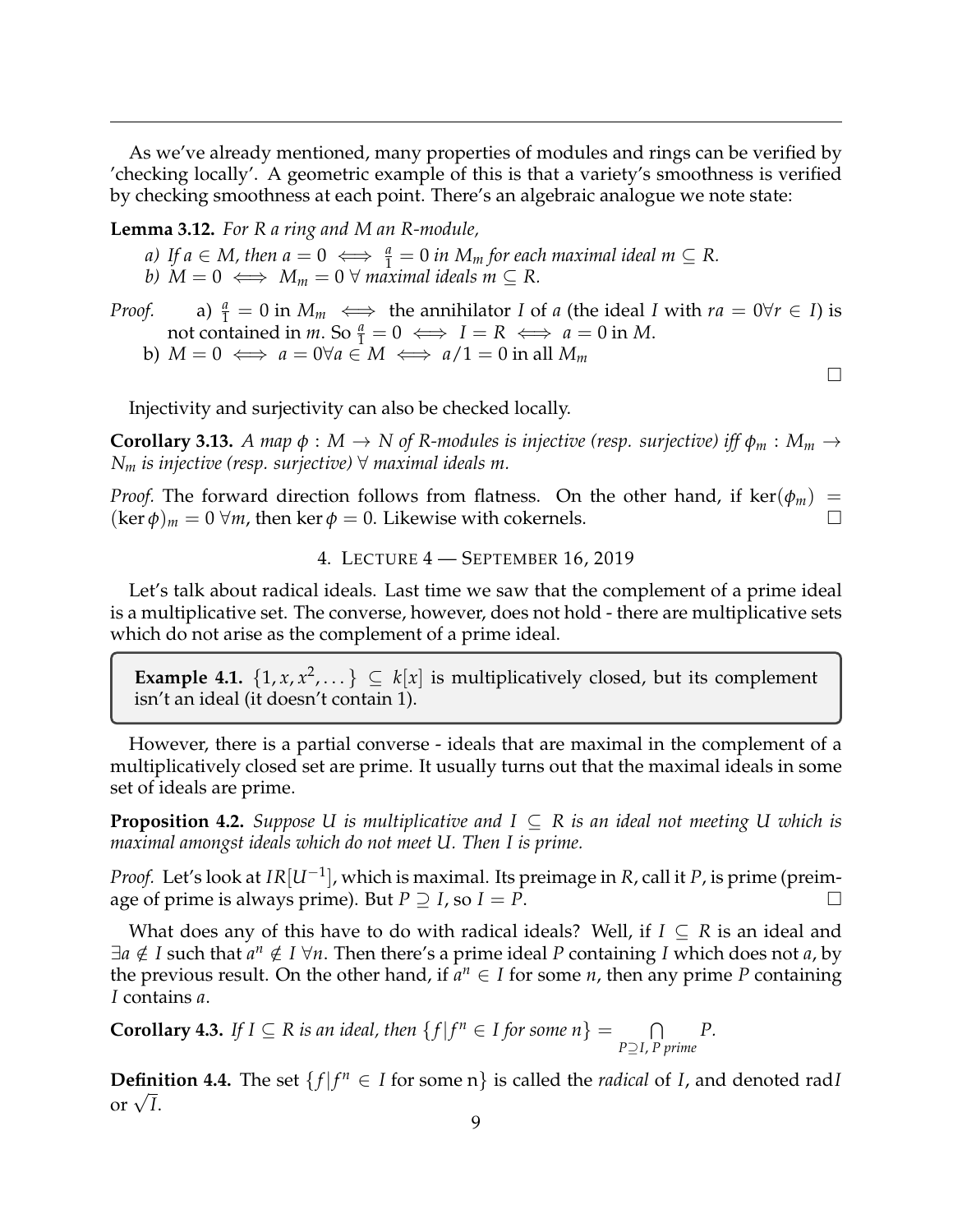As we've already mentioned, many properties of modules and rings can be verified by 'checking locally'. A geometric example of this is that a variety's smoothness is verified by checking smoothness at each point. There's an algebraic analogue we note state:

**Lemma 3.12.** *For $R$ a ring and $M$ an $R$-module,*

*a) If $a \in M$, then $a = 0 \iff \frac{a}{1} = 0$ in $M_m$ for each maximal ideal $m \subseteq R$.*
*b) $M = 0 \iff M_m = 0 \ \forall$ maximal ideals $m \subseteq R$.*

*Proof.* a) $\frac{a}{1} = 0$ in $M_m \iff$ the annihilator $I$ of $a$ (the ideal $I$ with $ra = 0 \forall r \in I$) is not contained in $m$. So $\frac{a}{1} = 0 \iff I = R \iff a = 0$ in $M$.
b) $M = 0 \iff a = 0 \forall a \in M \iff a/1 = 0$ in all $M_m$ □

Injectivity and surjectivity can also be checked locally.

**Corollary 3.13.** *A map $\phi : M \to N$ of $R$-modules is injective (resp. surjective) iff $\phi_m : M_m \to N_m$ is injective (resp. surjective) $\forall$ maximal ideals $m$.*

*Proof.* The forward direction follows from flatness. On the other hand, if $\ker(\phi_m) = (\ker \phi)_m = 0 \ \forall m$, then $\ker \phi = 0$. Likewise with cokernels. □

## 4. Lecture 4 — September 16, 2019

Let's talk about radical ideals. Last time we saw that the complement of a prime ideal is a multiplicative set. The converse, however, does not hold - there are multiplicative sets which do not arise as the complement of a prime ideal.

**Example 4.1.** $\{1, x, x^2, \dots\} \subseteq k[x]$ is multiplicatively closed, but its complement isn't an ideal (it doesn't contain 1).

However, there is a partial converse - ideals that are maximal in the complement of a multiplicatively closed set are prime. It usually turns out that the maximal ideals in some set of ideals are prime.

**Proposition 4.2.** *Suppose $U$ is multiplicative and $I \subseteq R$ is an ideal not meeting $U$ which is maximal amongst ideals which do not meet $U$. Then $I$ is prime.*

*Proof.* Let's look at $IR[U^{-1}]$, which is maximal. Its preimage in $R$, call it $P$, is prime (preimage of prime is always prime). But $P \supseteq I$, so $I = P$. □

What does any of this have to do with radical ideals? Well, if $I \subseteq R$ is an ideal and $\exists a \notin I$ such that $a^n \notin I \ \forall n$. Then there's a prime ideal $P$ containing $I$ which does not $a$, by the previous result. On the other hand, if $a^n \in I$ for some $n$, then any prime $P$ containing $I$ contains $a$.

**Corollary 4.3.** *If $I \subseteq R$ is an ideal, then $\{f | f^n \in I$ for some $n\} = \bigcap_{P \supseteq I, \, P \text{ prime}} P$.*

**Definition 4.4.** The set $\{f | f^n \in I$ for some n$\}$ is called the *radical* of $I$, and denoted rad$I$ or $\sqrt{I}$.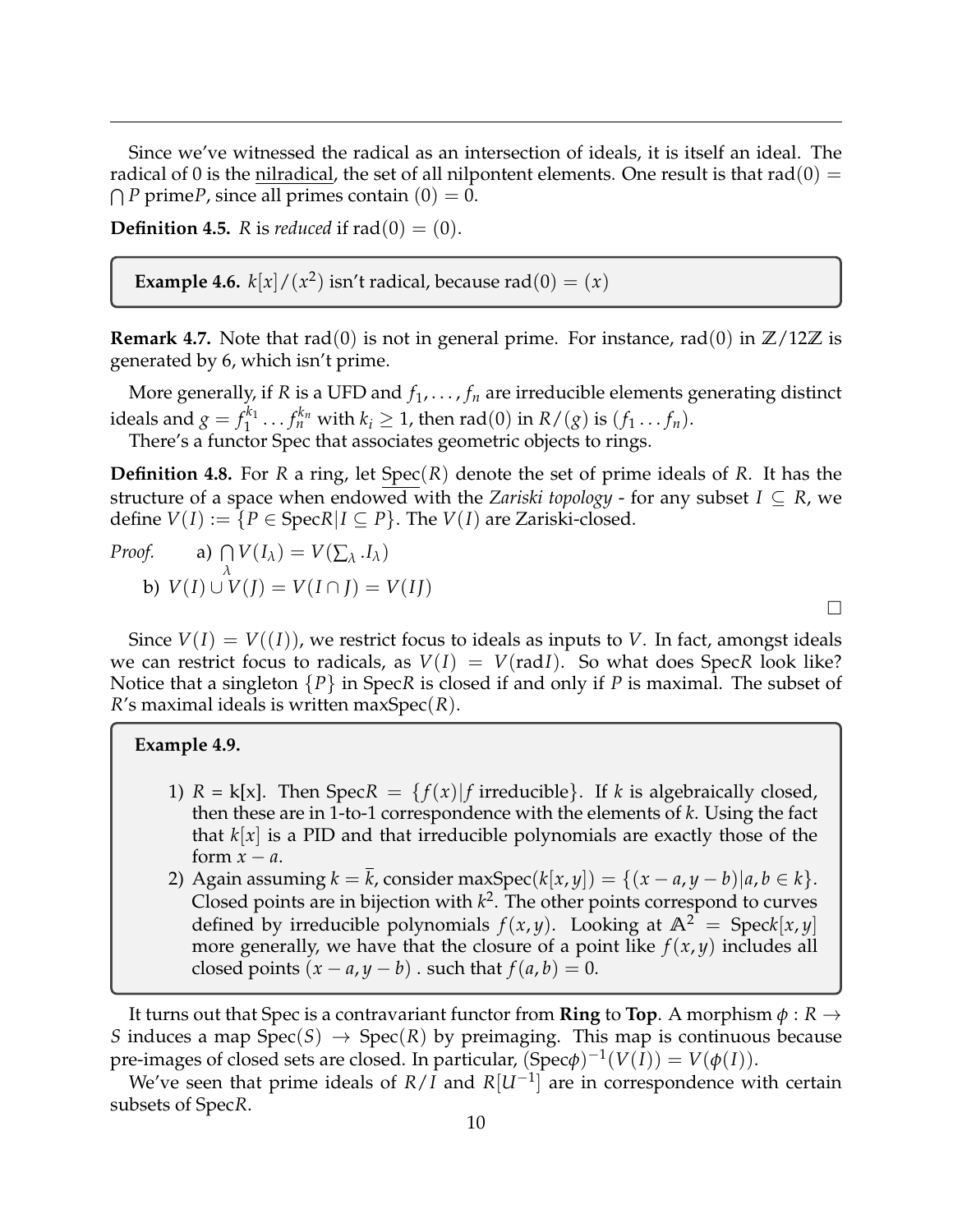Since we've witnessed the radical as an intersection of ideals, it is itself an ideal. The radical of 0 is the nilradical, the set of all nilpontent elements. One result is that $\text{rad}(0) = \bigcap P$ prime$P$, since all primes contain $(0) = 0$.

**Definition 4.5.** $R$ is *reduced* if $\text{rad}(0) = (0)$.

**Example 4.6.** $k[x]/(x^2)$ isn't radical, because $\text{rad}(0) = (x)$

**Remark 4.7.** Note that $\text{rad}(0)$ is not in general prime. For instance, $\text{rad}(0)$ in $\mathbb{Z}/12\mathbb{Z}$ is generated by 6, which isn't prime.

More generally, if $R$ is a UFD and $f_1, \ldots, f_n$ are irreducible elements generating distinct ideals and $g = f_1^{k_1} \ldots f_n^{k_n}$ with $k_i \geq 1$, then $\text{rad}(0)$ in $R/(g)$ is $(f_1 \ldots f_n)$.

There's a functor Spec that associates geometric objects to rings.

**Definition 4.8.** For $R$ a ring, let Spec$(R)$ denote the set of prime ideals of $R$. It has the structure of a space when endowed with the *Zariski topology* - for any subset $I \subseteq R$, we define $V(I) := \{P \in \text{Spec}R | I \subseteq P\}$. The $V(I)$ are Zariski-closed.

*Proof.*
a) $\bigcap_\lambda V(I_\lambda) = V(\sum_\lambda .I_\lambda)$
b) $V(I) \cup V(J) = V(I \cap J) = V(IJ)$

□

Since $V(I) = V((I))$, we restrict focus to ideals as inputs to $V$. In fact, amongst ideals we can restrict focus to radicals, as $V(I) = V(\text{rad}I)$. So what does Spec$R$ look like? Notice that a singleton $\{P\}$ in Spec$R$ is closed if and only if $P$ is maximal. The subset of $R$'s maximal ideals is written maxSpec$(R)$.

**Example 4.9.**

1) $R$ = k[x]. Then $\text{Spec}R = \{f(x) | f \text{ irreducible}\}$. If $k$ is algebraically closed, then these are in 1-to-1 correspondence with the elements of $k$. Using the fact that $k[x]$ is a PID and that irreducible polynomials are exactly those of the form $x - a$.
2) Again assuming $k = \bar{k}$, consider $\text{maxSpec}(k[x,y]) = \{(x - a, y - b) | a, b \in k\}$. Closed points are in bijection with $k^2$. The other points correspond to curves defined by irreducible polynomials $f(x,y)$. Looking at $\mathbb{A}^2 = \text{Spec}k[x,y]$ more generally, we have that the closure of a point like $f(x,y)$ includes all closed points $(x - a, y - b)$ . such that $f(a,b) = 0$.

It turns out that Spec is a contravariant functor from **Ring** to **Top**. A morphism $\phi : R \to S$ induces a map $\text{Spec}(S) \to \text{Spec}(R)$ by preimaging. This map is continuous because pre-images of closed sets are closed. In particular, $(\text{Spec}\phi)^{-1}(V(I)) = V(\phi(I))$.

We've seen that prime ideals of $R/I$ and $R[U^{-1}]$ are in correspondence with certain subsets of Spec$R$.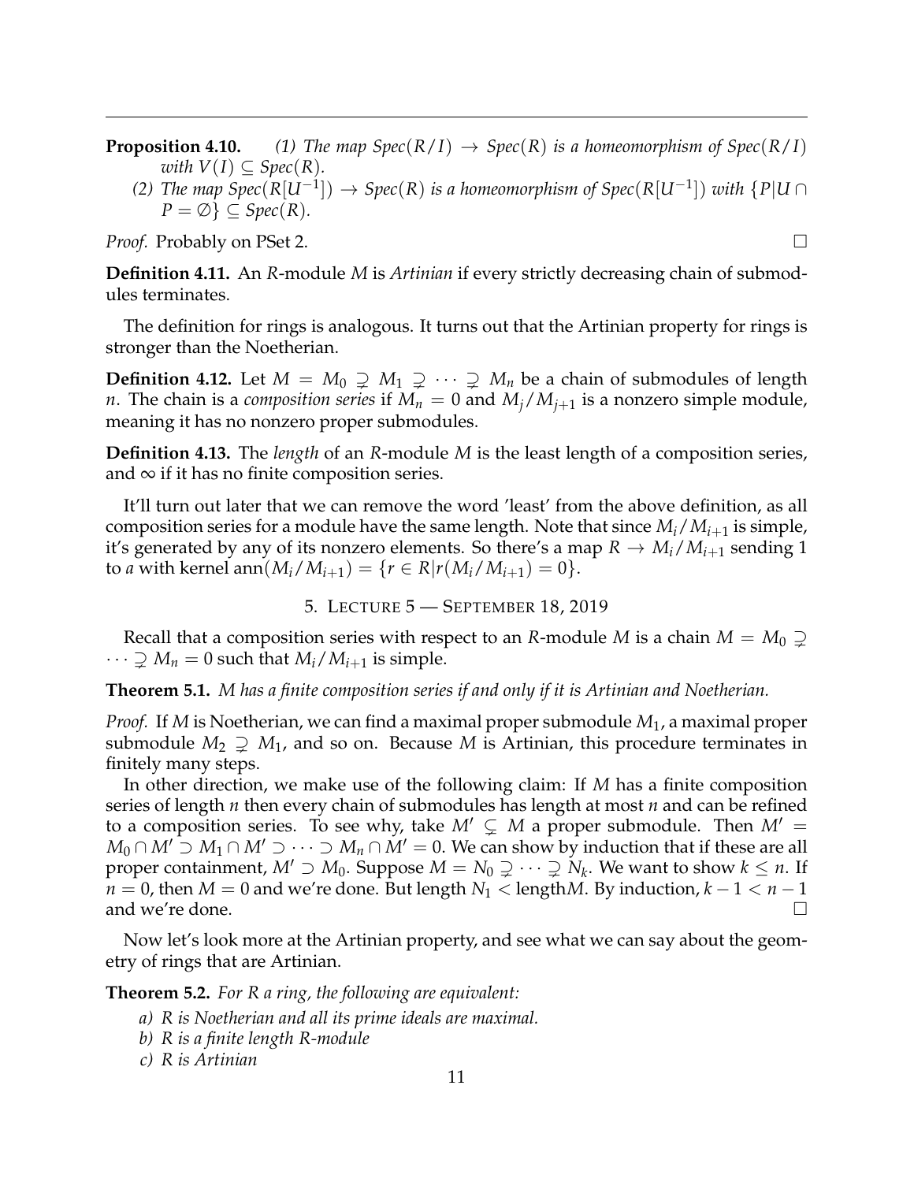**Proposition 4.10.** *(1) The map $Spec(R/I) \to Spec(R)$ is a homeomorphism of $Spec(R/I)$ with $V(I) \subseteq Spec(R)$.*

*(2) The map $Spec(R[U^{-1}]) \to Spec(R)$ is a homeomorphism of $Spec(R[U^{-1}])$ with $\{P | U \cap P = \emptyset\} \subseteq Spec(R)$.*

*Proof.* Probably on PSet 2. □

**Definition 4.11.** An $R$-module $M$ is *Artinian* if every strictly decreasing chain of submodules terminates.

The definition for rings is analogous. It turns out that the Artinian property for rings is stronger than the Noetherian.

**Definition 4.12.** Let $M = M_0 \supsetneq M_1 \supsetneq \cdots \supsetneq M_n$ be a chain of submodules of length $n$. The chain is a *composition series* if $M_n = 0$ and $M_j/M_{j+1}$ is a nonzero simple module, meaning it has no nonzero proper submodules.

**Definition 4.13.** The *length* of an $R$-module $M$ is the least length of a composition series, and $\infty$ if it has no finite composition series.

It'll turn out later that we can remove the word 'least' from the above definition, as all composition series for a module have the same length. Note that since $M_i/M_{i+1}$ is simple, it's generated by any of its nonzero elements. So there's a map $R \to M_i/M_{i+1}$ sending 1 to $a$ with kernel $\text{ann}(M_i/M_{i+1}) = \{r \in R | r(M_i/M_{i+1}) = 0\}$.

## 5. Lecture 5 — September 18, 2019

Recall that a composition series with respect to an $R$-module $M$ is a chain $M = M_0 \supsetneq \cdots \supsetneq M_n = 0$ such that $M_i/M_{i+1}$ is simple.

**Theorem 5.1.** *$M$ has a finite composition series if and only if it is Artinian and Noetherian.*

*Proof.* If $M$ is Noetherian, we can find a maximal proper submodule $M_1$, a maximal proper submodule $M_2 \supsetneq M_1$, and so on. Because $M$ is Artinian, this procedure terminates in finitely many steps.

In other direction, we make use of the following claim: If $M$ has a finite composition series of length $n$ then every chain of submodules has length at most $n$ and can be refined to a composition series. To see why, take $M' \subsetneq M$ a proper submodule. Then $M' = M_0 \cap M' \supset M_1 \cap M' \supset \cdots \supset M_n \cap M' = 0$. We can show by induction that if these are all proper containment, $M' \supset M_0$. Suppose $M = N_0 \supsetneq \cdots \supsetneq N_k$. We want to show $k \leq n$. If $n = 0$, then $M = 0$ and we're done. But length $N_1 <$ length$M$. By induction, $k - 1 < n - 1$ and we're done. □

Now let's look more at the Artinian property, and see what we can say about the geometry of rings that are Artinian.

**Theorem 5.2.** *For $R$ a ring, the following are equivalent:*

*a) $R$ is Noetherian and all its prime ideals are maximal.*

*b) $R$ is a finite length $R$-module*

*c) $R$ is Artinian*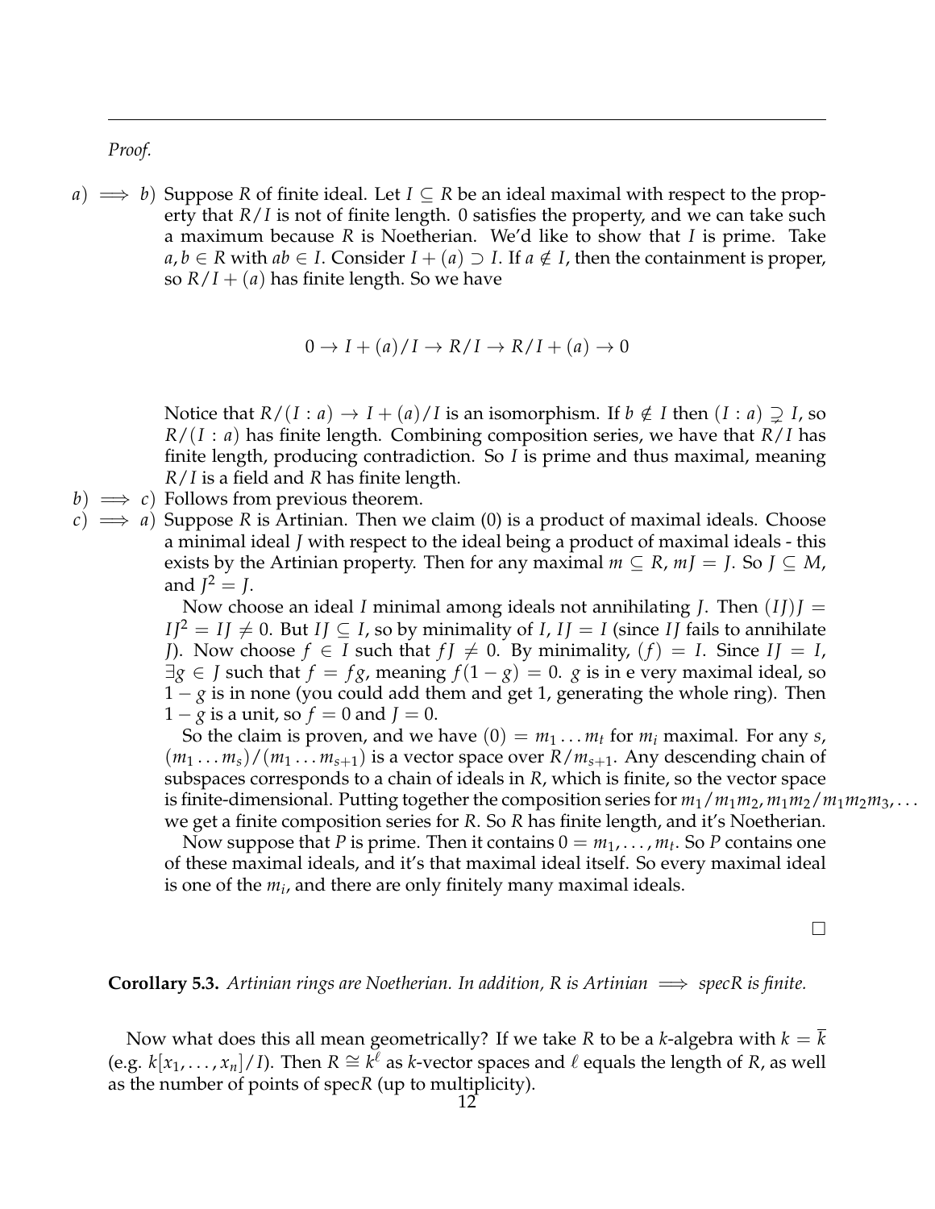*Proof.*

$a) \implies b)$ Suppose $R$ of finite ideal. Let $I \subseteq R$ be an ideal maximal with respect to the property that $R/I$ is not of finite length. 0 satisfies the property, and we can take such a maximum because $R$ is Noetherian. We'd like to show that $I$ is prime. Take $a, b \in R$ with $ab \in I$. Consider $I + (a) \supset I$. If $a \notin I$, then the containment is proper, so $R/I + (a)$ has finite length. So we have

$$0 \to I + (a)/I \to R/I \to R/I + (a) \to 0$$

Notice that $R/(I : a) \to I + (a)/I$ is an isomorphism. If $b \notin I$ then $(I : a) \supsetneq I$, so $R/(I : a)$ has finite length. Combining composition series, we have that $R/I$ has finite length, producing contradiction. So $I$ is prime and thus maximal, meaning $R/I$ is a field and $R$ has finite length.

$b) \implies c)$ Follows from previous theorem.

$c) \implies a)$ Suppose $R$ is Artinian. Then we claim $(0)$ is a product of maximal ideals. Choose a minimal ideal $J$ with respect to the ideal being a product of maximal ideals - this exists by the Artinian property. Then for any maximal $m \subseteq R$, $mJ = J$. So $J \subseteq M$, and $J^2 = J$.

Now choose an ideal $I$ minimal among ideals not annihilating $J$. Then $(IJ)J = IJ^2 = IJ \neq 0$. But $IJ \subseteq I$, so by minimality of $I$, $IJ = I$ (since $IJ$ fails to annihilate $J$). Now choose $f \in I$ such that $fJ \neq 0$. By minimality, $(f) = I$. Since $IJ = I$, $\exists g \in J$ such that $f = fg$, meaning $f(1 - g) = 0$. $g$ is in e very maximal ideal, so $1 - g$ is in none (you could add them and get 1, generating the whole ring). Then $1 - g$ is a unit, so $f = 0$ and $J = 0$.

So the claim is proven, and we have $(0) = m_1 \ldots m_t$ for $m_i$ maximal. For any $s$, $(m_1 \ldots m_s)/(m_1 \ldots m_{s+1})$ is a vector space over $R/m_{s+1}$. Any descending chain of subspaces corresponds to a chain of ideals in $R$, which is finite, so the vector space is finite-dimensional. Putting together the composition series for $m_1/m_1m_2, m_1m_2/m_1m_2m_3, \ldots$ we get a finite composition series for $R$. So $R$ has finite length, and it's Noetherian.

Now suppose that $P$ is prime. Then it contains $0 = m_1, \ldots, m_t$. So $P$ contains one of these maximal ideals, and it's that maximal ideal itself. So every maximal ideal is one of the $m_i$, and there are only finitely many maximal ideals.

$\square$

**Corollary 5.3.** *Artinian rings are Noetherian. In addition, $R$ is Artinian $\implies$ spec$R$ is finite.*

Now what does this all mean geometrically? If we take $R$ to be a $k$-algebra with $k = \overline{k}$ (e.g. $k[x_1, \ldots, x_n]/I$). Then $R \cong k^\ell$ as $k$-vector spaces and $\ell$ equals the length of $R$, as well as the number of points of spec$R$ (up to multiplicity).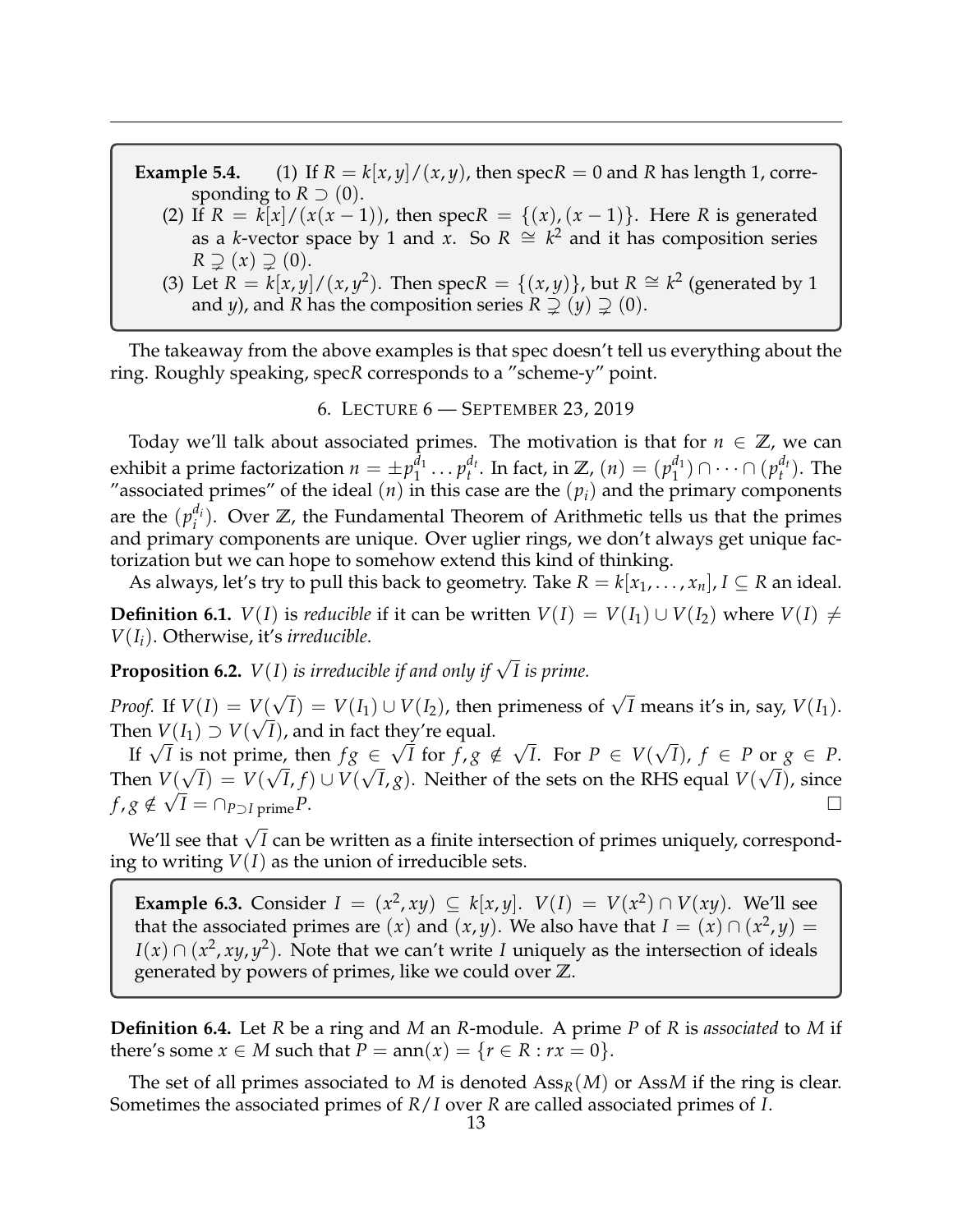**Example 5.4.**
1. If $R = k[x,y]/(x,y)$, then spec$R = 0$ and $R$ has length 1, corresponding to $R \supset (0)$.
2. If $R = k[x]/(x(x-1))$, then spec$R = \{(x),(x-1)\}$. Here $R$ is generated as a $k$-vector space by 1 and $x$. So $R \cong k^2$ and it has composition series $R \supsetneq (x) \supsetneq (0)$.
3. Let $R = k[x,y]/(x,y^2)$. Then spec$R = \{(x,y)\}$, but $R \cong k^2$ (generated by 1 and $y$), and $R$ has the composition series $R \supsetneq (y) \supsetneq (0)$.

The takeaway from the above examples is that spec doesn't tell us everything about the ring. Roughly speaking, spec$R$ corresponds to a "scheme-y" point.

## 6. Lecture 6 — September 23, 2019

Today we'll talk about associated primes. The motivation is that for $n \in \mathbb{Z}$, we can exhibit a prime factorization $n = \pm p_1^{d_1} \dots p_t^{d_t}$. In fact, in $\mathbb{Z}$, $(n) = (p_1^{d_1}) \cap \cdots \cap (p_t^{d_t})$. The "associated primes" of the ideal $(n)$ in this case are the $(p_i)$ and the primary components are the $(p_i^{d_i})$. Over $\mathbb{Z}$, the Fundamental Theorem of Arithmetic tells us that the primes and primary components are unique. Over uglier rings, we don't always get unique factorization but we can hope to somehow extend this kind of thinking.

As always, let's try to pull this back to geometry. Take $R = k[x_1,\dots,x_n]$, $I \subseteq R$ an ideal.

**Definition 6.1.** $V(I)$ is *reducible* if it can be written $V(I) = V(I_1) \cup V(I_2)$ where $V(I) \neq V(I_i)$. Otherwise, it's *irreducible*.

**Proposition 6.2.** *$V(I)$ is irreducible if and only if $\sqrt{I}$ is prime.*

*Proof.* If $V(I) = V(\sqrt{I}) = V(I_1) \cup V(I_2)$, then primeness of $\sqrt{I}$ means it's in, say, $V(I_1)$. Then $V(I_1) \supset V(\sqrt{I})$, and in fact they're equal.

If $\sqrt{I}$ is not prime, then $fg \in \sqrt{I}$ for $f, g \notin \sqrt{I}$. For $P \in V(\sqrt{I})$, $f \in P$ or $g \in P$. Then $V(\sqrt{I}) = V(\sqrt{I}, f) \cup V(\sqrt{I}, g)$. Neither of the sets on the RHS equal $V(\sqrt{I})$, since $f, g \notin \sqrt{I} = \cap_{P \supset I \text{ prime}} P$. □

We'll see that $\sqrt{I}$ can be written as a finite intersection of primes uniquely, corresponding to writing $V(I)$ as the union of irreducible sets.

**Example 6.3.** Consider $I = (x^2, xy) \subseteq k[x,y]$. $V(I) = V(x^2) \cap V(xy)$. We'll see that the associated primes are $(x)$ and $(x,y)$. We also have that $I = (x) \cap (x^2, y) = I(x) \cap (x^2, xy, y^2)$. Note that we can't write $I$ uniquely as the intersection of ideals generated by powers of primes, like we could over $\mathbb{Z}$.

**Definition 6.4.** Let $R$ be a ring and $M$ an $R$-module. A prime $P$ of $R$ is *associated* to $M$ if there's some $x \in M$ such that $P = \text{ann}(x) = \{r \in R : rx = 0\}$.

The set of all primes associated to $M$ is denoted $\text{Ass}_R(M)$ or Ass$M$ if the ring is clear. Sometimes the associated primes of $R/I$ over $R$ are called associated primes of $I$.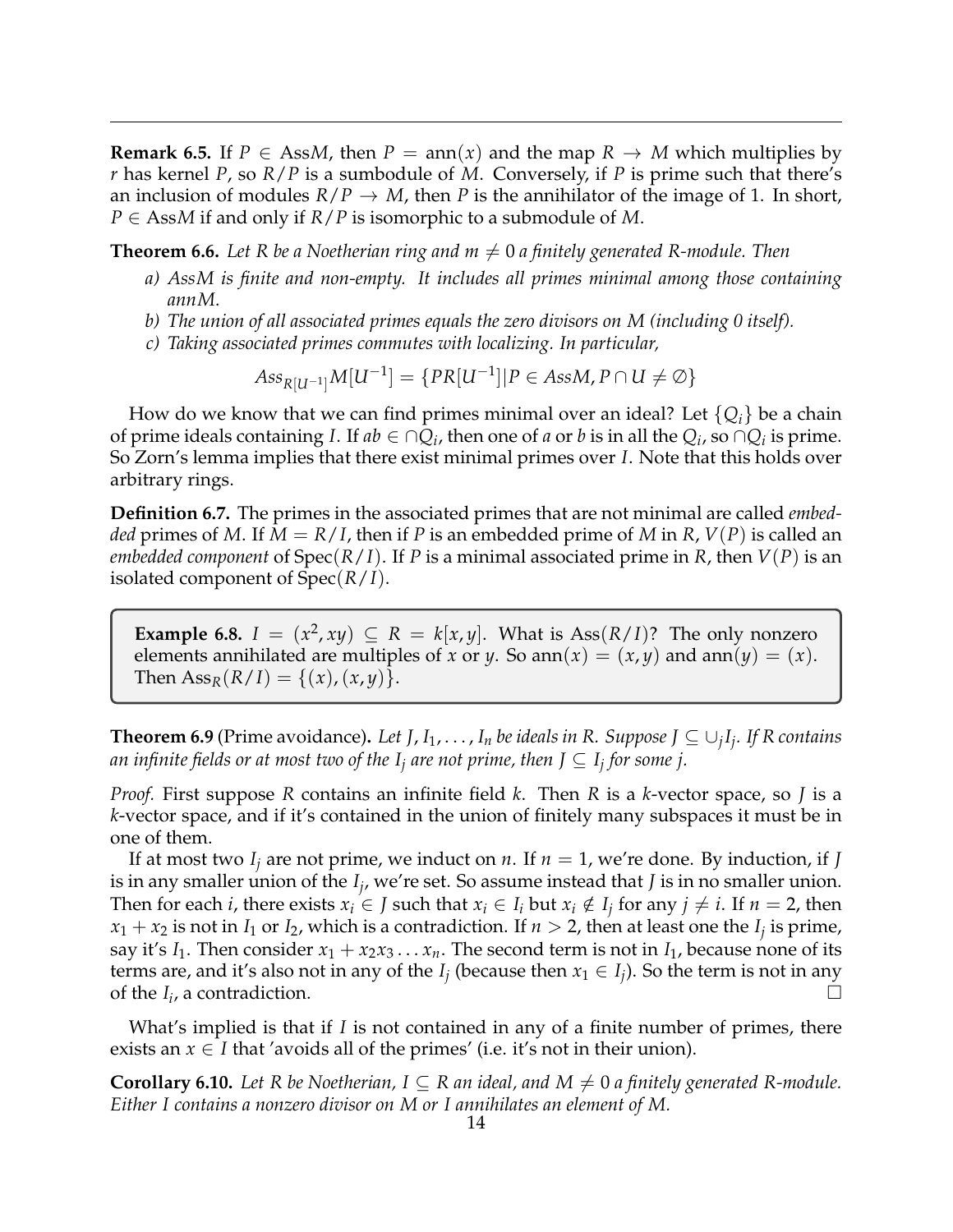**Remark 6.5.** If $P \in \mathrm{Ass}M$, then $P = \mathrm{ann}(x)$ and the map $R \to M$ which multiplies by $r$ has kernel $P$, so $R/P$ is a sumbodule of $M$. Conversely, if $P$ is prime such that there's an inclusion of modules $R/P \to M$, then $P$ is the annihilator of the image of 1. In short, $P \in \mathrm{Ass}M$ if and only if $R/P$ is isomorphic to a submodule of $M$.

**Theorem 6.6.** *Let $R$ be a Noetherian ring and $m \neq 0$ a finitely generated $R$-module. Then*

*a) $AssM$ is finite and non-empty. It includes all primes minimal among those containing $annM$.*

*b) The union of all associated primes equals the zero divisors on $M$ (including 0 itself).*

*c) Taking associated primes commutes with localizing. In particular,*

$$Ass_{R[U^{-1}]}M[U^{-1}] = \{PR[U^{-1}] | P \in AssM, P \cap U \neq \emptyset\}$$

How do we know that we can find primes minimal over an ideal? Let $\{Q_i\}$ be a chain of prime ideals containing $I$. If $ab \in \cap Q_i$, then one of $a$ or $b$ is in all the $Q_i$, so $\cap Q_i$ is prime. So Zorn's lemma implies that there exist minimal primes over $I$. Note that this holds over arbitrary rings.

**Definition 6.7.** The primes in the associated primes that are not minimal are called *embedded* primes of $M$. If $M = R/I$, then if $P$ is an embedded prime of $M$ in $R$, $V(P)$ is called an *embedded component* of $\mathrm{Spec}(R/I)$. If $P$ is a minimal associated prime in $R$, then $V(P)$ is an isolated component of $\mathrm{Spec}(R/I)$.

**Example 6.8.** $I = (x^2, xy) \subseteq R = k[x,y]$. What is $\mathrm{Ass}(R/I)$? The only nonzero elements annihilated are multiples of $x$ or $y$. So $\mathrm{ann}(x) = (x,y)$ and $\mathrm{ann}(y) = (x)$. Then $\mathrm{Ass}_R(R/I) = \{(x), (x,y)\}$.

**Theorem 6.9** (Prime avoidance)**.** *Let $J, I_1, \ldots, I_n$ be ideals in $R$. Suppose $J \subseteq \cup_j I_j$. If $R$ contains an infinite fields or at most two of the $I_j$ are not prime, then $J \subseteq I_j$ for some $j$.*

*Proof.* First suppose $R$ contains an infinite field $k$. Then $R$ is a $k$-vector space, so $J$ is a $k$-vector space, and if it's contained in the union of finitely many subspaces it must be in one of them.

If at most two $I_j$ are not prime, we induct on $n$. If $n = 1$, we're done. By induction, if $J$ is in any smaller union of the $I_j$, we're set. So assume instead that $J$ is in no smaller union. Then for each $i$, there exists $x_i \in J$ such that $x_i \in I_i$ but $x_i \notin I_j$ for any $j \neq i$. If $n = 2$, then $x_1 + x_2$ is not in $I_1$ or $I_2$, which is a contradiction. If $n > 2$, then at least one the $I_j$ is prime, say it's $I_1$. Then consider $x_1 + x_2 x_3 \ldots x_n$. The second term is not in $I_1$, because none of its terms are, and it's also not in any of the $I_j$ (because then $x_1 \in I_j$). So the term is not in any of the $I_i$, a contradiction. □

What's implied is that if $I$ is not contained in any of a finite number of primes, there exists an $x \in I$ that 'avoids all of the primes' (i.e. it's not in their union).

**Corollary 6.10.** *Let $R$ be Noetherian, $I \subseteq R$ an ideal, and $M \neq 0$ a finitely generated $R$-module. Either $I$ contains a nonzero divisor on $M$ or $I$ annihilates an element of $M$.*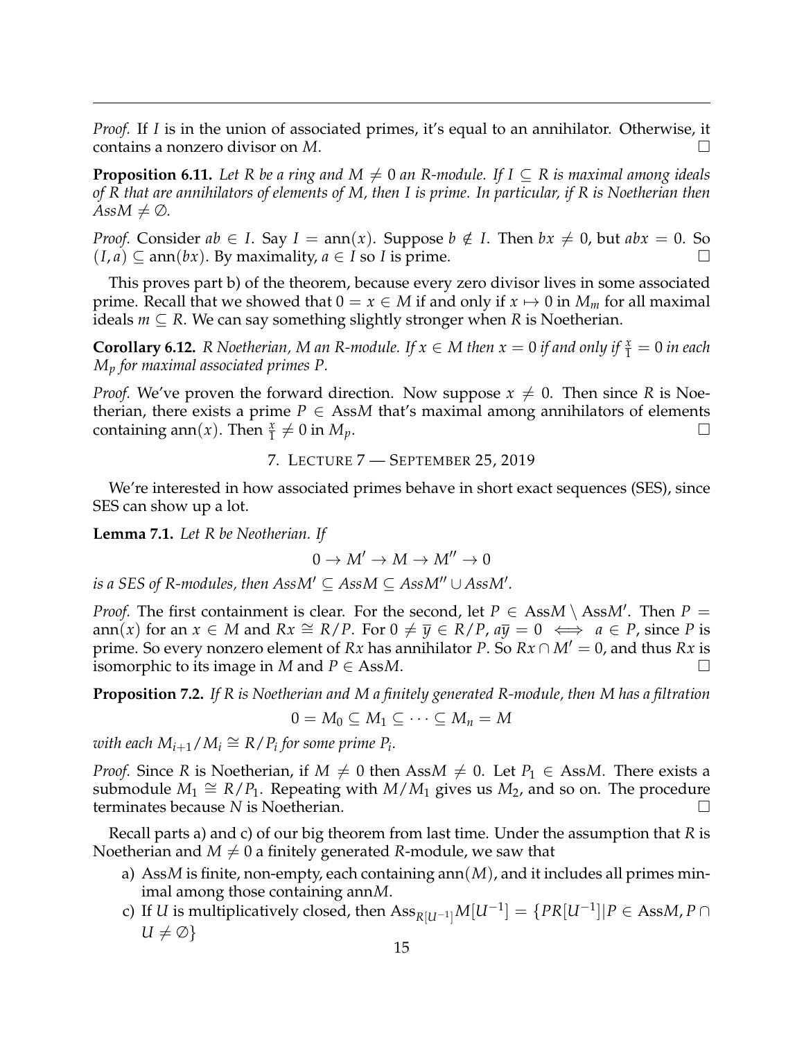*Proof.* If $I$ is in the union of associated primes, it's equal to an annihilator. Otherwise, it contains a nonzero divisor on $M$. □

**Proposition 6.11.** *Let $R$ be a ring and $M \neq 0$ an $R$-module. If $I \subseteq R$ is maximal among ideals of $R$ that are annihilators of elements of $M$, then $I$ is prime. In particular, if $R$ is Noetherian then $\text{Ass}M \neq \emptyset$.*

*Proof.* Consider $ab \in I$. Say $I = \text{ann}(x)$. Suppose $b \notin I$. Then $bx \neq 0$, but $abx = 0$. So $(I, a) \subseteq \text{ann}(bx)$. By maximality, $a \in I$ so $I$ is prime. □

This proves part b) of the theorem, because every zero divisor lives in some associated prime. Recall that we showed that $0 = x \in M$ if and only if $x \mapsto 0$ in $M_m$ for all maximal ideals $m \subseteq R$. We can say something slightly stronger when $R$ is Noetherian.

**Corollary 6.12.** *$R$ Noetherian, $M$ an $R$-module. If $x \in M$ then $x = 0$ if and only if $\frac{x}{1} = 0$ in each $M_p$ for maximal associated primes $P$.*

*Proof.* We've proven the forward direction. Now suppose $x \neq 0$. Then since $R$ is Noetherian, there exists a prime $P \in \text{Ass}M$ that's maximal among annihilators of elements containing $\text{ann}(x)$. Then $\frac{x}{1} \neq 0$ in $M_p$. □

## 7. Lecture 7 — September 25, 2019

We're interested in how associated primes behave in short exact sequences (SES), since SES can show up a lot.

**Lemma 7.1.** *Let $R$ be Neotherian. If*

$$0 \to M' \to M \to M'' \to 0$$

*is a SES of $R$-modules, then $\text{Ass}M' \subseteq \text{Ass}M \subseteq \text{Ass}M'' \cup \text{Ass}M'$.*

*Proof.* The first containment is clear. For the second, let $P \in \text{Ass}M \setminus \text{Ass}M'$. Then $P = \text{ann}(x)$ for an $x \in M$ and $Rx \cong R/P$. For $0 \neq \overline{y} \in R/P$, $a\overline{y} = 0 \iff a \in P$, since $P$ is prime. So every nonzero element of $Rx$ has annihilator $P$. So $Rx \cap M' = 0$, and thus $Rx$ is isomorphic to its image in $M$ and $P \in \text{Ass}M$. □

**Proposition 7.2.** *If $R$ is Noetherian and $M$ a finitely generated $R$-module, then $M$ has a filtration*

$$0 = M_0 \subseteq M_1 \subseteq \cdots \subseteq M_n = M$$

*with each $M_{i+1}/M_i \cong R/P_i$ for some prime $P_i$.*

*Proof.* Since $R$ is Noetherian, if $M \neq 0$ then $\text{Ass}M \neq 0$. Let $P_1 \in \text{Ass}M$. There exists a submodule $M_1 \cong R/P_1$. Repeating with $M/M_1$ gives us $M_2$, and so on. The procedure terminates because $N$ is Noetherian. □

Recall parts a) and c) of our big theorem from last time. Under the assumption that $R$ is Noetherian and $M \neq 0$ a finitely generated $R$-module, we saw that

a) $\text{Ass}M$ is finite, non-empty, each containing $\text{ann}(M)$, and it includes all primes minimal among those containing $\text{ann}M$.
c) If $U$ is multiplicatively closed, then $\text{Ass}_{R[U^{-1}]}M[U^{-1}] = \{PR[U^{-1}] | P \in \text{Ass}M, P \cap U \neq \emptyset\}$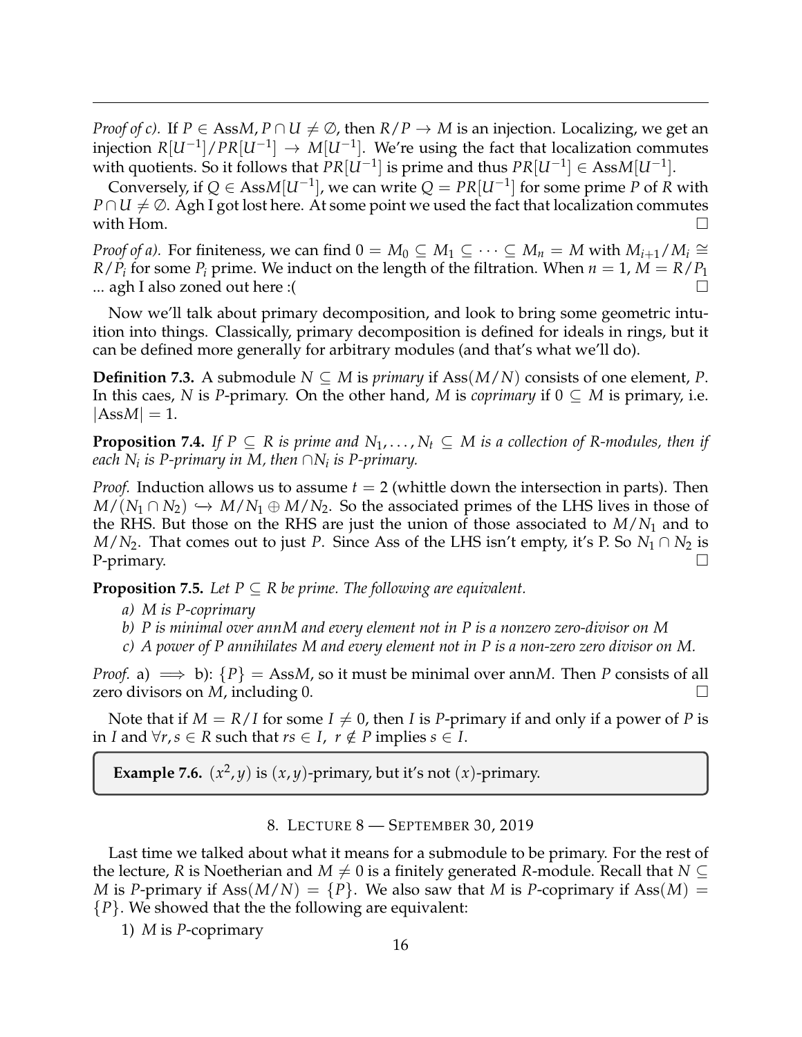*Proof of c).* If $P \in \text{Ass}M, P \cap U \neq \emptyset$, then $R/P \to M$ is an injection. Localizing, we get an injection $R[U^{-1}]/PR[U^{-1}] \to M[U^{-1}]$. We're using the fact that localization commutes with quotients. So it follows that $PR[U^{-1}]$ is prime and thus $PR[U^{-1}] \in \text{Ass}M[U^{-1}]$.

Conversely, if $Q \in \text{Ass}M[U^{-1}]$, we can write $Q = PR[U^{-1}]$ for some prime $P$ of $R$ with $P \cap U \neq \emptyset$. Agh I got lost here. At some point we used the fact that localization commutes with Hom. □

*Proof of a).* For finiteness, we can find $0 = M_0 \subseteq M_1 \subseteq \cdots \subseteq M_n = M$ with $M_{i+1}/M_i \cong R/P_i$ for some $P_i$ prime. We induct on the length of the filtration. When $n = 1$, $M = R/P_1$ ... agh I also zoned out here :( □

Now we'll talk about primary decomposition, and look to bring some geometric intuition into things. Classically, primary decomposition is defined for ideals in rings, but it can be defined more generally for arbitrary modules (and that's what we'll do).

**Definition 7.3.** A submodule $N \subseteq M$ is *primary* if $\text{Ass}(M/N)$ consists of one element, $P$. In this caes, $N$ is $P$-primary. On the other hand, $M$ is *coprimary* if $0 \subseteq M$ is primary, i.e. $|\text{Ass}M| = 1$.

**Proposition 7.4.** *If $P \subseteq R$ is prime and $N_1, \ldots, N_t \subseteq M$ is a collection of $R$-modules, then if each $N_i$ is $P$-primary in $M$, then $\cap N_i$ is $P$-primary.*

*Proof.* Induction allows us to assume $t = 2$ (whittle down the intersection in parts). Then $M/(N_1 \cap N_2) \hookrightarrow M/N_1 \oplus M/N_2$. So the associated primes of the LHS lives in those of the RHS. But those on the RHS are just the union of those associated to $M/N_1$ and to $M/N_2$. That comes out to just $P$. Since Ass of the LHS isn't empty, it's P. So $N_1 \cap N_2$ is P-primary. □

**Proposition 7.5.** *Let $P \subseteq R$ be prime. The following are equivalent.*

*a) $M$ is $P$-coprimary*

*b) $P$ is minimal over $\text{ann}M$ and every element not in $P$ is a nonzero zero-divisor on $M$*

*c) A power of $P$ annihilates $M$ and every element not in $P$ is a non-zero zero divisor on $M$.*

*Proof.* a) $\implies$ b): $\{P\} = \text{Ass}M$, so it must be minimal over $\text{ann}M$. Then $P$ consists of all zero divisors on $M$, including 0. □

Note that if $M = R/I$ for some $I \neq 0$, then $I$ is $P$-primary if and only if a power of $P$ is in $I$ and $\forall r, s \in R$ such that $rs \in I,\ r \notin P$ implies $s \in I$.

**Example 7.6.** $(x^2, y)$ is $(x, y)$-primary, but it's not $(x)$-primary.

## 8. Lecture 8 — September 30, 2019

Last time we talked about what it means for a submodule to be primary. For the rest of the lecture, $R$ is Noetherian and $M \neq 0$ is a finitely generated $R$-module. Recall that $N \subseteq M$ is $P$-primary if $\text{Ass}(M/N) = \{P\}$. We also saw that $M$ is $P$-coprimary if $\text{Ass}(M) = \{P\}$. We showed that the the following are equivalent:

1) $M$ is $P$-coprimary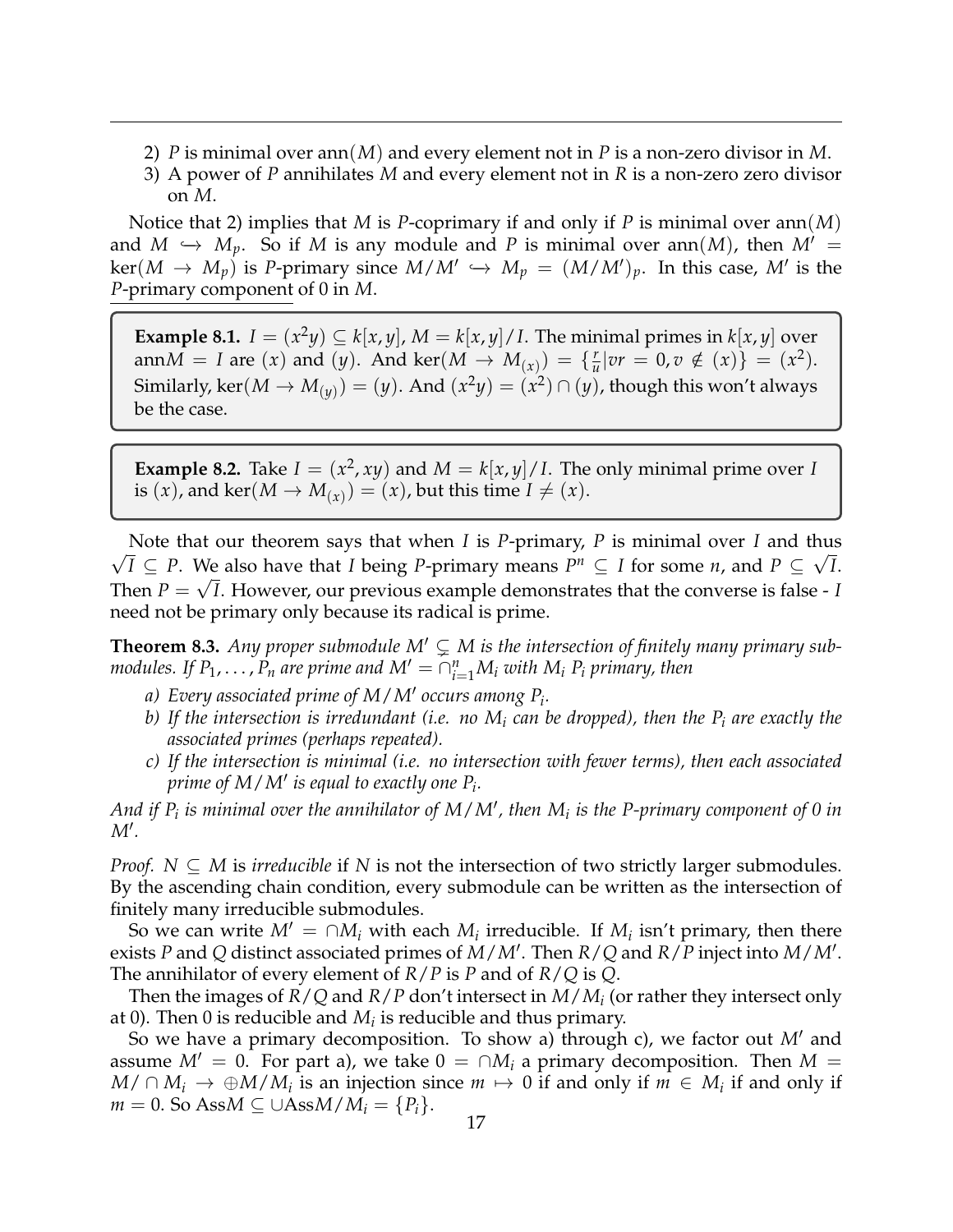2) $P$ is minimal over $\text{ann}(M)$ and every element not in $P$ is a non-zero divisor in $M$.
3) A power of $P$ annihilates $M$ and every element not in $R$ is a non-zero zero divisor on $M$.

Notice that 2) implies that $M$ is $P$-coprimary if and only if $P$ is minimal over $\text{ann}(M)$ and $M \hookrightarrow M_p$. So if $M$ is any module and $P$ is minimal over $\text{ann}(M)$, then $M' = \ker(M \to M_p)$ is $P$-primary since $M/M' \hookrightarrow M_p = (M/M')_p$. In this case, $M'$ is the <u>$P$-primary component</u> of 0 in $M$.

> **Example 8.1.** $I = (x^2y) \subseteq k[x,y]$, $M = k[x,y]/I$. The minimal primes in $k[x,y]$ over $\text{ann}M = I$ are $(x)$ and $(y)$. And $\ker(M \to M_{(x)}) = \{\frac{r}{u} | vr = 0, v \notin (x)\} = (x^2)$. Similarly, $\ker(M \to M_{(y)}) = (y)$. And $(x^2y) = (x^2) \cap (y)$, though this won't always be the case.

> **Example 8.2.** Take $I = (x^2, xy)$ and $M = k[x,y]/I$. The only minimal prime over $I$ is $(x)$, and $\ker(M \to M_{(x)}) = (x)$, but this time $I \neq (x)$.

Note that our theorem says that when $I$ is $P$-primary, $P$ is minimal over $I$ and thus $\sqrt{I} \subseteq P$. We also have that $I$ being $P$-primary means $P^n \subseteq I$ for some $n$, and $P \subseteq \sqrt{I}$. Then $P = \sqrt{I}$. However, our previous example demonstrates that the converse is false - $I$ need not be primary only because its radical is prime.

**Theorem 8.3.** *Any proper submodule $M' \subsetneq M$ is the intersection of finitely many primary submodules. If $P_1, \ldots, P_n$ are prime and $M' = \cap_{i=1}^n M_i$ with $M_i$ $P_i$ primary, then*

*a) Every associated prime of $M/M'$ occurs among $P_i$.*
*b) If the intersection is irredundant (i.e. no $M_i$ can be dropped), then the $P_i$ are exactly the associated primes (perhaps repeated).*
*c) If the intersection is minimal (i.e. no intersection with fewer terms), then each associated prime of $M/M'$ is equal to exactly one $P_i$.*

*And if $P_i$ is minimal over the annihilator of $M/M'$, then $M_i$ is the $P$-primary component of 0 in $M'$.*

*Proof.* $N \subseteq M$ is *irreducible* if $N$ is not the intersection of two strictly larger submodules. By the ascending chain condition, every submodule can be written as the intersection of finitely many irreducible submodules.

So we can write $M' = \cap M_i$ with each $M_i$ irreducible. If $M_i$ isn't primary, then there exists $P$ and $Q$ distinct associated primes of $M/M'$. Then $R/Q$ and $R/P$ inject into $M/M'$. The annihilator of every element of $R/P$ is $P$ and of $R/Q$ is $Q$.

Then the images of $R/Q$ and $R/P$ don't intersect in $M/M_i$ (or rather they intersect only at 0). Then 0 is reducible and $M_i$ is reducible and thus primary.

So we have a primary decomposition. To show a) through c), we factor out $M'$ and assume $M' = 0$. For part a), we take $0 = \cap M_i$ a primary decomposition. Then $M = M/\cap M_i \to \oplus M/M_i$ is an injection since $m \mapsto 0$ if and only if $m \in M_i$ if and only if $m = 0$. So $\text{Ass}M \subseteq \cup \text{Ass}M/M_i = \{P_i\}$.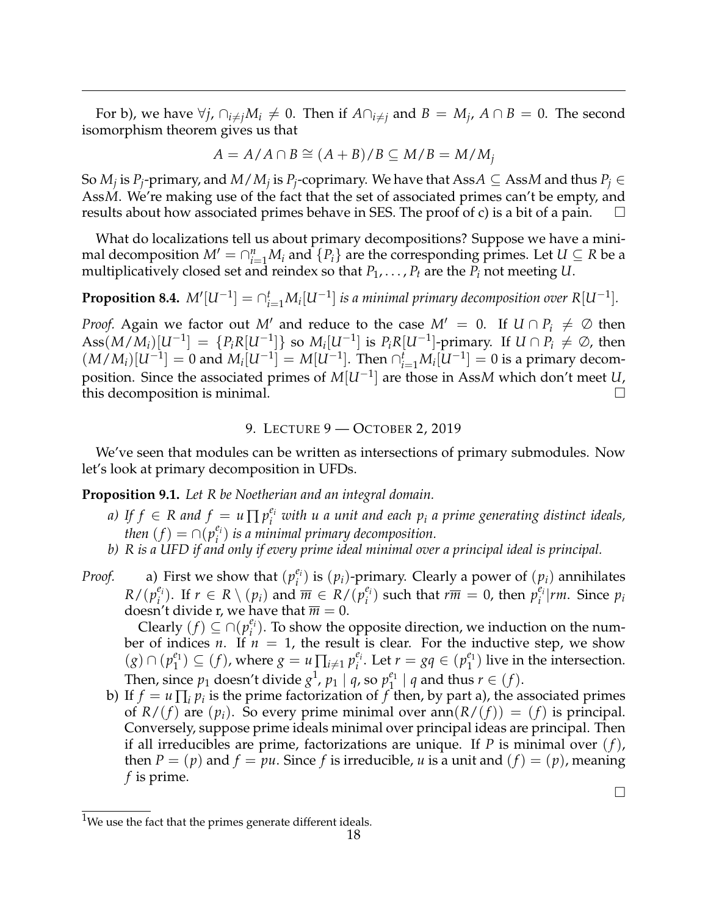For b), we have $\forall j$, $\cap_{i \neq j} M_i \neq 0$. Then if $A \cap_{i \neq j}$ and $B = M_j$, $A \cap B = 0$. The second isomorphism theorem gives us that

$$A = A/A \cap B \cong (A+B)/B \subseteq M/B = M/M_j$$

So $M_j$ is $P_j$-primary, and $M/M_j$ is $P_j$-coprimary. We have that $\text{Ass}A \subseteq \text{Ass}M$ and thus $P_j \in \text{Ass}M$. We're making use of the fact that the set of associated primes can't be empty, and results about how associated primes behave in SES. The proof of c) is a bit of a pain. $\square$

What do localizations tell us about primary decompositions? Suppose we have a minimal decomposition $M' = \cap_{i=1}^n M_i$ and $\{P_i\}$ are the corresponding primes. Let $U \subseteq R$ be a multiplicatively closed set and reindex so that $P_1, \ldots, P_t$ are the $P_i$ not meeting $U$.

**Proposition 8.4.** *$M'[U^{-1}] = \cap_{i=1}^t M_i[U^{-1}]$ is a minimal primary decomposition over $R[U^{-1}]$.*

*Proof.* Again we factor out $M'$ and reduce to the case $M' = 0$. If $U \cap P_i \neq \emptyset$ then $\text{Ass}(M/M_i)[U^{-1}] = \{P_i R[U^{-1}]\}$ so $M_i[U^{-1}]$ is $P_i R[U^{-1}]$-primary. If $U \cap P_i \neq \emptyset$, then $(M/M_i)[U^{-1}] = 0$ and $M_i[U^{-1}] = M[U^{-1}]$. Then $\cap_{i=1}^t M_i[U^{-1}] = 0$ is a primary decomposition. Since the associated primes of $M[U^{-1}]$ are those in $\text{Ass}M$ which don't meet $U$, this decomposition is minimal. $\square$

## 9. Lecture 9 — October 2, 2019

We've seen that modules can be written as intersections of primary submodules. Now let's look at primary decomposition in UFDs.

**Proposition 9.1.** *Let $R$ be Noetherian and an integral domain.*

*a) If $f \in R$ and $f = u \prod p_i^{e_i}$ with $u$ a unit and each $p_i$ a prime generating distinct ideals, then $(f) = \cap (p_i^{e_i})$ is a minimal primary decomposition.*

*b) $R$ is a UFD if and only if every prime ideal minimal over a principal ideal is principal.*

*Proof.* a) First we show that $(p_i^{e_i})$ is $(p_i)$-primary. Clearly a power of $(p_i)$ annihilates $R/(p_i^{e_i})$. If $r \in R \setminus (p_i)$ and $\overline{m} \in R/(p_i^{e_i})$ such that $r\overline{m} = 0$, then $p_i^{e_i} | rm$. Since $p_i$ doesn't divide r, we have that $\overline{m} = 0$.

Clearly $(f) \subseteq \cap (p_i^{e_i})$. To show the opposite direction, we induction on the number of indices $n$. If $n = 1$, the result is clear. For the inductive step, we show $(g) \cap (p_1^{e_1}) \subseteq (f)$, where $g = u \prod_{i \neq 1} p_i^{e_i}$. Let $r = gq \in (p_1^{e_1})$ live in the intersection. Then, since $p_1$ doesn't divide $g$[1], $p_1 \mid q$, so $p_1^{e_1} \mid q$ and thus $r \in (f)$.

b) If $f = u \prod_i p_i$ is the prime factorization of $f$ then, by part a), the associated primes of $R/(f)$ are $(p_i)$. So every prime minimal over $\text{ann}(R/(f)) = (f)$ is principal. Conversely, suppose prime ideals minimal over principal ideas are principal. Then if all irreducibles are prime, factorizations are unique. If $P$ is minimal over $(f)$, then $P = (p)$ and $f = pu$. Since $f$ is irreducible, $u$ is a unit and $(f) = (p)$, meaning $f$ is prime.

$\square$

[1] We use the fact that the primes generate different ideals.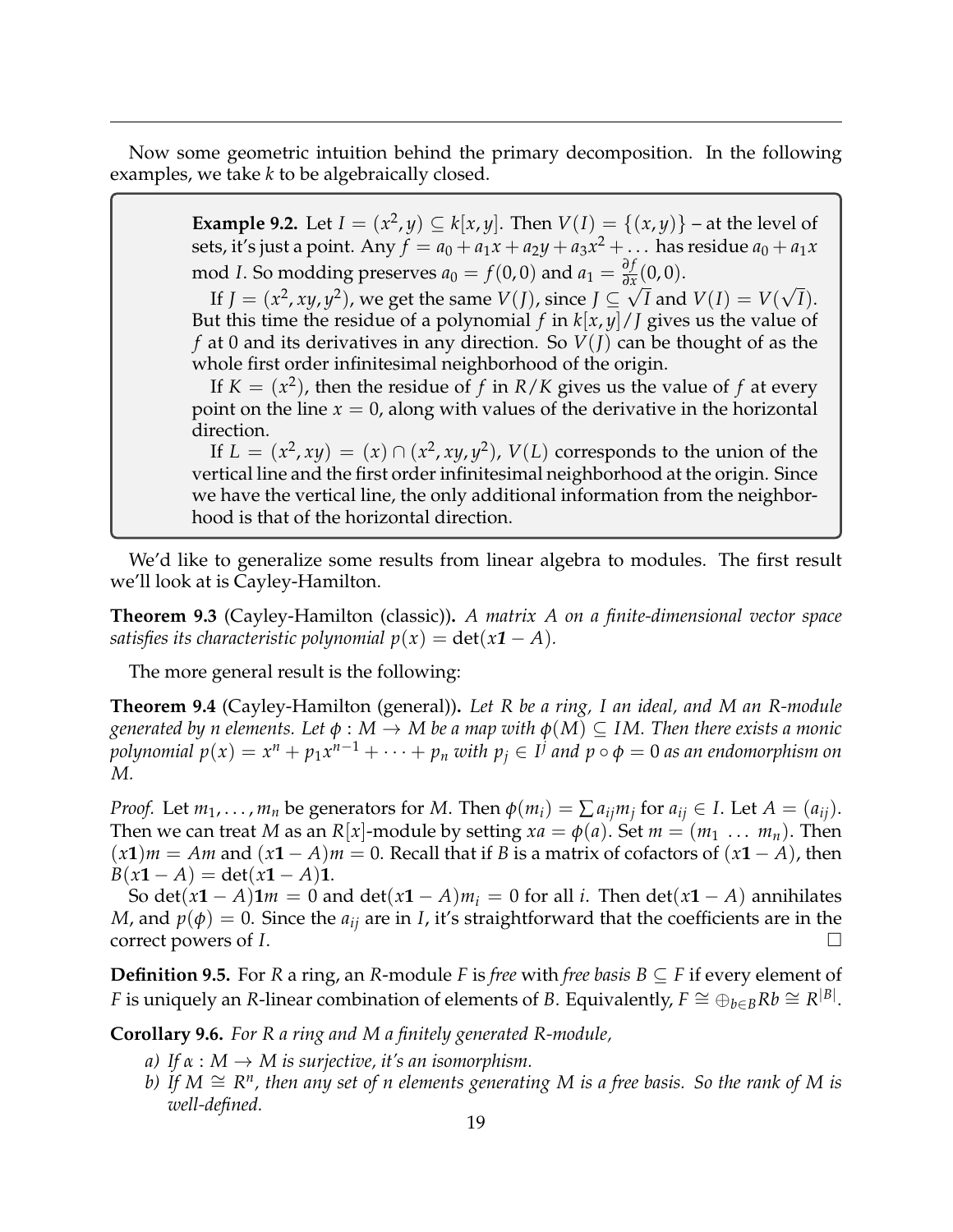Now some geometric intuition behind the primary decomposition. In the following examples, we take $k$ to be algebraically closed.

**Example 9.2.** Let $I = (x^2, y) \subseteq k[x, y]$. Then $V(I) = \{(x, y)\}$ – at the level of sets, it's just a point. Any $f = a_0 + a_1 x + a_2 y + a_3 x^2 + \dots$ has residue $a_0 + a_1 x$ mod $I$. So modding preserves $a_0 = f(0, 0)$ and $a_1 = \frac{\partial f}{\partial x}(0, 0)$.

If $J = (x^2, xy, y^2)$, we get the same $V(J)$, since $J \subseteq \sqrt{I}$ and $V(I) = V(\sqrt{I})$. But this time the residue of a polynomial $f$ in $k[x, y]/J$ gives us the value of $f$ at 0 and its derivatives in any direction. So $V(J)$ can be thought of as the whole first order infinitesimal neighborhood of the origin.

If $K = (x^2)$, then the residue of $f$ in $R/K$ gives us the value of $f$ at every point on the line $x = 0$, along with values of the derivative in the horizontal direction.

If $L = (x^2, xy) = (x) \cap (x^2, xy, y^2)$, $V(L)$ corresponds to the union of the vertical line and the first order infinitesimal neighborhood at the origin. Since we have the vertical line, the only additional information from the neighborhood is that of the horizontal direction.

We'd like to generalize some results from linear algebra to modules. The first result we'll look at is Cayley-Hamilton.

**Theorem 9.3** (Cayley-Hamilton (classic))**.** *A matrix $A$ on a finite-dimensional vector space satisfies its characteristic polynomial $p(x) = \det(x\mathbf{1} - A)$.*

The more general result is the following:

**Theorem 9.4** (Cayley-Hamilton (general))**.** *Let $R$ be a ring, $I$ an ideal, and $M$ an $R$-module generated by $n$ elements. Let $\phi : M \to M$ be a map with $\phi(M) \subseteq IM$. Then there exists a monic polynomial $p(x) = x^n + p_1 x^{n-1} + \dots + p_n$ with $p_j \in I^j$ and $p \circ \phi = 0$ as an endomorphism on $M$.*

*Proof.* Let $m_1, \dots, m_n$ be generators for $M$. Then $\phi(m_i) = \sum a_{ij} m_j$ for $a_{ij} \in I$. Let $A = (a_{ij})$. Then we can treat $M$ as an $R[x]$-module by setting $xa = \phi(a)$. Set $m = (m_1 \ \dots \ m_n)$. Then $(x\mathbf{1})m = Am$ and $(x\mathbf{1} - A)m = 0$. Recall that if $B$ is a matrix of cofactors of $(x\mathbf{1} - A)$, then $B(x\mathbf{1} - A) = \det(x\mathbf{1} - A)\mathbf{1}$.

So $\det(x\mathbf{1} - A)\mathbf{1}m = 0$ and $\det(x\mathbf{1} - A)m_i = 0$ for all $i$. Then $\det(x\mathbf{1} - A)$ annihilates $M$, and $p(\phi) = 0$. Since the $a_{ij}$ are in $I$, it's straightforward that the coefficients are in the correct powers of $I$. □

**Definition 9.5.** For $R$ a ring, an $R$-module $F$ is *free* with *free basis* $B \subseteq F$ if every element of $F$ is uniquely an $R$-linear combination of elements of $B$. Equivalently, $F \cong \oplus_{b \in B} Rb \cong R^{|B|}$.

**Corollary 9.6.** *For $R$ a ring and $M$ a finitely generated $R$-module,*

*a) If $\alpha : M \to M$ is surjective, it's an isomorphism.*

*b) If $M \cong R^n$, then any set of $n$ elements generating $M$ is a free basis. So the rank of $M$ is well-defined.*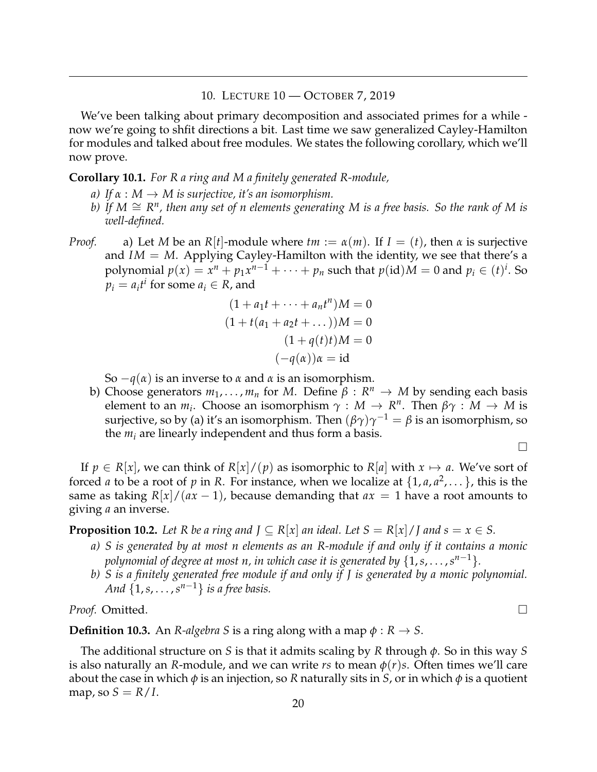## 10. Lecture 10 — October 7, 2019

We've been talking about primary decomposition and associated primes for a while - now we're going to shfit directions a bit. Last time we saw generalized Cayley-Hamilton for modules and talked about free modules. We states the following corollary, which we'll now prove.

**Corollary 10.1.** *For $R$ a ring and $M$ a finitely generated $R$-module,*

*a) If $\alpha : M \to M$ is surjective, it's an isomorphism.*

*b) If $M \cong R^n$, then any set of $n$ elements generating $M$ is a free basis. So the rank of $M$ is well-defined.*

*Proof.* a) Let $M$ be an $R[t]$-module where $tm := \alpha(m)$. If $I = (t)$, then $\alpha$ is surjective and $IM = M$. Applying Cayley-Hamilton with the identity, we see that there's a polynomial $p(x) = x^n + p_1 x^{n-1} + \cdots + p_n$ such that $p(\text{id})M = 0$ and $p_i \in (t)^i$. So $p_i = a_i t^i$ for some $a_i \in R$, and

$$(1 + a_1 t + \cdots + a_n t^n)M = 0$$
$$(1 + t(a_1 + a_2 t + \dots))M = 0$$
$$(1 + q(t)t)M = 0$$
$$(-q(\alpha))\alpha = \text{id}$$

So $-q(\alpha)$ is an inverse to $\alpha$ and $\alpha$ is an isomorphism.

b) Choose generators $m_1, \dots, m_n$ for $M$. Define $\beta : R^n \to M$ by sending each basis element to an $m_i$. Choose an isomorphism $\gamma : M \to R^n$. Then $\beta\gamma : M \to M$ is surjective, so by (a) it's an isomorphism. Then $(\beta\gamma)\gamma^{-1} = \beta$ is an isomorphism, so the $m_i$ are linearly independent and thus form a basis. □

If $p \in R[x]$, we can think of $R[x]/(p)$ as isomorphic to $R[a]$ with $x \mapsto a$. We've sort of forced $a$ to be a root of $p$ in $R$. For instance, when we localize at $\{1, a, a^2, \dots\}$, this is the same as taking $R[x]/(ax-1)$, because demanding that $ax = 1$ have a root amounts to giving $a$ an inverse.

**Proposition 10.2.** *Let $R$ be a ring and $J \subseteq R[x]$ an ideal. Let $S = R[x]/J$ and $s = x \in S$.*

*a) $S$ is generated by at most $n$ elements as an $R$-module if and only if it contains a monic polynomial of degree at most $n$, in which case it is generated by $\{1, s, \dots, s^{n-1}\}$.*

*b) $S$ is a finitely generated free module if and only if $J$ is generated by a monic polynomial. And $\{1, s, \dots, s^{n-1}\}$ is a free basis.*

*Proof.* Omitted. □

**Definition 10.3.** An *$R$-algebra* $S$ is a ring along with a map $\phi : R \to S$.

The additional structure on $S$ is that it admits scaling by $R$ through $\phi$. So in this way $S$ is also naturally an $R$-module, and we can write $rs$ to mean $\phi(r)s$. Often times we'll care about the case in which $\phi$ is an injection, so $R$ naturally sits in $S$, or in which $\phi$ is a quotient map, so $S = R/I$.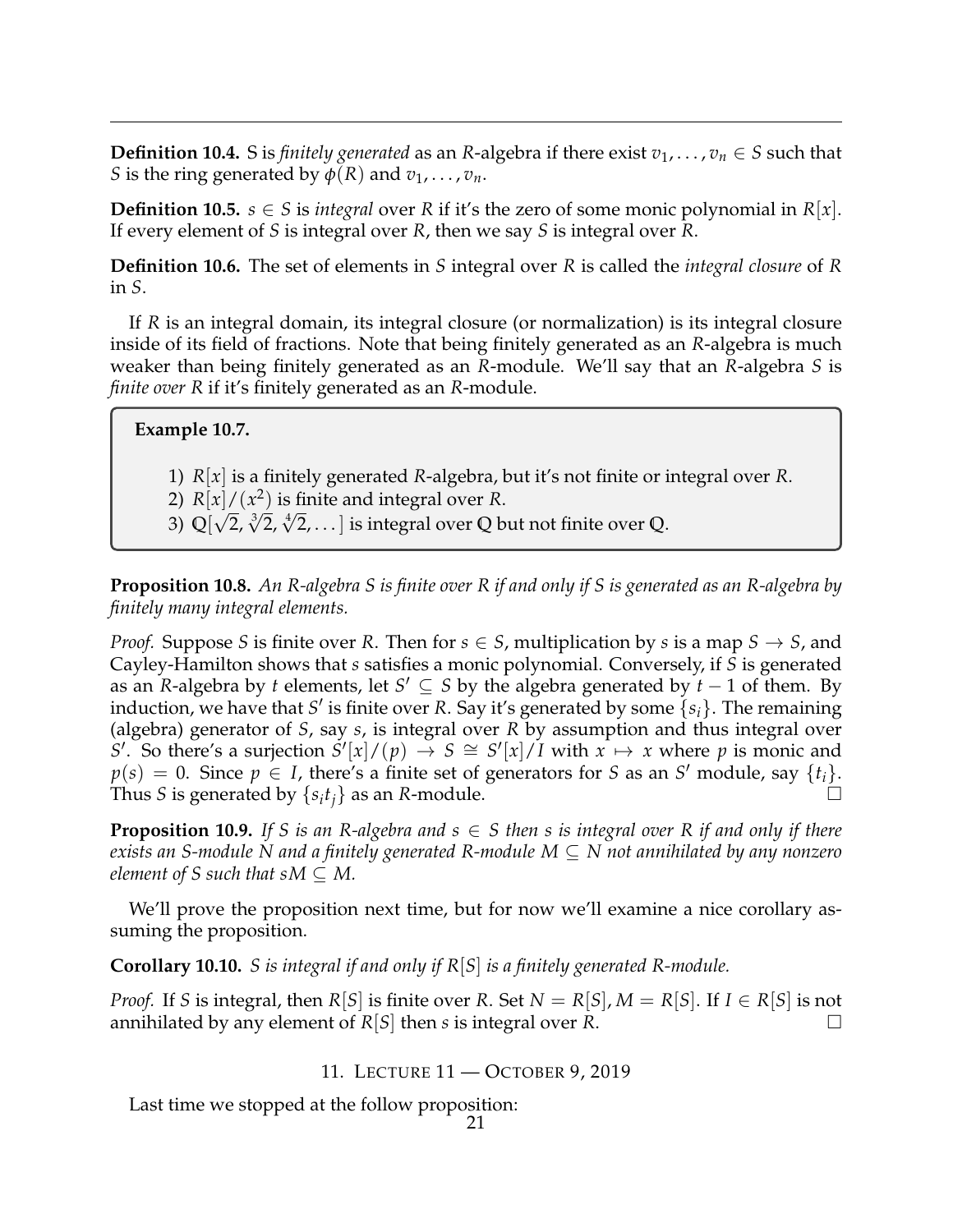**Definition 10.4.** S is *finitely generated* as an $R$-algebra if there exist $v_1, \ldots, v_n \in S$ such that $S$ is the ring generated by $\phi(R)$ and $v_1, \ldots, v_n$.

**Definition 10.5.** $s \in S$ is *integral* over $R$ if it's the zero of some monic polynomial in $R[x]$. If every element of $S$ is integral over $R$, then we say $S$ is integral over $R$.

**Definition 10.6.** The set of elements in $S$ integral over $R$ is called the *integral closure* of $R$ in $S$.

If $R$ is an integral domain, its integral closure (or normalization) is its integral closure inside of its field of fractions. Note that being finitely generated as an $R$-algebra is much weaker than being finitely generated as an $R$-module. We'll say that an $R$-algebra $S$ is *finite over R* if it's finitely generated as an $R$-module.

**Example 10.7.**

1) $R[x]$ is a finitely generated $R$-algebra, but it's not finite or integral over $R$.
2) $R[x]/(x^2)$ is finite and integral over $R$.
3) $\mathbb{Q}[\sqrt{2}, \sqrt[3]{2}, \sqrt[4]{2}, \ldots]$ is integral over $\mathbb{Q}$ but not finite over $\mathbb{Q}$.

**Proposition 10.8.** *An $R$-algebra $S$ is finite over $R$ if and only if $S$ is generated as an $R$-algebra by finitely many integral elements.*

*Proof.* Suppose $S$ is finite over $R$. Then for $s \in S$, multiplication by $s$ is a map $S \to S$, and Cayley-Hamilton shows that $s$ satisfies a monic polynomial. Conversely, if $S$ is generated as an $R$-algebra by $t$ elements, let $S' \subseteq S$ by the algebra generated by $t-1$ of them. By induction, we have that $S'$ is finite over $R$. Say it's generated by some $\{s_i\}$. The remaining (algebra) generator of $S$, say $s$, is integral over $R$ by assumption and thus integral over $S'$. So there's a surjection $S'[x]/(p) \to S \cong S'[x]/I$ with $x \mapsto x$ where $p$ is monic and $p(s) = 0$. Since $p \in I$, there's a finite set of generators for $S$ as an $S'$ module, say $\{t_i\}$. Thus $S$ is generated by $\{s_i t_j\}$ as an $R$-module. □

**Proposition 10.9.** *If $S$ is an $R$-algebra and $s \in S$ then $s$ is integral over $R$ if and only if there exists an $S$-module $N$ and a finitely generated $R$-module $M \subseteq N$ not annihilated by any nonzero element of $S$ such that $sM \subseteq M$.*

We'll prove the proposition next time, but for now we'll examine a nice corollary assuming the proposition.

**Corollary 10.10.** *$S$ is integral if and only if $R[S]$ is a finitely generated $R$-module.*

*Proof.* If $S$ is integral, then $R[S]$ is finite over $R$. Set $N = R[S], M = R[S]$. If $I \in R[S]$ is not annihilated by any element of $R[S]$ then $s$ is integral over $R$. □

## 11. Lecture 11 — October 9, 2019

Last time we stopped at the follow proposition: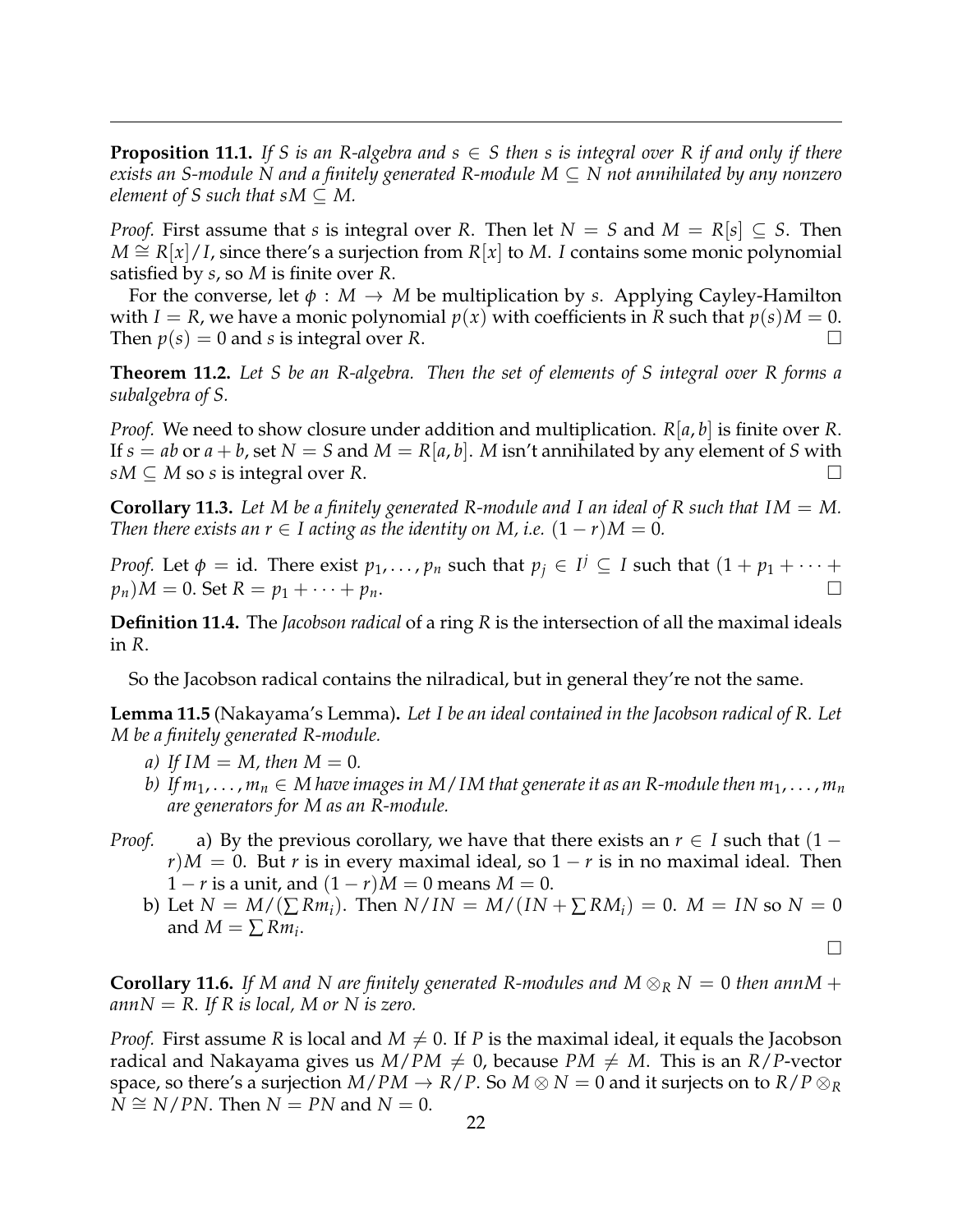**Proposition 11.1.** *If $S$ is an $R$-algebra and $s \in S$ then $s$ is integral over $R$ if and only if there exists an $S$-module $N$ and a finitely generated $R$-module $M \subseteq N$ not annihilated by any nonzero element of $S$ such that $sM \subseteq M$.*

*Proof.* First assume that $s$ is integral over $R$. Then let $N = S$ and $M = R[s] \subseteq S$. Then $M \cong R[x]/I$, since there's a surjection from $R[x]$ to $M$. $I$ contains some monic polynomial satisfied by $s$, so $M$ is finite over $R$.

For the converse, let $\phi : M \to M$ be multiplication by $s$. Applying Cayley-Hamilton with $I = R$, we have a monic polynomial $p(x)$ with coefficients in $R$ such that $p(s)M = 0$. Then $p(s) = 0$ and $s$ is integral over $R$. □

**Theorem 11.2.** *Let $S$ be an $R$-algebra. Then the set of elements of $S$ integral over $R$ forms a subalgebra of $S$.*

*Proof.* We need to show closure under addition and multiplication. $R[a, b]$ is finite over $R$. If $s = ab$ or $a + b$, set $N = S$ and $M = R[a, b]$. $M$ isn't annihilated by any element of $S$ with $sM \subseteq M$ so $s$ is integral over $R$. □

**Corollary 11.3.** *Let $M$ be a finitely generated $R$-module and $I$ an ideal of $R$ such that $IM = M$. Then there exists an $r \in I$ acting as the identity on $M$, i.e. $(1 - r)M = 0$.*

*Proof.* Let $\phi = \text{id}$. There exist $p_1, \ldots, p_n$ such that $p_j \in I^j \subseteq I$ such that $(1 + p_1 + \cdots + p_n)M = 0$. Set $R = p_1 + \cdots + p_n$. □

**Definition 11.4.** The *Jacobson radical* of a ring $R$ is the intersection of all the maximal ideals in $R$.

So the Jacobson radical contains the nilradical, but in general they're not the same.

**Lemma 11.5** (Nakayama's Lemma)**.** *Let $I$ be an ideal contained in the Jacobson radical of $R$. Let $M$ be a finitely generated $R$-module.*

*a) If $IM = M$, then $M = 0$.*

*b) If $m_1, \ldots, m_n \in M$ have images in $M/IM$ that generate it as an $R$-module then $m_1, \ldots, m_n$ are generators for $M$ as an $R$-module.*

*Proof.* a) By the previous corollary, we have that there exists an $r \in I$ such that $(1 - r)M = 0$. But $r$ is in every maximal ideal, so $1 - r$ is in no maximal ideal. Then $1 - r$ is a unit, and $(1 - r)M = 0$ means $M = 0$.

b) Let $N = M/(\sum Rm_i)$. Then $N/IN = M/(IN + \sum RM_i) = 0$. $M = IN$ so $N = 0$ and $M = \sum Rm_i$.

□

**Corollary 11.6.** *If $M$ and $N$ are finitely generated $R$-modules and $M \otimes_R N = 0$ then $\text{ann}M + \text{ann}N = R$. If $R$ is local, $M$ or $N$ is zero.*

*Proof.* First assume $R$ is local and $M \neq 0$. If $P$ is the maximal ideal, it equals the Jacobson radical and Nakayama gives us $M/PM \neq 0$, because $PM \neq M$. This is an $R/P$-vector space, so there's a surjection $M/PM \to R/P$. So $M \otimes N = 0$ and it surjects on to $R/P \otimes_R N \cong N/PN$. Then $N = PN$ and $N = 0$.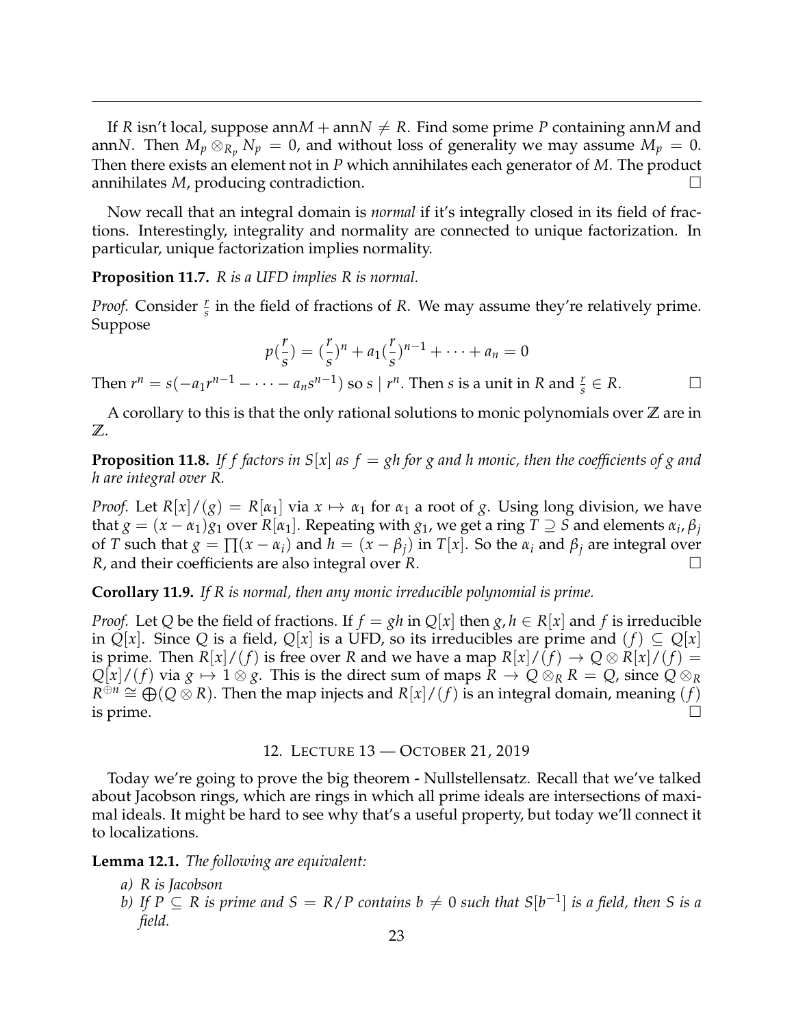If $R$ isn't local, suppose $\text{ann}M + \text{ann}N \neq R$. Find some prime $P$ containing $\text{ann}M$ and $\text{ann}N$. Then $M_p \otimes_{R_p} N_p = 0$, and without loss of generality we may assume $M_p = 0$. Then there exists an element not in $P$ which annihilates each generator of $M$. The product annihilates $M$, producing contradiction. □

Now recall that an integral domain is *normal* if it's integrally closed in its field of fractions. Interestingly, integrality and normality are connected to unique factorization. In particular, unique factorization implies normality.

**Proposition 11.7.** *$R$ is a UFD implies $R$ is normal.*

*Proof.* Consider $\frac{r}{s}$ in the field of fractions of $R$. We may assume they're relatively prime. Suppose

$$p(\frac{r}{s}) = (\frac{r}{s})^n + a_1(\frac{r}{s})^{n-1} + \cdots + a_n = 0$$

Then $r^n = s(-a_1 r^{n-1} - \cdots - a_n s^{n-1})$ so $s \mid r^n$. Then $s$ is a unit in $R$ and $\frac{r}{s} \in R$. □

A corollary to this is that the only rational solutions to monic polynomials over $\mathbb{Z}$ are in $\mathbb{Z}$.

**Proposition 11.8.** *If $f$ factors in $S[x]$ as $f = gh$ for $g$ and $h$ monic, then the coefficients of $g$ and $h$ are integral over $R$.*

*Proof.* Let $R[x]/(g) = R[\alpha_1]$ via $x \mapsto \alpha_1$ for $\alpha_1$ a root of $g$. Using long division, we have that $g = (x - \alpha_1)g_1$ over $R[\alpha_1]$. Repeating with $g_1$, we get a ring $T \supseteq S$ and elements $\alpha_i, \beta_j$ of $T$ such that $g = \prod(x - \alpha_i)$ and $h = (x - \beta_j)$ in $T[x]$. So the $\alpha_i$ and $\beta_j$ are integral over $R$, and their coefficients are also integral over $R$. □

**Corollary 11.9.** *If $R$ is normal, then any monic irreducible polynomial is prime.*

*Proof.* Let $Q$ be the field of fractions. If $f = gh$ in $Q[x]$ then $g, h \in R[x]$ and $f$ is irreducible in $Q[x]$. Since $Q$ is a field, $Q[x]$ is a UFD, so its irreducibles are prime and $(f) \subseteq Q[x]$ is prime. Then $R[x]/(f)$ is free over $R$ and we have a map $R[x]/(f) \to Q \otimes R[x]/(f) = Q[x]/(f)$ via $g \mapsto 1 \otimes g$. This is the direct sum of maps $R \to Q \otimes_R R = Q$, since $Q \otimes_R R^{\oplus n} \cong \bigoplus(Q \otimes R)$. Then the map injects and $R[x]/(f)$ is an integral domain, meaning $(f)$ is prime. □

## 12. Lecture 13 — October 21, 2019

Today we're going to prove the big theorem - Nullstellensatz. Recall that we've talked about Jacobson rings, which are rings in which all prime ideals are intersections of maximal ideals. It might be hard to see why that's a useful property, but today we'll connect it to localizations.

**Lemma 12.1.** *The following are equivalent:*

*a) $R$ is Jacobson*
*b) If $P \subseteq R$ is prime and $S = R/P$ contains $b \neq 0$ such that $S[b^{-1}]$ is a field, then $S$ is a field.*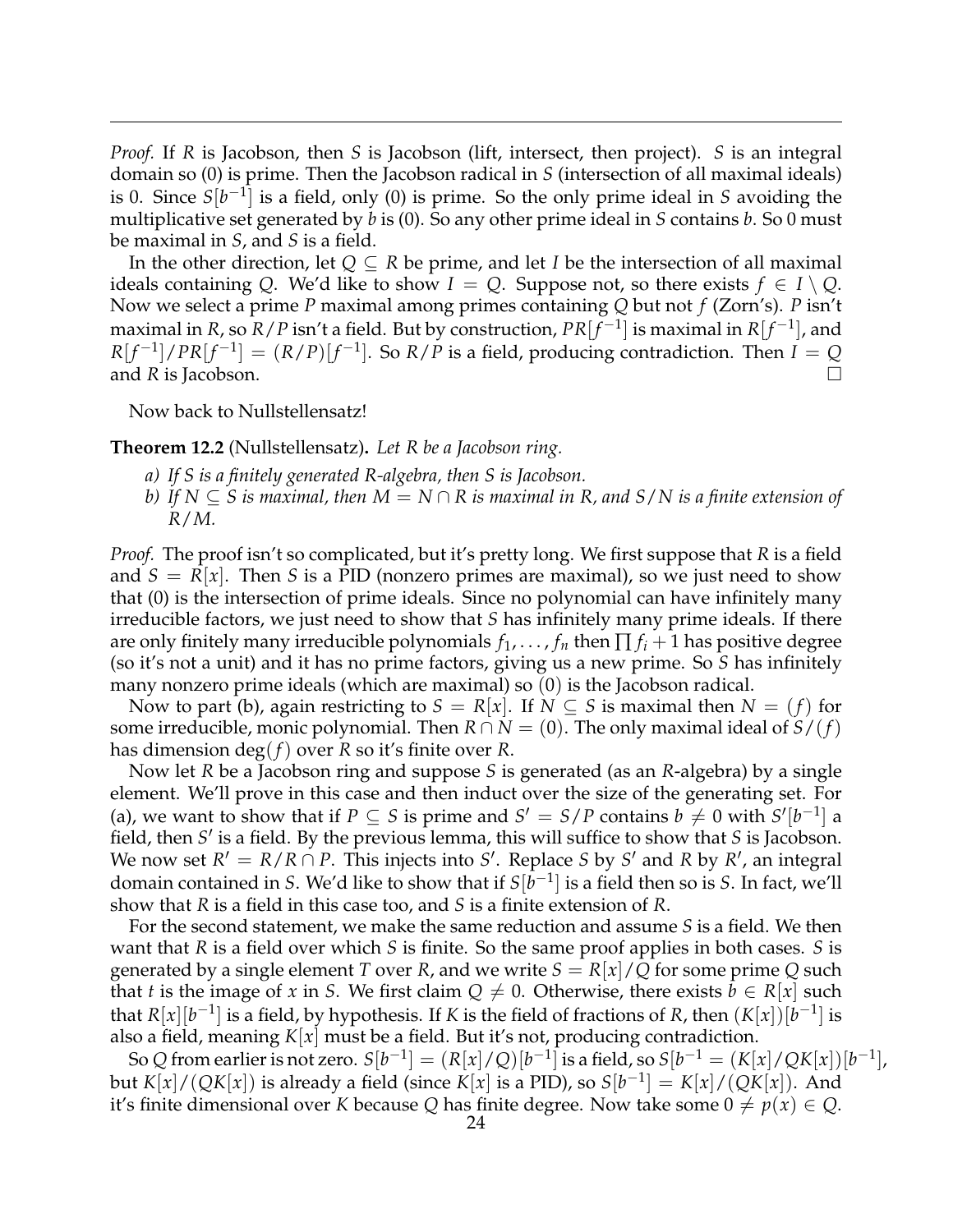*Proof.* If $R$ is Jacobson, then $S$ is Jacobson (lift, intersect, then project). $S$ is an integral domain so (0) is prime. Then the Jacobson radical in $S$ (intersection of all maximal ideals) is 0. Since $S[b^{-1}]$ is a field, only (0) is prime. So the only prime ideal in $S$ avoiding the multiplicative set generated by $b$ is (0). So any other prime ideal in $S$ contains $b$. So 0 must be maximal in $S$, and $S$ is a field.

In the other direction, let $Q \subseteq R$ be prime, and let $I$ be the intersection of all maximal ideals containing $Q$. We'd like to show $I = Q$. Suppose not, so there exists $f \in I \setminus Q$. Now we select a prime $P$ maximal among primes containing $Q$ but not $f$ (Zorn's). $P$ isn't maximal in $R$, so $R/P$ isn't a field. But by construction, $PR[f^{-1}]$ is maximal in $R[f^{-1}]$, and $R[f^{-1}]/PR[f^{-1}] = (R/P)[f^{-1}]$. So $R/P$ is a field, producing contradiction. Then $I = Q$ and $R$ is Jacobson. □

Now back to Nullstellensatz!

**Theorem 12.2** (Nullstellensatz)**.** *Let $R$ be a Jacobson ring.*

*a) If $S$ is a finitely generated $R$-algebra, then $S$ is Jacobson.*
*b) If $N \subseteq S$ is maximal, then $M = N \cap R$ is maximal in $R$, and $S/N$ is a finite extension of $R/M$.*

*Proof.* The proof isn't so complicated, but it's pretty long. We first suppose that $R$ is a field and $S = R[x]$. Then $S$ is a PID (nonzero primes are maximal), so we just need to show that (0) is the intersection of prime ideals. Since no polynomial can have infinitely many irreducible factors, we just need to show that $S$ has infinitely many prime ideals. If there are only finitely many irreducible polynomials $f_1, \dots, f_n$ then $\prod f_i + 1$ has positive degree (so it's not a unit) and it has no prime factors, giving us a new prime. So $S$ has infinitely many nonzero prime ideals (which are maximal) so (0) is the Jacobson radical.

Now to part (b), again restricting to $S = R[x]$. If $N \subseteq S$ is maximal then $N = (f)$ for some irreducible, monic polynomial. Then $R \cap N = (0)$. The only maximal ideal of $S/(f)$ has dimension $\deg(f)$ over $R$ so it's finite over $R$.

Now let $R$ be a Jacobson ring and suppose $S$ is generated (as an $R$-algebra) by a single element. We'll prove in this case and then induct over the size of the generating set. For (a), we want to show that if $P \subseteq S$ is prime and $S' = S/P$ contains $b \neq 0$ with $S'[b^{-1}]$ a field, then $S'$ is a field. By the previous lemma, this will suffice to show that $S$ is Jacobson. We now set $R' = R/R \cap P$. This injects into $S'$. Replace $S$ by $S'$ and $R$ by $R'$, an integral domain contained in $S$. We'd like to show that if $S[b^{-1}]$ is a field then so is $S$. In fact, we'll show that $R$ is a field in this case too, and $S$ is a finite extension of $R$.

For the second statement, we make the same reduction and assume $S$ is a field. We then want that $R$ is a field over which $S$ is finite. So the same proof applies in both cases. $S$ is generated by a single element $T$ over $R$, and we write $S = R[x]/Q$ for some prime $Q$ such that $t$ is the image of $x$ in $S$. We first claim $Q \neq 0$. Otherwise, there exists $b \in R[x]$ such that $R[x][b^{-1}]$ is a field, by hypothesis. If $K$ is the field of fractions of $R$, then $(K[x])[b^{-1}]$ is also a field, meaning $K[x]$ must be a field. But it's not, producing contradiction.

So $Q$ from earlier is not zero. $S[b^{-1}] = (R[x]/Q)[b^{-1}]$ is a field, so $S[b^{-1} = (K[x]/QK[x])[b^{-1}]$, but $K[x]/(QK[x])$ is already a field (since $K[x]$ is a PID), so $S[b^{-1}] = K[x]/(QK[x])$. And it's finite dimensional over $K$ because $Q$ has finite degree. Now take some $0 \neq p(x) \in Q$.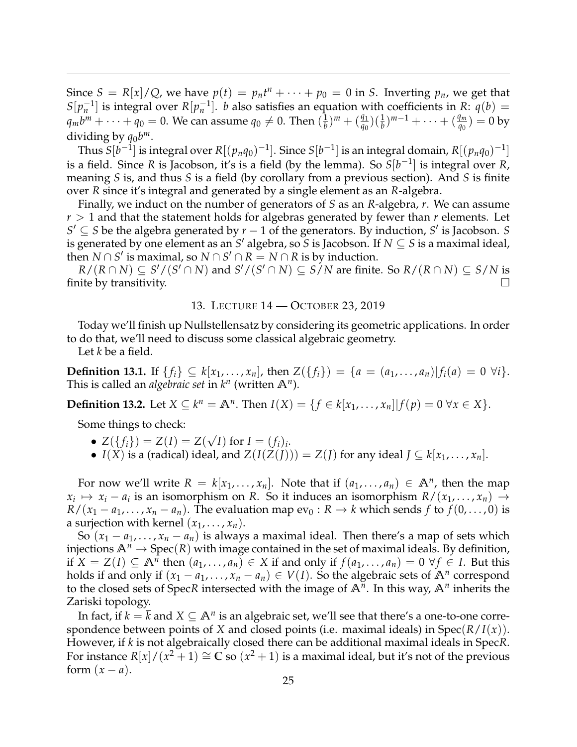Since $S = R[x]/Q$, we have $p(t) = p_n t^n + \cdots + p_0 = 0$ in $S$. Inverting $p_n$, we get that $S[p_n^{-1}]$ is integral over $R[p_n^{-1}]$. $b$ also satisfies an equation with coefficients in $R$: $q(b) = q_m b^m + \cdots + q_0 = 0$. We can assume $q_0 \neq 0$. Then $(\frac{1}{b})^m + (\frac{q_1}{q_0})(\frac{1}{b})^{m-1} + \cdots + (\frac{q_m}{q_0}) = 0$ by dividing by $q_0 b^m$.

Thus $S[b^{-1}]$ is integral over $R[(p_n q_0)^{-1}]$. Since $S[b^{-1}]$ is an integral domain, $R[(p_n q_0)^{-1}]$ is a field. Since $R$ is Jacobson, it's is a field (by the lemma). So $S[b^{-1}]$ is integral over $R$, meaning $S$ is, and thus $S$ is a field (by corollary from a previous section). And $S$ is finite over $R$ since it's integral and generated by a single element as an $R$-algebra.

Finally, we induct on the number of generators of $S$ as an $R$-algebra, $r$. We can assume $r > 1$ and that the statement holds for algebras generated by fewer than $r$ elements. Let $S' \subseteq S$ be the algebra generated by $r - 1$ of the generators. By induction, $S'$ is Jacobson. $S$ is generated by one element as an $S'$ algebra, so $S$ is Jacobson. If $N \subseteq S$ is a maximal ideal, then $N \cap S'$ is maximal, so $N \cap S' \cap R = N \cap R$ is by induction.

$R/(R \cap N) \subseteq S'/(S' \cap N)$ and $S'/(S' \cap N) \subseteq S/N$ are finite. So $R/(R \cap N) \subseteq S/N$ is finite by transitivity. □

## 13. Lecture 14 — October 23, 2019

Today we'll finish up Nullstellensatz by considering its geometric applications. In order to do that, we'll need to discuss some classical algebraic geometry.

Let $k$ be a field.

**Definition 13.1.** If $\{f_i\} \subseteq k[x_1, \ldots, x_n]$, then $Z(\{f_i\}) = \{a = (a_1, \ldots, a_n) | f_i(a) = 0 \ \forall i\}$. This is called an *algebraic set* in $k^n$ (written $\mathbb{A}^n$).

**Definition 13.2.** Let $X \subseteq k^n = \mathbb{A}^n$. Then $I(X) = \{f \in k[x_1, \ldots, x_n] | f(p) = 0 \ \forall x \in X\}$.

Some things to check:

- $Z(\{f_i\}) = Z(I) = Z(\sqrt{I})$ for $I = (f_i)_i$.
- $I(X)$ is a (radical) ideal, and $Z(I(Z(J))) = Z(J)$ for any ideal $J \subseteq k[x_1, \ldots, x_n]$.

For now we'll write $R = k[x_1, \ldots, x_n]$. Note that if $(a_1, \ldots, a_n) \in \mathbb{A}^n$, then the map $x_i \mapsto x_i - a_i$ is an isomorphism on $R$. So it induces an isomorphism $R/(x_1, \ldots, x_n) \to R/(x_1 - a_1, \ldots, x_n - a_n)$. The evaluation map $\mathrm{ev}_0 : R \to k$ which sends $f$ to $f(0, \ldots, 0)$ is a surjection with kernel $(x_1, \ldots, x_n)$.

So $(x_1 - a_1, \ldots, x_n - a_n)$ is always a maximal ideal. Then there's a map of sets which injections $\mathbb{A}^n \to \mathrm{Spec}(R)$ with image contained in the set of maximal ideals. By definition, if $X = Z(I) \subseteq \mathbb{A}^n$ then $(a_1, \ldots, a_n) \in X$ if and only if $f(a_1, \ldots, a_n) = 0 \ \forall f \in I$. But this holds if and only if $(x_1 - a_1, \ldots, x_n - a_n) \in V(I)$. So the algebraic sets of $\mathbb{A}^n$ correspond to the closed sets of Spec$R$ intersected with the image of $\mathbb{A}^n$. In this way, $\mathbb{A}^n$ inherits the Zariski topology.

In fact, if $k = \overline{k}$ and $X \subseteq \mathbb{A}^n$ is an algebraic set, we'll see that there's a one-to-one correspondence between points of $X$ and closed points (i.e. maximal ideals) in $\mathrm{Spec}(R/I(x))$. However, if $k$ is not algebraically closed there can be additional maximal ideals in Spec$R$. For instance $\mathbb{R}[x]/(x^2 + 1) \cong \mathbb{C}$ so $(x^2 + 1)$ is a maximal ideal, but it's not of the previous form $(x - a)$.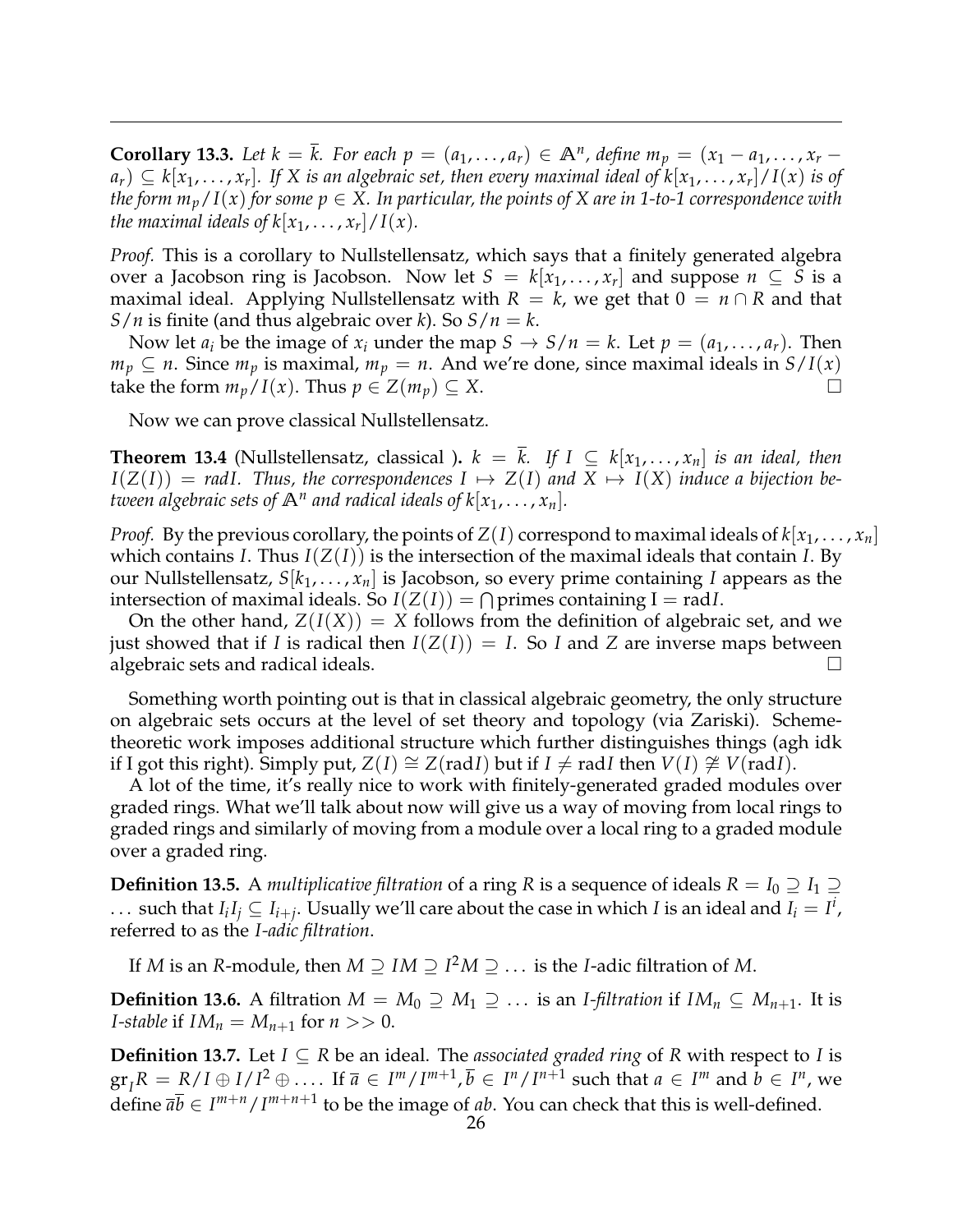**Corollary 13.3.** *Let $k = \overline{k}$. For each $p = (a_1, \ldots, a_r) \in \mathbb{A}^n$, define $m_p = (x_1 - a_1, \ldots, x_r - a_r) \subseteq k[x_1, \ldots, x_r]$. If $X$ is an algebraic set, then every maximal ideal of $k[x_1, \ldots, x_r]/I(x)$ is of the form $m_p/I(x)$ for some $p \in X$. In particular, the points of $X$ are in 1-to-1 correspondence with the maximal ideals of $k[x_1, \ldots, x_r]/I(x)$.*

*Proof.* This is a corollary to Nullstellensatz, which says that a finitely generated algebra over a Jacobson ring is Jacobson. Now let $S = k[x_1, \ldots, x_r]$ and suppose $n \subseteq S$ is a maximal ideal. Applying Nullstellensatz with $R = k$, we get that $0 = n \cap R$ and that $S/n$ is finite (and thus algebraic over $k$). So $S/n = k$.

Now let $a_i$ be the image of $x_i$ under the map $S \to S/n = k$. Let $p = (a_1, \ldots, a_r)$. Then $m_p \subseteq n$. Since $m_p$ is maximal, $m_p = n$. And we're done, since maximal ideals in $S/I(x)$ take the form $m_p/I(x)$. Thus $p \in Z(m_p) \subseteq X$. $\square$

Now we can prove classical Nullstellensatz.

**Theorem 13.4** (Nullstellensatz, classical ). *$k = \overline{k}$. If $I \subseteq k[x_1, \ldots, x_n]$ is an ideal, then $I(Z(I)) = \text{rad}I$. Thus, the correspondences $I \mapsto Z(I)$ and $X \mapsto I(X)$ induce a bijection between algebraic sets of $\mathbb{A}^n$ and radical ideals of $k[x_1, \ldots, x_n]$.*

*Proof.* By the previous corollary, the points of $Z(I)$ correspond to maximal ideals of $k[x_1, \ldots, x_n]$ which contains $I$. Thus $I(Z(I))$ is the intersection of the maximal ideals that contain $I$. By our Nullstellensatz, $S[k_1, \ldots, x_n]$ is Jacobson, so every prime containing $I$ appears as the intersection of maximal ideals. So $I(Z(I)) = \bigcap \text{primes containing I} = \text{rad}I$.

On the other hand, $Z(I(X)) = X$ follows from the definition of algebraic set, and we just showed that if $I$ is radical then $I(Z(I)) = I$. So $I$ and $Z$ are inverse maps between algebraic sets and radical ideals. $\square$

Something worth pointing out is that in classical algebraic geometry, the only structure on algebraic sets occurs at the level of set theory and topology (via Zariski). Scheme-theoretic work imposes additional structure which further distinguishes things (agh idk if I got this right). Simply put, $Z(I) \cong Z(\text{rad}I)$ but if $I \neq \text{rad}I$ then $V(I) \ncong V(\text{rad}I)$.

A lot of the time, it's really nice to work with finitely-generated graded modules over graded rings. What we'll talk about now will give us a way of moving from local rings to graded rings and similarly of moving from a module over a local ring to a graded module over a graded ring.

**Definition 13.5.** A *multiplicative filtration* of a ring $R$ is a sequence of ideals $R = I_0 \supseteq I_1 \supseteq \ldots$ such that $I_i I_j \subseteq I_{i+j}$. Usually we'll care about the case in which $I$ is an ideal and $I_i = I^i$, referred to as the *I-adic filtration*.

If $M$ is an $R$-module, then $M \supseteq IM \supseteq I^2M \supseteq \ldots$ is the $I$-adic filtration of $M$.

**Definition 13.6.** A filtration $M = M_0 \supseteq M_1 \supseteq \ldots$ is an *I-filtration* if $IM_n \subseteq M_{n+1}$. It is *I-stable* if $IM_n = M_{n+1}$ for $n >> 0$.

**Definition 13.7.** Let $I \subseteq R$ be an ideal. The *associated graded ring* of $R$ with respect to $I$ is $\text{gr}_I R = R/I \oplus I/I^2 \oplus \ldots$. If $\overline{a} \in I^m/I^{m+1}, \overline{b} \in I^n/I^{n+1}$ such that $a \in I^m$ and $b \in I^n$, we define $\overline{a}\overline{b} \in I^{m+n}/I^{m+n+1}$ to be the image of $ab$. You can check that this is well-defined.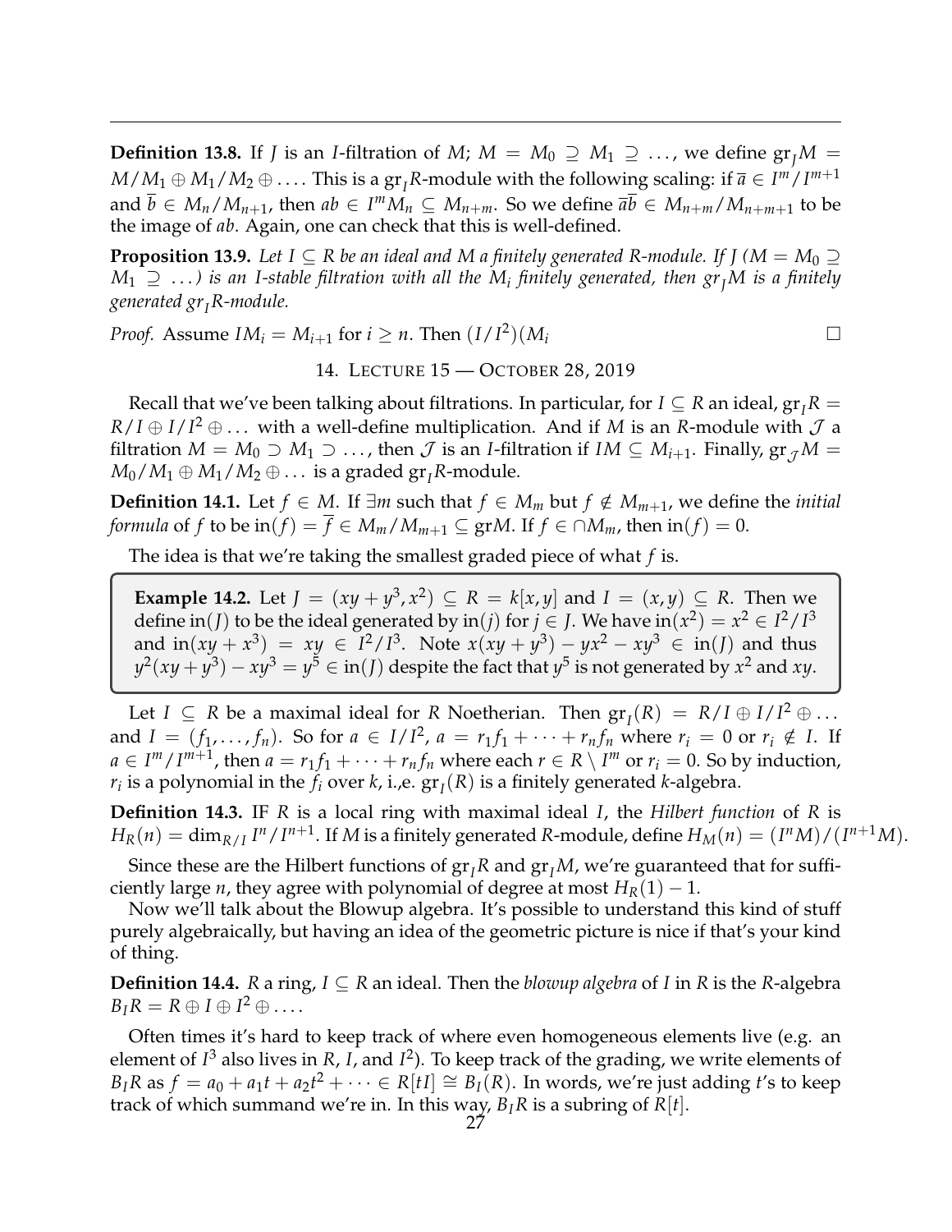**Definition 13.8.** If $J$ is an $I$-filtration of $M$; $M = M_0 \supseteq M_1 \supseteq \dots$, we define $\mathrm{gr}_J M = M/M_1 \oplus M_1/M_2 \oplus \dots$. This is a $\mathrm{gr}_I R$-module with the following scaling: if $\overline{a} \in I^m/I^{m+1}$ and $\overline{b} \in M_n/M_{n+1}$, then $ab \in I^m M_n \subseteq M_{n+m}$. So we define $\overline{a}\overline{b} \in M_{n+m}/M_{n+m+1}$ to be the image of $ab$. Again, one can check that this is well-defined.

**Proposition 13.9.** *Let $I \subseteq R$ be an ideal and $M$ a finitely generated $R$-module. If $J$ ($M = M_0 \supseteq M_1 \supseteq \dots$) is an $I$-stable filtration with all the $M_i$ finitely generated, then $\mathrm{gr}_J M$ is a finitely generated $\mathrm{gr}_I R$-module.*

*Proof.* Assume $IM_i = M_{i+1}$ for $i \geq n$. Then $(I/I^2)(M_i$ □

## 14. Lecture 15 — October 28, 2019

Recall that we've been talking about filtrations. In particular, for $I \subseteq R$ an ideal, $\mathrm{gr}_I R = R/I \oplus I/I^2 \oplus \dots$ with a well-define multiplication. And if $M$ is an $R$-module with $\mathcal{J}$ a filtration $M = M_0 \supset M_1 \supset \dots$, then $\mathcal{J}$ is an $I$-filtration if $IM \subseteq M_{i+1}$. Finally, $\mathrm{gr}_{\mathcal{J}} M = M_0/M_1 \oplus M_1/M_2 \oplus \dots$ is a graded $\mathrm{gr}_I R$-module.

**Definition 14.1.** Let $f \in M$. If $\exists m$ such that $f \in M_m$ but $f \notin M_{m+1}$, we define the *initial formula* of $f$ to be $\mathrm{in}(f) = \overline{f} \in M_m/M_{m+1} \subseteq \mathrm{gr}M$. If $f \in \cap M_m$, then $\mathrm{in}(f) = 0$.

The idea is that we're taking the smallest graded piece of what $f$ is.

**Example 14.2.** Let $J = (xy + y^3, x^2) \subseteq R = k[x,y]$ and $I = (x,y) \subseteq R$. Then we define $\mathrm{in}(J)$ to be the ideal generated by $\mathrm{in}(j)$ for $j \in J$. We have $\mathrm{in}(x^2) = x^2 \in I^2/I^3$ and $\mathrm{in}(xy + x^3) = xy \in I^2/I^3$. Note $x(xy + y^3) - yx^2 - xy^3 \in \mathrm{in}(J)$ and thus $y^2(xy + y^3) - xy^3 = y^5 \in \mathrm{in}(J)$ despite the fact that $y^5$ is not generated by $x^2$ and $xy$.

Let $I \subseteq R$ be a maximal ideal for $R$ Noetherian. Then $\mathrm{gr}_I(R) = R/I \oplus I/I^2 \oplus \dots$ and $I = (f_1, \dots, f_n)$. So for $a \in I/I^2$, $a = r_1 f_1 + \dots + r_n f_n$ where $r_i = 0$ or $r_i \notin I$. If $a \in I^m/I^{m+1}$, then $a = r_1 f_1 + \dots + r_n f_n$ where each $r \in R \setminus I^m$ or $r_i = 0$. So by induction, $r_i$ is a polynomial in the $f_i$ over $k$, i.,e. $\mathrm{gr}_I(R)$ is a finitely generated $k$-algebra.

**Definition 14.3.** IF $R$ is a local ring with maximal ideal $I$, the *Hilbert function* of $R$ is $H_R(n) = \dim_{R/I} I^n/I^{n+1}$. If $M$ is a finitely generated $R$-module, define $H_M(n) = (I^n M)/(I^{n+1}M)$.

Since these are the Hilbert functions of $\mathrm{gr}_I R$ and $\mathrm{gr}_I M$, we're guaranteed that for sufficiently large $n$, they agree with polynomial of degree at most $H_R(1) - 1$.

Now we'll talk about the Blowup algebra. It's possible to understand this kind of stuff purely algebraically, but having an idea of the geometric picture is nice if that's your kind of thing.

**Definition 14.4.** $R$ a ring, $I \subseteq R$ an ideal. Then the *blowup algebra* of $I$ in $R$ is the $R$-algebra $B_I R = R \oplus I \oplus I^2 \oplus \dots$.

Often times it's hard to keep track of where even homogeneous elements live (e.g. an element of $I^3$ also lives in $R$, $I$, and $I^2$). To keep track of the grading, we write elements of $B_I R$ as $f = a_0 + a_1 t + a_2 t^2 + \dots \in R[tI] \cong B_I(R)$. In words, we're just adding $t$'s to keep track of which summand we're in. In this way, $B_I R$ is a subring of $R[t]$.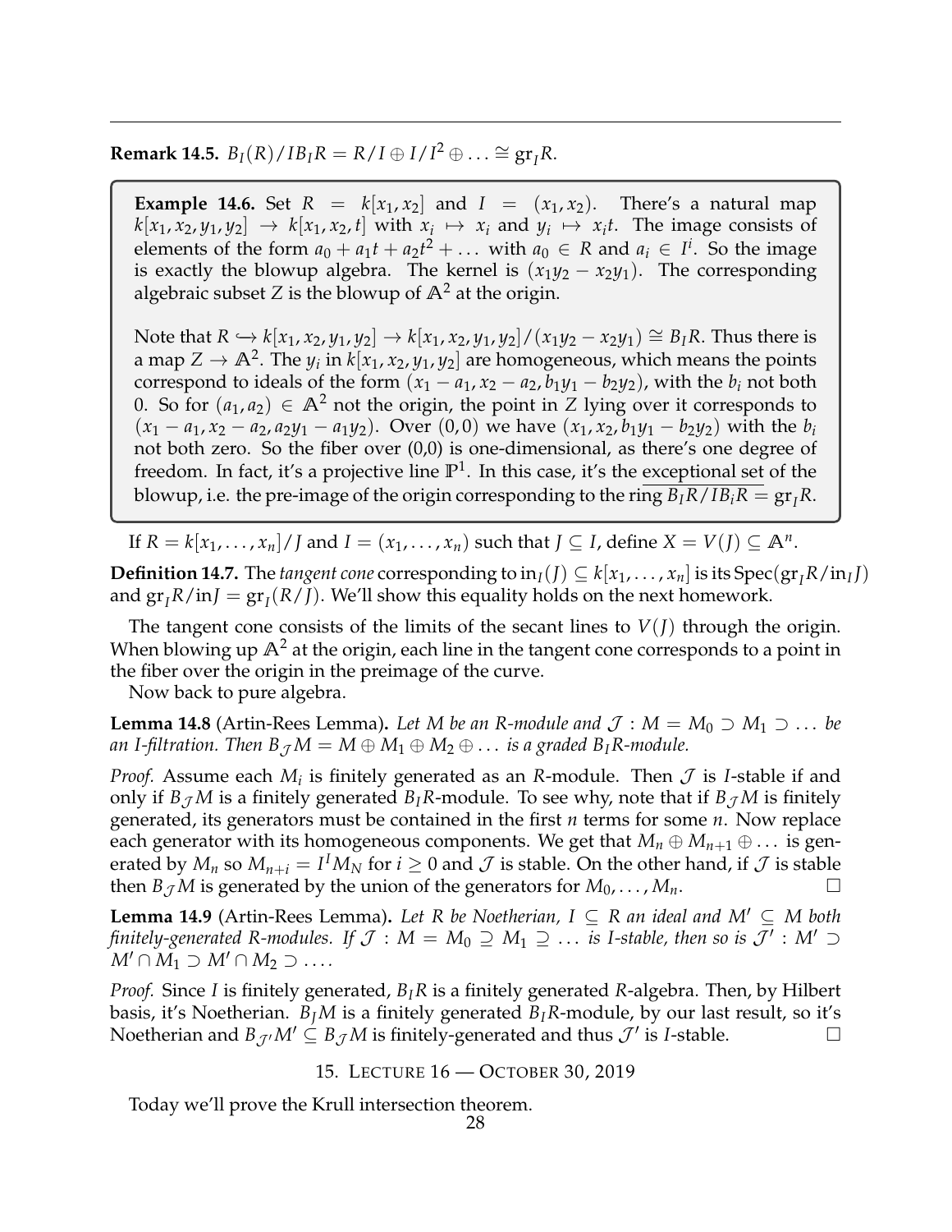**Remark 14.5.** $B_I(R)/IB_IR = R/I \oplus I/I^2 \oplus \ldots \cong \mathrm{gr}_I R$.

**Example 14.6.** Set $R = k[x_1, x_2]$ and $I = (x_1, x_2)$. There's a natural map $k[x_1, x_2, y_1, y_2] \to k[x_1, x_2, t]$ with $x_i \mapsto x_i$ and $y_i \mapsto x_i t$. The image consists of elements of the form $a_0 + a_1 t + a_2 t^2 + \ldots$ with $a_0 \in R$ and $a_i \in I^i$. So the image is exactly the blowup algebra. The kernel is $(x_1 y_2 - x_2 y_1)$. The corresponding algebraic subset $Z$ is the blowup of $\mathbb{A}^2$ at the origin.

Note that $R \hookrightarrow k[x_1, x_2, y_1, y_2] \to k[x_1, x_2, y_1, y_2]/(x_1 y_2 - x_2 y_1) \cong B_I R$. Thus there is a map $Z \to \mathbb{A}^2$. The $y_i$ in $k[x_1, x_2, y_1, y_2]$ are homogeneous, which means the points correspond to ideals of the form $(x_1 - a_1, x_2 - a_2, b_1 y_1 - b_2 y_2)$, with the $b_i$ not both 0. So for $(a_1, a_2) \in \mathbb{A}^2$ not the origin, the point in $Z$ lying over it corresponds to $(x_1 - a_1, x_2 - a_2, a_2 y_1 - a_1 y_2)$. Over $(0,0)$ we have $(x_1, x_2, b_1 y_1 - b_2 y_2)$ with the $b_i$ not both zero. So the fiber over (0,0) is one-dimensional, as there's one degree of freedom. In fact, it's a projective line $\mathbb{P}^1$. In this case, it's the exceptional set of the blowup, i.e. the pre-image of the origin corresponding to the ring $\overline{B_I R/IB_i R = \mathrm{gr}_I R}$.

If $R = k[x_1, \ldots, x_n]/J$ and $I = (x_1, \ldots, x_n)$ such that $J \subseteq I$, define $X = V(J) \subseteq \mathbb{A}^n$.

**Definition 14.7.** The *tangent cone* corresponding to $\mathrm{in}_I(J) \subseteq k[x_1, \ldots, x_n]$ is its $\mathrm{Spec}(\mathrm{gr}_I R/\mathrm{in}_I J)$ and $\mathrm{gr}_I R/\mathrm{in} J = \mathrm{gr}_I(R/J)$. We'll show this equality holds on the next homework.

The tangent cone consists of the limits of the secant lines to $V(J)$ through the origin. When blowing up $\mathbb{A}^2$ at the origin, each line in the tangent cone corresponds to a point in the fiber over the origin in the preimage of the curve.

Now back to pure algebra.

**Lemma 14.8** (Artin-Rees Lemma). *Let $M$ be an $R$-module and $\mathcal{J} : M = M_0 \supset M_1 \supset \ldots$ be an $I$-filtration. Then $B_{\mathcal{J}} M = M \oplus M_1 \oplus M_2 \oplus \ldots$ is a graded $B_I R$-module.*

*Proof.* Assume each $M_i$ is finitely generated as an $R$-module. Then $\mathcal{J}$ is $I$-stable if and only if $B_{\mathcal{J}} M$ is a finitely generated $B_I R$-module. To see why, note that if $B_{\mathcal{J}} M$ is finitely generated, its generators must be contained in the first $n$ terms for some $n$. Now replace each generator with its homogeneous components. We get that $M_n \oplus M_{n+1} \oplus \ldots$ is generated by $M_n$ so $M_{n+i} = I^I M_N$ for $i \geq 0$ and $\mathcal{J}$ is stable. On the other hand, if $\mathcal{J}$ is stable then $B_{\mathcal{J}} M$ is generated by the union of the generators for $M_0, \ldots, M_n$. □

**Lemma 14.9** (Artin-Rees Lemma). *Let $R$ be Noetherian, $I \subseteq R$ an ideal and $M' \subseteq M$ both finitely-generated $R$-modules. If $\mathcal{J} : M = M_0 \supseteq M_1 \supseteq \ldots$ is $I$-stable, then so is $\mathcal{J}' : M' \supset M' \cap M_1 \supset M' \cap M_2 \supset \ldots$.*

*Proof.* Since $I$ is finitely generated, $B_I R$ is a finitely generated $R$-algebra. Then, by Hilbert basis, it's Noetherian. $B_J M$ is a finitely generated $B_I R$-module, by our last result, so it's Noetherian and $B_{\mathcal{J}'} M' \subseteq B_{\mathcal{J}} M$ is finitely-generated and thus $\mathcal{J}'$ is $I$-stable. □

## 15. Lecture 16 — October 30, 2019

Today we'll prove the Krull intersection theorem.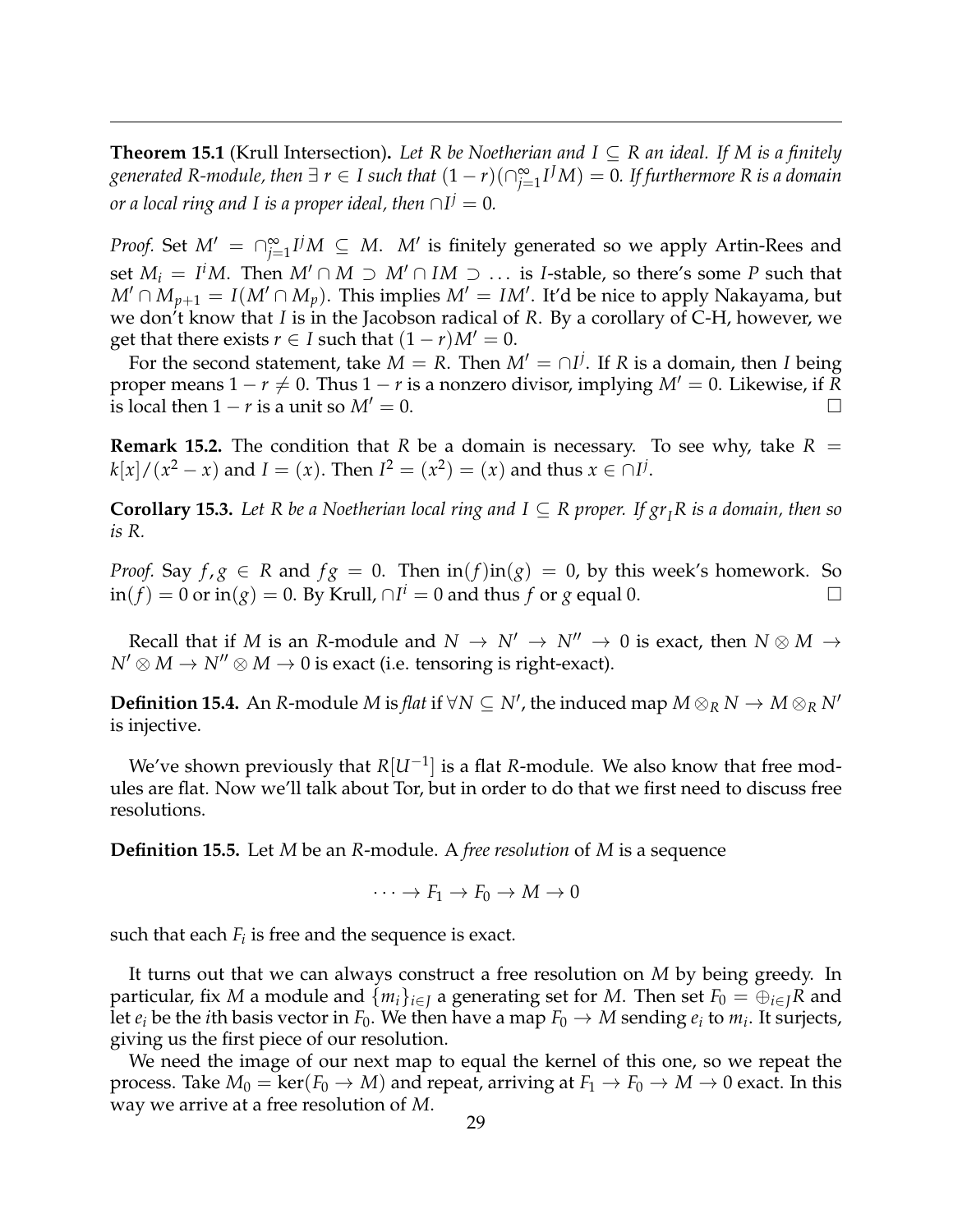**Theorem 15.1** (Krull Intersection)**.** *Let $R$ be Noetherian and $I \subseteq R$ an ideal. If $M$ is a finitely generated $R$-module, then $\exists\, r \in I$ such that $(1-r)(\cap_{j=1}^{\infty} I^j M) = 0$. If furthermore $R$ is a domain or a local ring and $I$ is a proper ideal, then $\cap I^j = 0$.*

*Proof.* Set $M' = \cap_{j=1}^{\infty} I^j M \subseteq M$. $M'$ is finitely generated so we apply Artin-Rees and set $M_i = I^i M$. Then $M' \cap M \supset M' \cap IM \supset \ldots$ is $I$-stable, so there's some $P$ such that $M' \cap M_{p+1} = I(M' \cap M_p)$. This implies $M' = IM'$. It'd be nice to apply Nakayama, but we don't know that $I$ is in the Jacobson radical of $R$. By a corollary of C-H, however, we get that there exists $r \in I$ such that $(1-r)M' = 0$.

For the second statement, take $M = R$. Then $M' = \cap I^j$. If $R$ is a domain, then $I$ being proper means $1 - r \neq 0$. Thus $1-r$ is a nonzero divisor, implying $M' = 0$. Likewise, if $R$ is local then $1 - r$ is a unit so $M' = 0$. $\square$

**Remark 15.2.** The condition that $R$ be a domain is necessary. To see why, take $R = k[x]/(x^2 - x)$ and $I = (x)$. Then $I^2 = (x^2) = (x)$ and thus $x \in \cap I^j$.

**Corollary 15.3.** *Let $R$ be a Noetherian local ring and $I \subseteq R$ proper. If $gr_I R$ is a domain, then so is $R$.*

*Proof.* Say $f, g \in R$ and $fg = 0$. Then $\text{in}(f)\text{in}(g) = 0$, by this week's homework. So $\text{in}(f) = 0$ or $\text{in}(g) = 0$. By Krull, $\cap I^i = 0$ and thus $f$ or $g$ equal 0. $\square$

Recall that if $M$ is an $R$-module and $N \to N' \to N'' \to 0$ is exact, then $N \otimes M \to N' \otimes M \to N'' \otimes M \to 0$ is exact (i.e. tensoring is right-exact).

**Definition 15.4.** An $R$-module $M$ is *flat* if $\forall N \subseteq N'$, the induced map $M \otimes_R N \to M \otimes_R N'$ is injective.

We've shown previously that $R[U^{-1}]$ is a flat $R$-module. We also know that free modules are flat. Now we'll talk about Tor, but in order to do that we first need to discuss free resolutions.

**Definition 15.5.** Let $M$ be an $R$-module. A *free resolution* of $M$ is a sequence

$$\cdots \to F_1 \to F_0 \to M \to 0$$

such that each $F_i$ is free and the sequence is exact.

It turns out that we can always construct a free resolution on $M$ by being greedy. In particular, fix $M$ a module and $\{m_i\}_{i \in J}$ a generating set for $M$. Then set $F_0 = \oplus_{i \in J} R$ and let $e_i$ be the $i$th basis vector in $F_0$. We then have a map $F_0 \to M$ sending $e_i$ to $m_i$. It surjects, giving us the first piece of our resolution.

We need the image of our next map to equal the kernel of this one, so we repeat the process. Take $M_0 = \ker(F_0 \to M)$ and repeat, arriving at $F_1 \to F_0 \to M \to 0$ exact. In this way we arrive at a free resolution of $M$.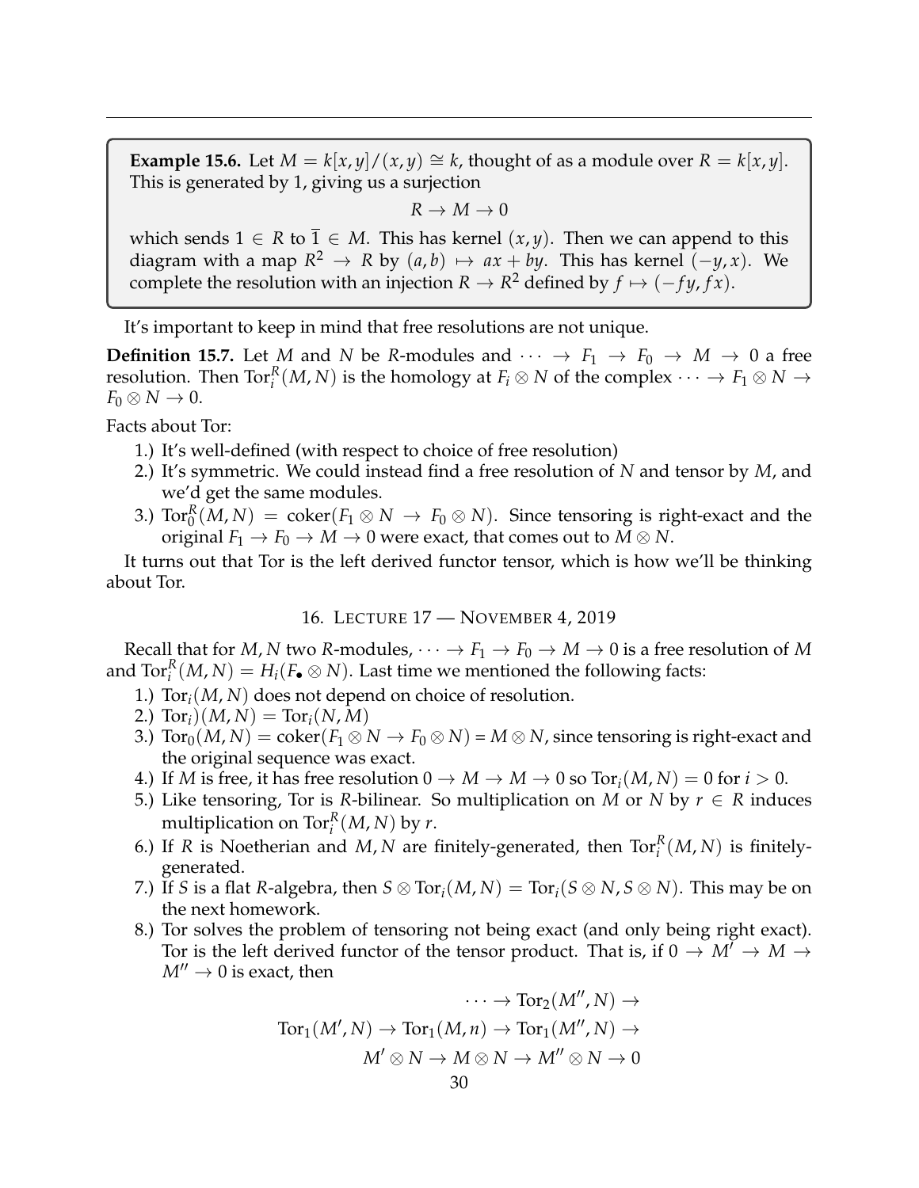**Example 15.6.** Let $M = k[x,y]/(x,y) \cong k$, thought of as a module over $R = k[x,y]$. This is generated by 1, giving us a surjection

$$R \to M \to 0$$

which sends $1 \in R$ to $\overline{1} \in M$. This has kernel $(x,y)$. Then we can append to this diagram with a map $R^2 \to R$ by $(a,b) \mapsto ax + by$. This has kernel $(-y, x)$. We complete the resolution with an injection $R \to R^2$ defined by $f \mapsto (-fy, fx)$.

It's important to keep in mind that free resolutions are not unique.

**Definition 15.7.** Let $M$ and $N$ be $R$-modules and $\cdots \to F_1 \to F_0 \to M \to 0$ a free resolution. Then $\operatorname{Tor}_i^R(M,N)$ is the homology at $F_i \otimes N$ of the complex $\cdots \to F_1 \otimes N \to F_0 \otimes N \to 0$.

Facts about Tor:

1.) It's well-defined (with respect to choice of free resolution)
2.) It's symmetric. We could instead find a free resolution of $N$ and tensor by $M$, and we'd get the same modules.
3.) $\operatorname{Tor}_0^R(M,N) = \operatorname{coker}(F_1 \otimes N \to F_0 \otimes N)$. Since tensoring is right-exact and the original $F_1 \to F_0 \to M \to 0$ were exact, that comes out to $M \otimes N$.

It turns out that Tor is the left derived functor tensor, which is how we'll be thinking about Tor.

## 16. Lecture 17 — November 4, 2019

Recall that for $M, N$ two $R$-modules, $\cdots \to F_1 \to F_0 \to M \to 0$ is a free resolution of $M$ and $\operatorname{Tor}_i^R(M,N) = H_i(F_\bullet \otimes N)$. Last time we mentioned the following facts:

1.) $\operatorname{Tor}_i(M,N)$ does not depend on choice of resolution.
2.) $\operatorname{Tor}_i)(M,N) = \operatorname{Tor}_i(N,M)$
3.) $\operatorname{Tor}_0(M,N) = \operatorname{coker}(F_1 \otimes N \to F_0 \otimes N) = M \otimes N$, since tensoring is right-exact and the original sequence was exact.
4.) If $M$ is free, it has free resolution $0 \to M \to M \to 0$ so $\operatorname{Tor}_i(M,N) = 0$ for $i > 0$.
5.) Like tensoring, Tor is $R$-bilinear. So multiplication on $M$ or $N$ by $r \in R$ induces multiplication on $\operatorname{Tor}_i^R(M,N)$ by $r$.
6.) If $R$ is Noetherian and $M, N$ are finitely-generated, then $\operatorname{Tor}_i^R(M,N)$ is finitely-generated.
7.) If $S$ is a flat $R$-algebra, then $S \otimes \operatorname{Tor}_i(M,N) = \operatorname{Tor}_i(S \otimes N, S \otimes N)$. This may be on the next homework.
8.) Tor solves the problem of tensoring not being exact (and only being right exact). Tor is the left derived functor of the tensor product. That is, if $0 \to M' \to M \to M'' \to 0$ is exact, then

$$\cdots \to \operatorname{Tor}_2(M'',N) \to$$
$$\operatorname{Tor}_1(M',N) \to \operatorname{Tor}_1(M,n) \to \operatorname{Tor}_1(M'',N) \to$$
$$M' \otimes N \to M \otimes N \to M'' \otimes N \to 0$$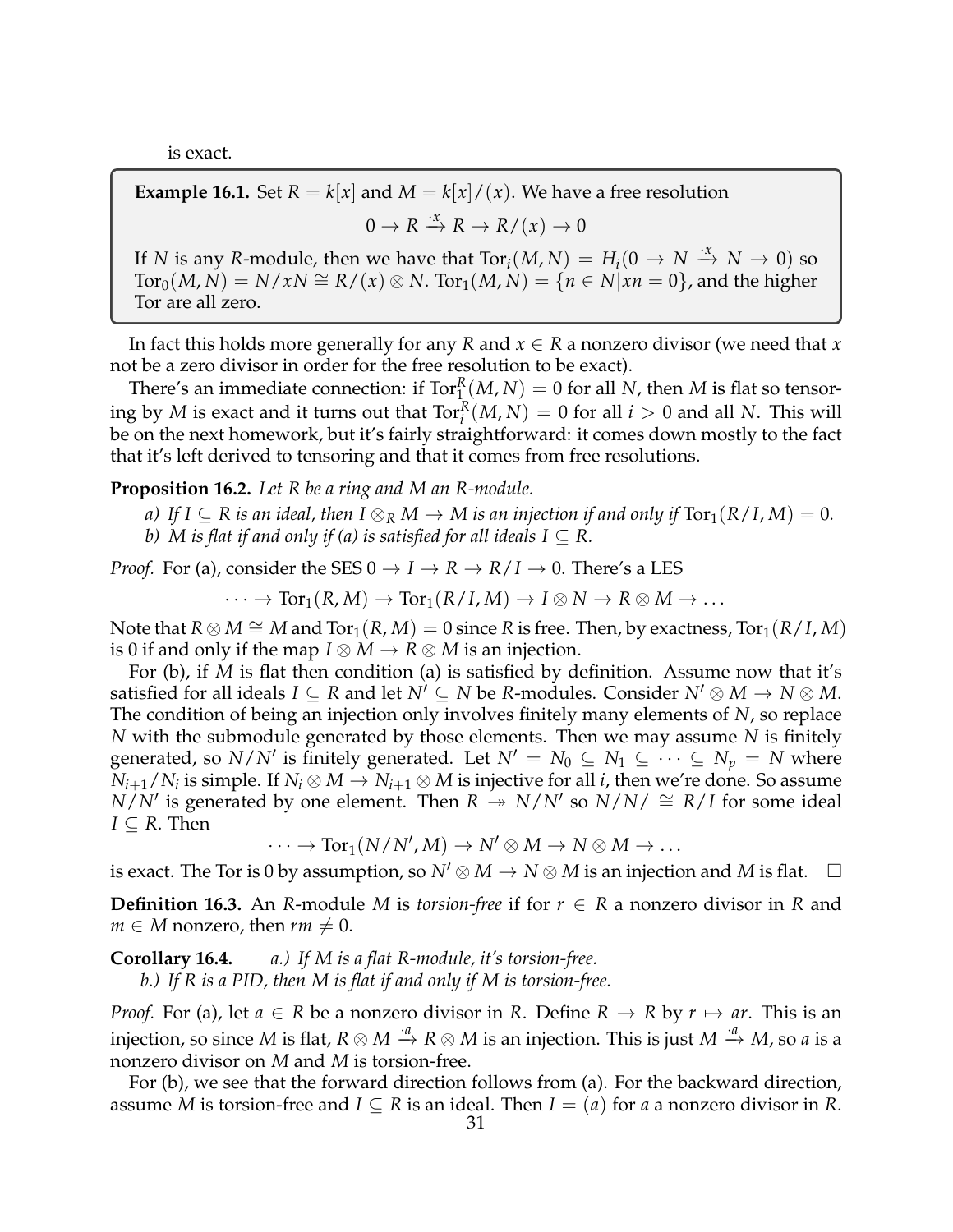is exact.

**Example 16.1.** Set $R = k[x]$ and $M = k[x]/(x)$. We have a free resolution

$$0 \to R \xrightarrow{\cdot x} R \to R/(x) \to 0$$

If $N$ is any $R$-module, then we have that $\mathrm{Tor}_i(M, N) = H_i(0 \to N \xrightarrow{\cdot x} N \to 0)$ so $\mathrm{Tor}_0(M, N) = N/xN \cong R/(x) \otimes N$. $\mathrm{Tor}_1(M, N) = \{n \in N | xn = 0\}$, and the higher Tor are all zero.

In fact this holds more generally for any $R$ and $x \in R$ a nonzero divisor (we need that $x$ not be a zero divisor in order for the free resolution to be exact).

There's an immediate connection: if $\mathrm{Tor}_1^R(M, N) = 0$ for all $N$, then $M$ is flat so tensoring by $M$ is exact and it turns out that $\mathrm{Tor}_i^R(M, N) = 0$ for all $i > 0$ and all $N$. This will be on the next homework, but it's fairly straightforward: it comes down mostly to the fact that it's left derived to tensoring and that it comes from free resolutions.

**Proposition 16.2.** *Let $R$ be a ring and $M$ an $R$-module.*

*a) If $I \subseteq R$ is an ideal, then $I \otimes_R M \to M$ is an injection if and only if $\mathrm{Tor}_1(R/I, M) = 0$.*
*b) $M$ is flat if and only if (a) is satisfied for all ideals $I \subseteq R$.*

*Proof.* For (a), consider the SES $0 \to I \to R \to R/I \to 0$. There's a LES

$$\cdots \to \mathrm{Tor}_1(R, M) \to \mathrm{Tor}_1(R/I, M) \to I \otimes N \to R \otimes M \to \ldots$$

Note that $R \otimes M \cong M$ and $\mathrm{Tor}_1(R, M) = 0$ since $R$ is free. Then, by exactness, $\mathrm{Tor}_1(R/I, M)$ is 0 if and only if the map $I \otimes M \to R \otimes M$ is an injection.

For (b), if $M$ is flat then condition (a) is satisfied by definition. Assume now that it's satisfied for all ideals $I \subseteq R$ and let $N' \subseteq N$ be $R$-modules. Consider $N' \otimes M \to N \otimes M$. The condition of being an injection only involves finitely many elements of $N$, so replace $N$ with the submodule generated by those elements. Then we may assume $N$ is finitely generated, so $N/N'$ is finitely generated. Let $N' = N_0 \subseteq N_1 \subseteq \cdots \subseteq N_p = N$ where $N_{i+1}/N_i$ is simple. If $N_i \otimes M \to N_{i+1} \otimes M$ is injective for all $i$, then we're done. So assume $N/N'$ is generated by one element. Then $R \twoheadrightarrow N/N'$ so $N/N/ \cong R/I$ for some ideal $I \subseteq R$. Then

$$\cdots \to \mathrm{Tor}_1(N/N', M) \to N' \otimes M \to N \otimes M \to \ldots$$

is exact. The Tor is 0 by assumption, so $N' \otimes M \to N \otimes M$ is an injection and $M$ is flat. $\square$

**Definition 16.3.** An $R$-module $M$ is *torsion-free* if for $r \in R$ a nonzero divisor in $R$ and $m \in M$ nonzero, then $rm \neq 0$.

**Corollary 16.4.** *a.) If $M$ is a flat $R$-module, it's torsion-free.*
*b.) If $R$ is a PID, then $M$ is flat if and only if $M$ is torsion-free.*

*Proof.* For (a), let $a \in R$ be a nonzero divisor in $R$. Define $R \to R$ by $r \mapsto ar$. This is an injection, so since $M$ is flat, $R \otimes M \xrightarrow{\cdot a} R \otimes M$ is an injection. This is just $M \xrightarrow{\cdot a} M$, so $a$ is a nonzero divisor on $M$ and $M$ is torsion-free.

For (b), we see that the forward direction follows from (a). For the backward direction, assume $M$ is torsion-free and $I \subseteq R$ is an ideal. Then $I = (a)$ for $a$ a nonzero divisor in $R$.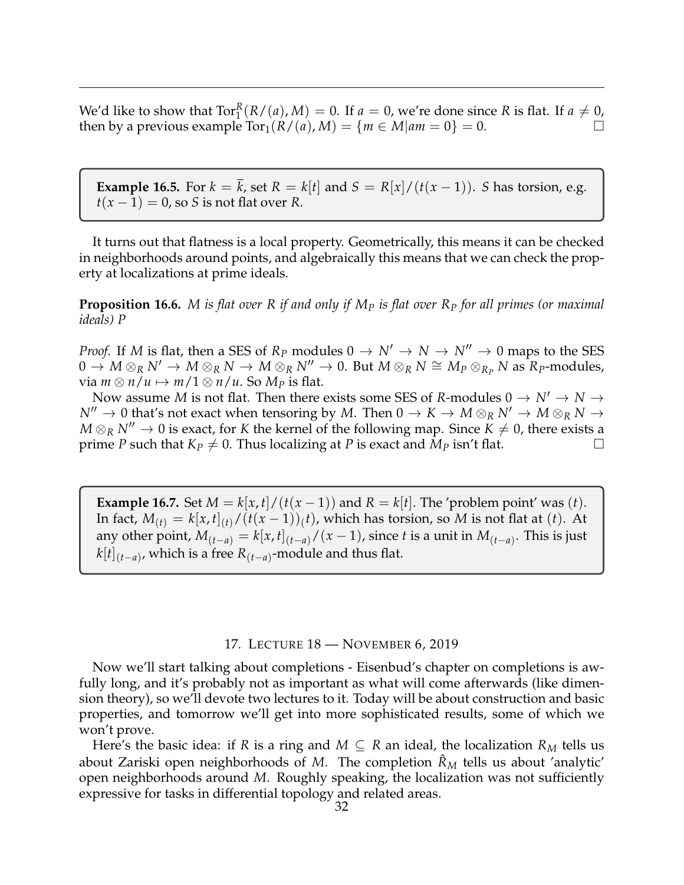We'd like to show that $\text{Tor}_1^R(R/(a), M) = 0$. If $a = 0$, we're done since $R$ is flat. If $a \neq 0$, then by a previous example $\text{Tor}_1(R/(a), M) = \{m \in M | am = 0\} = 0$. □

> **Example 16.5.** For $k = \overline{k}$, set $R = k[t]$ and $S = R[x]/(t(x-1))$. $S$ has torsion, e.g. $t(x-1) = 0$, so $S$ is not flat over $R$.

It turns out that flatness is a local property. Geometrically, this means it can be checked in neighborhoods around points, and algebraically this means that we can check the property at localizations at prime ideals.

**Proposition 16.6.** *$M$ is flat over $R$ if and only if $M_P$ is flat over $R_P$ for all primes (or maximal ideals) $P$*

*Proof.* If $M$ is flat, then a SES of $R_P$ modules $0 \to N' \to N \to N'' \to 0$ maps to the SES $0 \to M \otimes_R N' \to M \otimes_R N \to M \otimes_R N'' \to 0$. But $M \otimes_R N \cong M_P \otimes_{R_P} N$ as $R_P$-modules, via $m \otimes n/u \mapsto m/1 \otimes n/u$. So $M_P$ is flat.

Now assume $M$ is not flat. Then there exists some SES of $R$-modules $0 \to N' \to N \to N'' \to 0$ that's not exact when tensoring by $M$. Then $0 \to K \to M \otimes_R N' \to M \otimes_R N \to M \otimes_R N'' \to 0$ is exact, for $K$ the kernel of the following map. Since $K \neq 0$, there exists a prime $P$ such that $K_P \neq 0$. Thus localizing at $P$ is exact and $M_P$ isn't flat. □

> **Example 16.7.** Set $M = k[x,t]/(t(x-1))$ and $R = k[t]$. The 'problem point' was $(t)$. In fact, $M_{(t)} = k[x,t]_{(t)}/(t(x-1))_(t)$, which has torsion, so $M$ is not flat at $(t)$. At any other point, $M_{(t-a)} = k[x,t]_{(t-a)}/(x-1)$, since $t$ is a unit in $M_{(t-a)}$. This is just $k[t]_{(t-a)}$, which is a free $R_{(t-a)}$-module and thus flat.

## 17. Lecture 18 — November 6, 2019

Now we'll start talking about completions - Eisenbud's chapter on completions is awfully long, and it's probably not as important as what will come afterwards (like dimension theory), so we'll devote two lectures to it. Today will be about construction and basic properties, and tomorrow we'll get into more sophisticated results, some of which we won't prove.

Here's the basic idea: if $R$ is a ring and $M \subseteq R$ an ideal, the localization $R_M$ tells us about Zariski open neighborhoods of $M$. The completion $\hat{R}_M$ tells us about 'analytic' open neighborhoods around $M$. Roughly speaking, the localization was not sufficiently expressive for tasks in differential topology and related areas.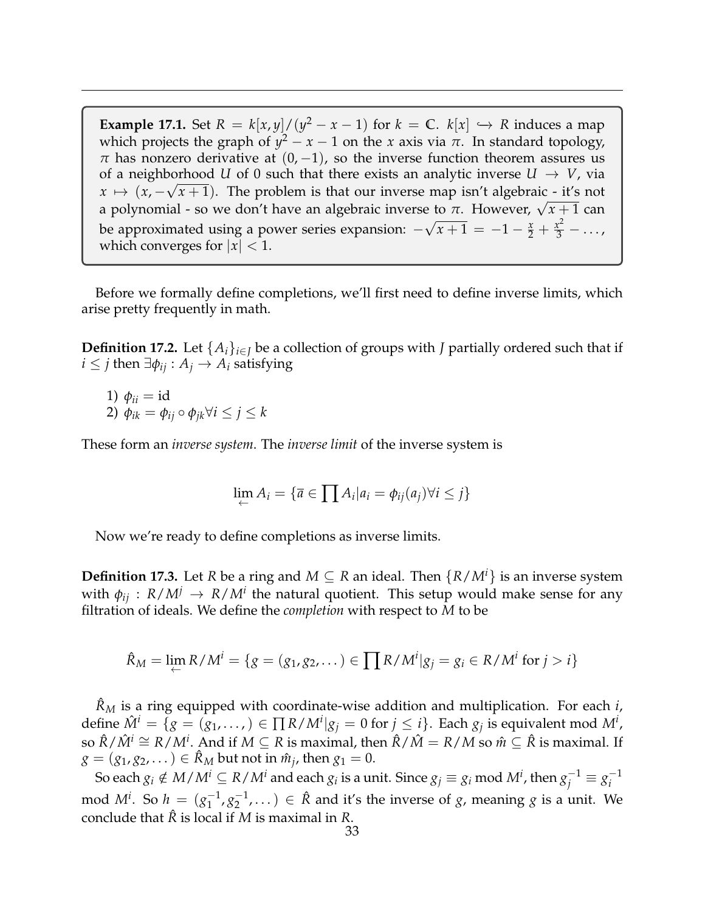**Example 17.1.** Set $R = k[x,y]/(y^2 - x - 1)$ for $k = \mathbb{C}$. $k[x] \hookrightarrow R$ induces a map which projects the graph of $y^2 - x - 1$ on the $x$ axis via $\pi$. In standard topology, $\pi$ has nonzero derivative at $(0, -1)$, so the inverse function theorem assures us of a neighborhood $U$ of 0 such that there exists an analytic inverse $U \to V$, via $x \mapsto (x, -\sqrt{x+1})$. The problem is that our inverse map isn't algebraic - it's not a polynomial - so we don't have an algebraic inverse to $\pi$. However, $\sqrt{x+1}$ can be approximated using a power series expansion: $-\sqrt{x+1} = -1 - \frac{x}{2} + \frac{x^2}{3} - \dots$, which converges for $|x| < 1$.

Before we formally define completions, we'll first need to define inverse limits, which arise pretty frequently in math.

**Definition 17.2.** Let $\{A_i\}_{i \in J}$ be a collection of groups with $J$ partially ordered such that if $i \leq j$ then $\exists \phi_{ij} : A_j \to A_i$ satisfying

1) $\phi_{ii} = \text{id}$
2) $\phi_{ik} = \phi_{ij} \circ \phi_{jk} \forall i \leq j \leq k$

These form an *inverse system*. The *inverse limit* of the inverse system is

$$\varprojlim A_i = \{\overline{a} \in \prod A_i | a_i = \phi_{ij}(a_j) \forall i \leq j\}$$

Now we're ready to define completions as inverse limits.

**Definition 17.3.** Let $R$ be a ring and $M \subseteq R$ an ideal. Then $\{R/M^i\}$ is an inverse system with $\phi_{ij} : R/M^j \to R/M^i$ the natural quotient. This setup would make sense for any filtration of ideals. We define the *completion* with respect to $M$ to be

$$\hat{R}_M = \varprojlim R/M^i = \{g = (g_1, g_2, \dots) \in \prod R/M^i | g_j = g_i \in R/M^i \text{ for } j > i\}$$

$\hat{R}_M$ is a ring equipped with coordinate-wise addition and multiplication. For each $i$, define $\hat{M}^i = \{g = (g_1, \dots,) \in \prod R/M^i | g_j = 0 \text{ for } j \leq i\}$. Each $g_j$ is equivalent mod $M^i$, so $\hat{R}/\hat{M}^i \cong R/M^i$. And if $M \subseteq R$ is maximal, then $\hat{R}/\hat{M} = R/M$ so $\hat{m} \subseteq \hat{R}$ is maximal. If $g = (g_1, g_2, \dots) \in \hat{R}_M$ but not in $\hat{m}_j$, then $g_1 = 0$.

So each $g_i \notin M/M^i \subseteq R/M^i$ and each $g_i$ is a unit. Since $g_j \equiv g_i \bmod M^i$, then $g_j^{-1} \equiv g_i^{-1} \bmod M^i$. So $h = (g_1^{-1}, g_2^{-1}, \dots) \in \hat{R}$ and it's the inverse of $g$, meaning $g$ is a unit. We conclude that $\hat{R}$ is local if $M$ is maximal in $R$.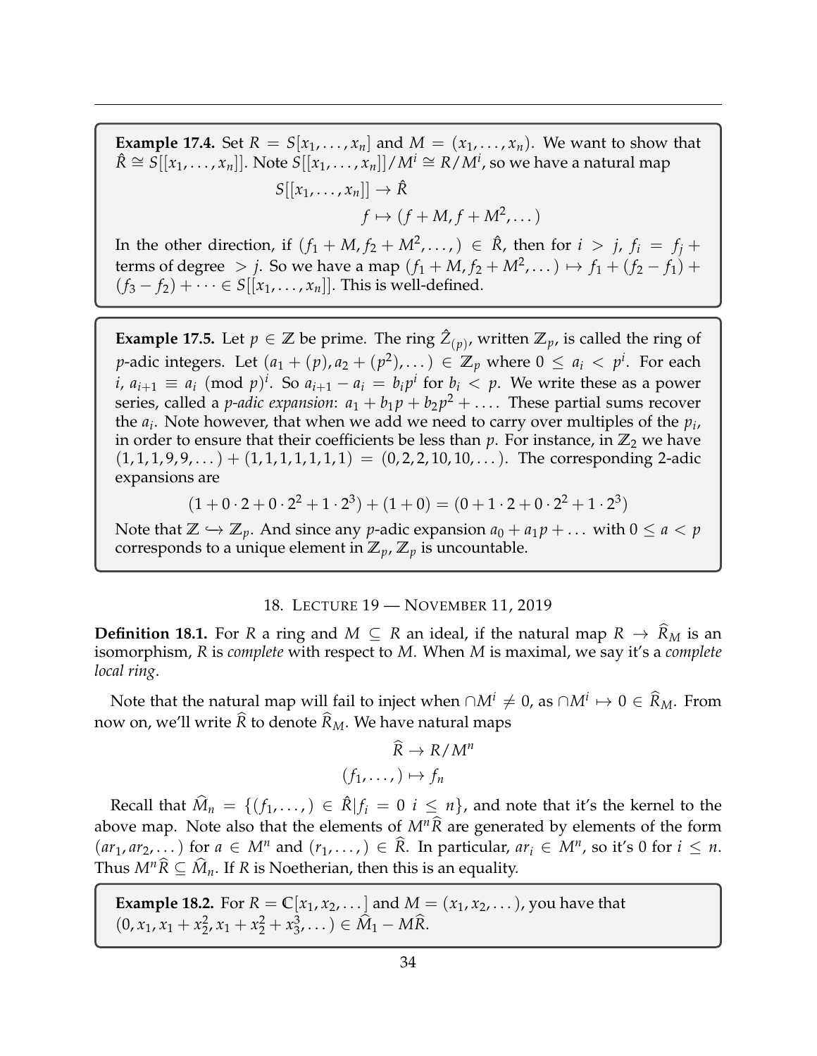**Example 17.4.** Set $R = S[x_1, \dots, x_n]$ and $M = (x_1, \dots, x_n)$. We want to show that $\hat{R} \cong S[[x_1, \dots, x_n]]$. Note $S[[x_1, \dots, x_n]]/M^i \cong R/M^i$, so we have a natural map

$$S[[x_1, \dots, x_n]] \to \hat{R}$$
$$f \mapsto (f + M, f + M^2, \dots)$$

In the other direction, if $(f_1 + M, f_2 + M^2, \dots, ) \in \hat{R}$, then for $i > j$, $f_i = f_j +$ terms of degree $> j$. So we have a map $(f_1 + M, f_2 + M^2, \dots) \mapsto f_1 + (f_2 - f_1) + (f_3 - f_2) + \dots \in S[[x_1, \dots, x_n]]$. This is well-defined.

**Example 17.5.** Let $p \in \mathbb{Z}$ be prime. The ring $\hat{Z}_{(p)}$, written $\mathbb{Z}_p$, is called the ring of $p$-adic integers. Let $(a_1 + (p), a_2 + (p^2), \dots) \in \mathbb{Z}_p$ where $0 \leq a_i < p^i$. For each $i$, $a_{i+1} \equiv a_i \pmod{p)^i}$. So $a_{i+1} - a_i = b_i p^i$ for $b_i < p$. We write these as a power series, called a *p-adic expansion*: $a_1 + b_1 p + b_2 p^2 + \dots$. These partial sums recover the $a_i$. Note however, that when we add we need to carry over multiples of the $p_i$, in order to ensure that their coefficients be less than $p$. For instance, in $\mathbb{Z}_2$ we have $(1, 1, 1, 9, 9, \dots) + (1, 1, 1, 1, 1, 1, 1) = (0, 2, 2, 10, 10, \dots)$. The corresponding 2-adic expansions are

$$(1 + 0 \cdot 2 + 0 \cdot 2^2 + 1 \cdot 2^3) + (1 + 0) = (0 + 1 \cdot 2 + 0 \cdot 2^2 + 1 \cdot 2^3)$$

Note that $\mathbb{Z} \hookrightarrow \mathbb{Z}_p$. And since any $p$-adic expansion $a_0 + a_1 p + \dots$ with $0 \leq a < p$ corresponds to a unique element in $\mathbb{Z}_p$, $\mathbb{Z}_p$ is uncountable.

## 18. Lecture 19 — November 11, 2019

**Definition 18.1.** For $R$ a ring and $M \subseteq R$ an ideal, if the natural map $R \to \widehat{R}_M$ is an isomorphism, $R$ is *complete* with respect to $M$. When $M$ is maximal, we say it's a *complete local ring*.

Note that the natural map will fail to inject when $\cap M^i \neq 0$, as $\cap M^i \mapsto 0 \in \widehat{R}_M$. From now on, we'll write $\widehat{R}$ to denote $\widehat{R}_M$. We have natural maps

$$\widehat{R} \to R/M^n$$
$$(f_1, \dots, ) \mapsto f_n$$

Recall that $\widehat{M}_n = \{(f_1, \dots, ) \in \hat{R} | f_i = 0 \ i \leq n\}$, and note that it's the kernel to the above map. Note also that the elements of $M^n\widehat{R}$ are generated by elements of the form $(ar_1, ar_2, \dots)$ for $a \in M^n$ and $(r_1, \dots, ) \in \widehat{R}$. In particular, $ar_i \in M^n$, so it's 0 for $i \leq n$. Thus $M^n\widehat{R} \subseteq \widehat{M}_n$. If $R$ is Noetherian, then this is an equality.

**Example 18.2.** For $R = \mathbb{C}[x_1, x_2, \dots]$ and $M = (x_1, x_2, \dots)$, you have that $(0, x_1, x_1 + x_2^2, x_1 + x_2^2 + x_3^3, \dots) \in \widehat{M}_1 - M\widehat{R}$.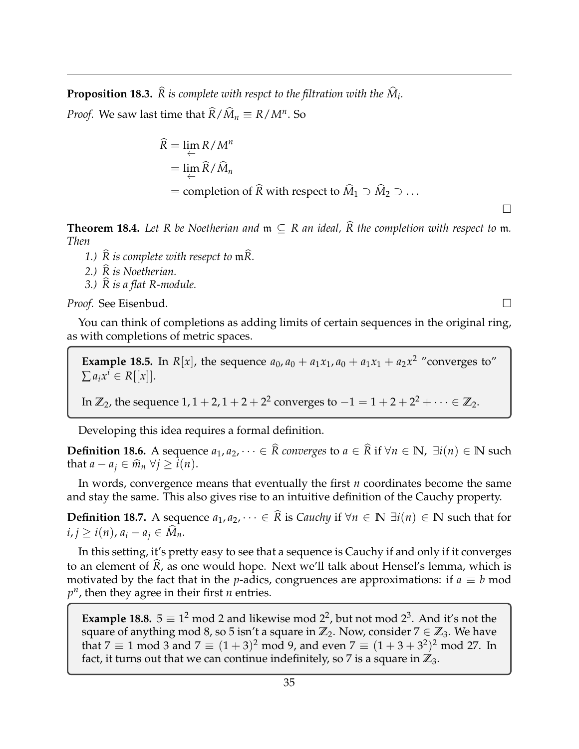**Proposition 18.3.** *$\widehat{R}$ is complete with respct to the filtration with the $\widehat{M}_i$.*

*Proof.* We saw last time that $\widehat{R}/\widehat{M}_n \equiv R/M^n$. So

$$\begin{aligned}
\widehat{R} &= \lim_{\leftarrow} R/M^n \\
&= \lim_{\leftarrow} \widehat{R}/\widehat{M}_n \\
&= \text{completion of } \widehat{R} \text{ with respect to } \widehat{M}_1 \supset \widehat{M}_2 \supset \dots
\end{aligned}$$

□

**Theorem 18.4.** *Let $R$ be Noetherian and $\mathfrak{m} \subseteq R$ an ideal, $\widehat{R}$ the completion with respect to $\mathfrak{m}$. Then*

*1.) $\widehat{R}$ is complete with resepct to $\mathfrak{m}\widehat{R}$.*
*2.) $\widehat{R}$ is Noetherian.*
*3.) $\widehat{R}$ is a flat $R$-module.*

*Proof.* See Eisenbud. □

You can think of completions as adding limits of certain sequences in the original ring, as with completions of metric spaces.

> **Example 18.5.** In $R[x]$, the sequence $a_0, a_0 + a_1x_1, a_0 + a_1x_1 + a_2x^2$ "converges to" $\sum a_ix^i \in R[[x]]$.
>
> In $\mathbb{Z}_2$, the sequence $1, 1+2, 1+2+2^2$ converges to $-1 = 1 + 2 + 2^2 + \cdots \in \mathbb{Z}_2$.

Developing this idea requires a formal definition.

**Definition 18.6.** A sequence $a_1, a_2, \dots \in \widehat{R}$ *converges* to $a \in \widehat{R}$ if $\forall n \in \mathbb{N}$, $\exists i(n) \in \mathbb{N}$ such that $a - a_j \in \widehat{m}_n$ $\forall j \geq i(n)$.

In words, convergence means that eventually the first $n$ coordinates become the same and stay the same. This also gives rise to an intuitive definition of the Cauchy property.

**Definition 18.7.** A sequence $a_1, a_2, \dots \in \widehat{R}$ is *Cauchy* if $\forall n \in \mathbb{N}$ $\exists i(n) \in \mathbb{N}$ such that for $i, j \geq i(n)$, $a_i - a_j \in \widehat{M}_n$.

In this setting, it's pretty easy to see that a sequence is Cauchy if and only if it converges to an element of $\widehat{R}$, as one would hope. Next we'll talk about Hensel's lemma, which is motivated by the fact that in the $p$-adics, congruences are approximations: if $a \equiv b$ mod $p^n$, then they agree in their first $n$ entries.

> **Example 18.8.** $5 \equiv 1^2$ mod 2 and likewise mod $2^2$, but not mod $2^3$. And it's not the square of anything mod 8, so 5 isn't a square in $\mathbb{Z}_2$. Now, consider $7 \in \mathbb{Z}_3$. We have that $7 \equiv 1$ mod 3 and $7 \equiv (1+3)^2$ mod 9, and even $7 \equiv (1+3+3^2)^2$ mod 27. In fact, it turns out that we can continue indefinitely, so 7 is a square in $\mathbb{Z}_3$.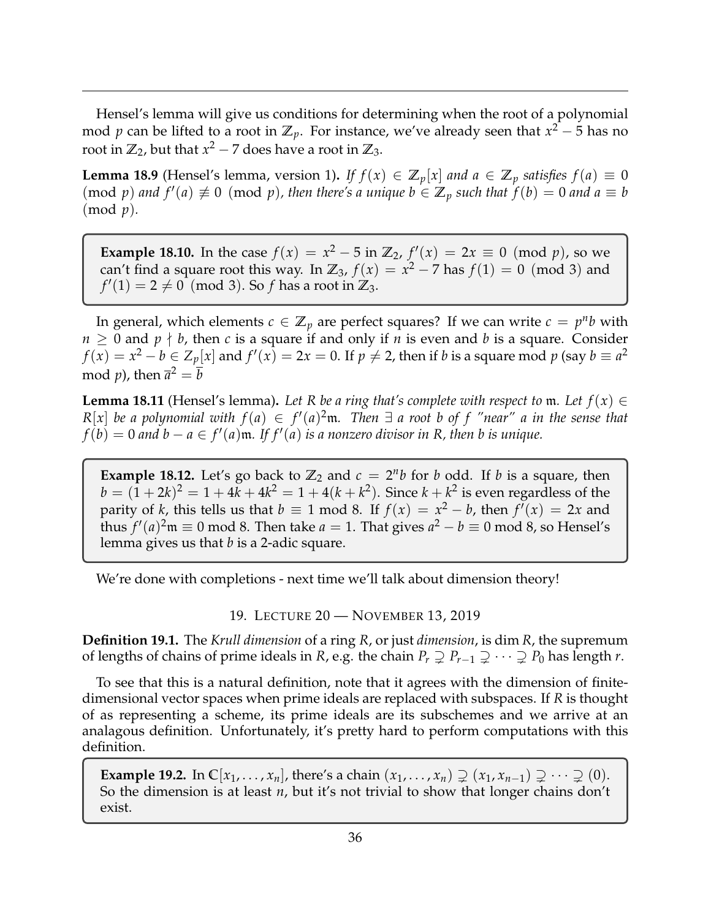Hensel's lemma will give us conditions for determining when the root of a polynomial mod $p$ can be lifted to a root in $\mathbb{Z}_p$. For instance, we've already seen that $x^2 - 5$ has no root in $\mathbb{Z}_2$, but that $x^2 - 7$ does have a root in $\mathbb{Z}_3$.

**Lemma 18.9** (Hensel's lemma, version 1)**.** *If $f(x) \in \mathbb{Z}_p[x]$ and $a \in \mathbb{Z}_p$ satisfies $f(a) \equiv 0 \pmod p$ and $f'(a) \not\equiv 0 \pmod p$, then there's a unique $b \in \mathbb{Z}_p$ such that $f(b) = 0$ and $a \equiv b \pmod p$.*

> **Example 18.10.** In the case $f(x) = x^2 - 5$ in $\mathbb{Z}_2$, $f'(x) = 2x \equiv 0 \pmod p$, so we can't find a square root this way. In $\mathbb{Z}_3$, $f(x) = x^2 - 7$ has $f(1) = 0 \pmod 3$ and $f'(1) = 2 \neq 0 \pmod 3$. So $f$ has a root in $\mathbb{Z}_3$.

In general, which elements $c \in \mathbb{Z}_p$ are perfect squares? If we can write $c = p^n b$ with $n \geq 0$ and $p \nmid b$, then $c$ is a square if and only if $n$ is even and $b$ is a square. Consider $f(x) = x^2 - b \in Z_p[x]$ and $f'(x) = 2x = 0$. If $p \neq 2$, then if $b$ is a square mod $p$ (say $b \equiv a^2$ mod $p$), then $\overline{a}^2 = \overline{b}$

**Lemma 18.11** (Hensel's lemma)**.** *Let $R$ be a ring that's complete with respect to $\mathfrak{m}$. Let $f(x) \in R[x]$ be a polynomial with $f(a) \in f'(a)^2\mathfrak{m}$. Then $\exists$ a root $b$ of $f$ "near" $a$ in the sense that $f(b) = 0$ and $b - a \in f'(a)\mathfrak{m}$. If $f'(a)$ is a nonzero divisor in $R$, then $b$ is unique.*

> **Example 18.12.** Let's go back to $\mathbb{Z}_2$ and $c = 2^n b$ for $b$ odd. If $b$ is a square, then $b = (1+2k)^2 = 1 + 4k + 4k^2 = 1 + 4(k + k^2)$. Since $k + k^2$ is even regardless of the parity of $k$, this tells us that $b \equiv 1$ mod 8. If $f(x) = x^2 - b$, then $f'(x) = 2x$ and thus $f'(a)^2\mathfrak{m} \equiv 0$ mod 8. Then take $a = 1$. That gives $a^2 - b \equiv 0$ mod 8, so Hensel's lemma gives us that $b$ is a 2-adic square.

We're done with completions - next time we'll talk about dimension theory!

## 19. Lecture 20 — November 13, 2019

**Definition 19.1.** The *Krull dimension* of a ring $R$, or just *dimension*, is $\dim R$, the supremum of lengths of chains of prime ideals in $R$, e.g. the chain $P_r \supsetneq P_{r-1} \supsetneq \cdots \supsetneq P_0$ has length $r$.

To see that this is a natural definition, note that it agrees with the dimension of finite-dimensional vector spaces when prime ideals are replaced with subspaces. If $R$ is thought of as representing a scheme, its prime ideals are its subschemes and we arrive at an analagous definition. Unfortunately, it's pretty hard to perform computations with this definition.

> **Example 19.2.** In $\mathbb{C}[x_1, \ldots, x_n]$, there's a chain $(x_1, \ldots, x_n) \supsetneq (x_1, x_{n-1}) \supsetneq \cdots \supsetneq (0)$. So the dimension is at least $n$, but it's not trivial to show that longer chains don't exist.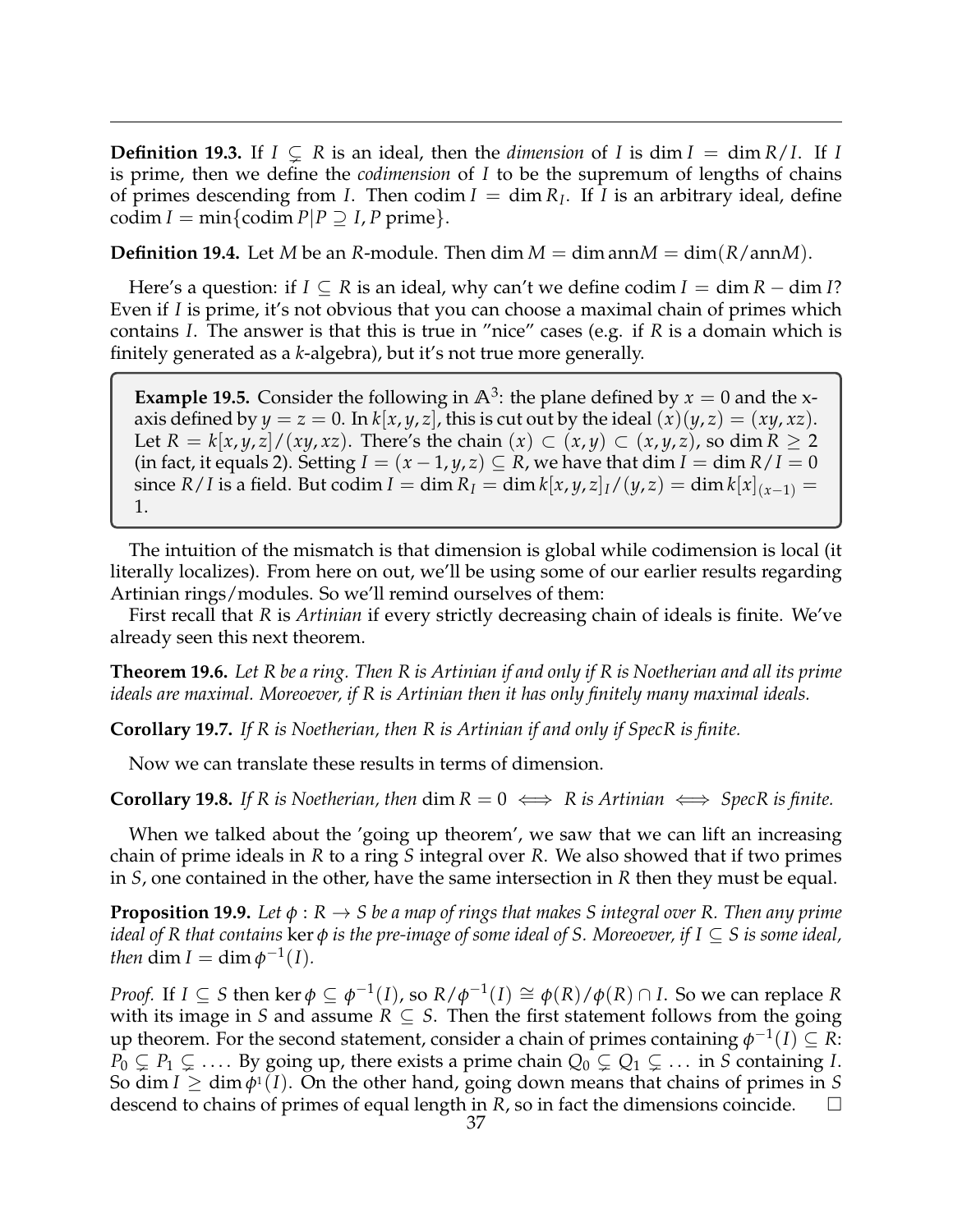**Definition 19.3.** If $I \subsetneq R$ is an ideal, then the *dimension* of $I$ is $\dim I = \dim R/I$. If $I$ is prime, then we define the *codimension* of $I$ to be the supremum of lengths of chains of primes descending from $I$. Then $\operatorname{codim} I = \dim R_I$. If $I$ is an arbitrary ideal, define $\operatorname{codim} I = \min\{\operatorname{codim} P | P \supseteq I, P \text{ prime}\}$.

**Definition 19.4.** Let $M$ be an $R$-module. Then $\dim M = \dim \operatorname{ann} M = \dim(R/\operatorname{ann} M)$.

Here's a question: if $I \subseteq R$ is an ideal, why can't we define $\operatorname{codim} I = \dim R - \dim I$? Even if $I$ is prime, it's not obvious that you can choose a maximal chain of primes which contains $I$. The answer is that this is true in "nice" cases (e.g. if $R$ is a domain which is finitely generated as a $k$-algebra), but it's not true more generally.

**Example 19.5.** Consider the following in $\mathbb{A}^3$: the plane defined by $x = 0$ and the x-axis defined by $y = z = 0$. In $k[x, y, z]$, this is cut out by the ideal $(x)(y, z) = (xy, xz)$. Let $R = k[x, y, z]/(xy, xz)$. There's the chain $(x) \subset (x, y) \subset (x, y, z)$, so $\dim R \geq 2$ (in fact, it equals 2). Setting $I = (x - 1, y, z) \subseteq R$, we have that $\dim I = \dim R/I = 0$ since $R/I$ is a field. But $\operatorname{codim} I = \dim R_I = \dim k[x, y, z]_I/(y, z) = \dim k[x]_{(x-1)} = 1$.

The intuition of the mismatch is that dimension is global while codimension is local (it literally localizes). From here on out, we'll be using some of our earlier results regarding Artinian rings/modules. So we'll remind ourselves of them:

First recall that $R$ is *Artinian* if every strictly decreasing chain of ideals is finite. We've already seen this next theorem.

**Theorem 19.6.** *Let $R$ be a ring. Then $R$ is Artinian if and only if $R$ is Noetherian and all its prime ideals are maximal. Moreoever, if $R$ is Artinian then it has only finitely many maximal ideals.*

**Corollary 19.7.** *If $R$ is Noetherian, then $R$ is Artinian if and only if SpecR is finite.*

Now we can translate these results in terms of dimension.

**Corollary 19.8.** *If $R$ is Noetherian, then $\dim R = 0 \iff R$ is Artinian $\iff$ SpecR is finite.*

When we talked about the 'going up theorem', we saw that we can lift an increasing chain of prime ideals in $R$ to a ring $S$ integral over $R$. We also showed that if two primes in $S$, one contained in the other, have the same intersection in $R$ then they must be equal.

**Proposition 19.9.** *Let $\phi : R \to S$ be a map of rings that makes $S$ integral over $R$. Then any prime ideal of $R$ that contains $\ker \phi$ is the pre-image of some ideal of $S$. Moreoever, if $I \subseteq S$ is some ideal, then $\dim I = \dim \phi^{-1}(I)$.*

*Proof.* If $I \subseteq S$ then $\ker \phi \subseteq \phi^{-1}(I)$, so $R/\phi^{-1}(I) \cong \phi(R)/\phi(R) \cap I$. So we can replace $R$ with its image in $S$ and assume $R \subseteq S$. Then the first statement follows from the going up theorem. For the second statement, consider a chain of primes containing $\phi^{-1}(I) \subseteq R$: $P_0 \subsetneq P_1 \subsetneq \ldots$. By going up, there exists a prime chain $Q_0 \subsetneq Q_1 \subsetneq \ldots$ in $S$ containing $I$. So $\dim I \geq \dim \phi^1(I)$. On the other hand, going down means that chains of primes in $S$ descend to chains of primes of equal length in $R$, so in fact the dimensions coincide. $\square$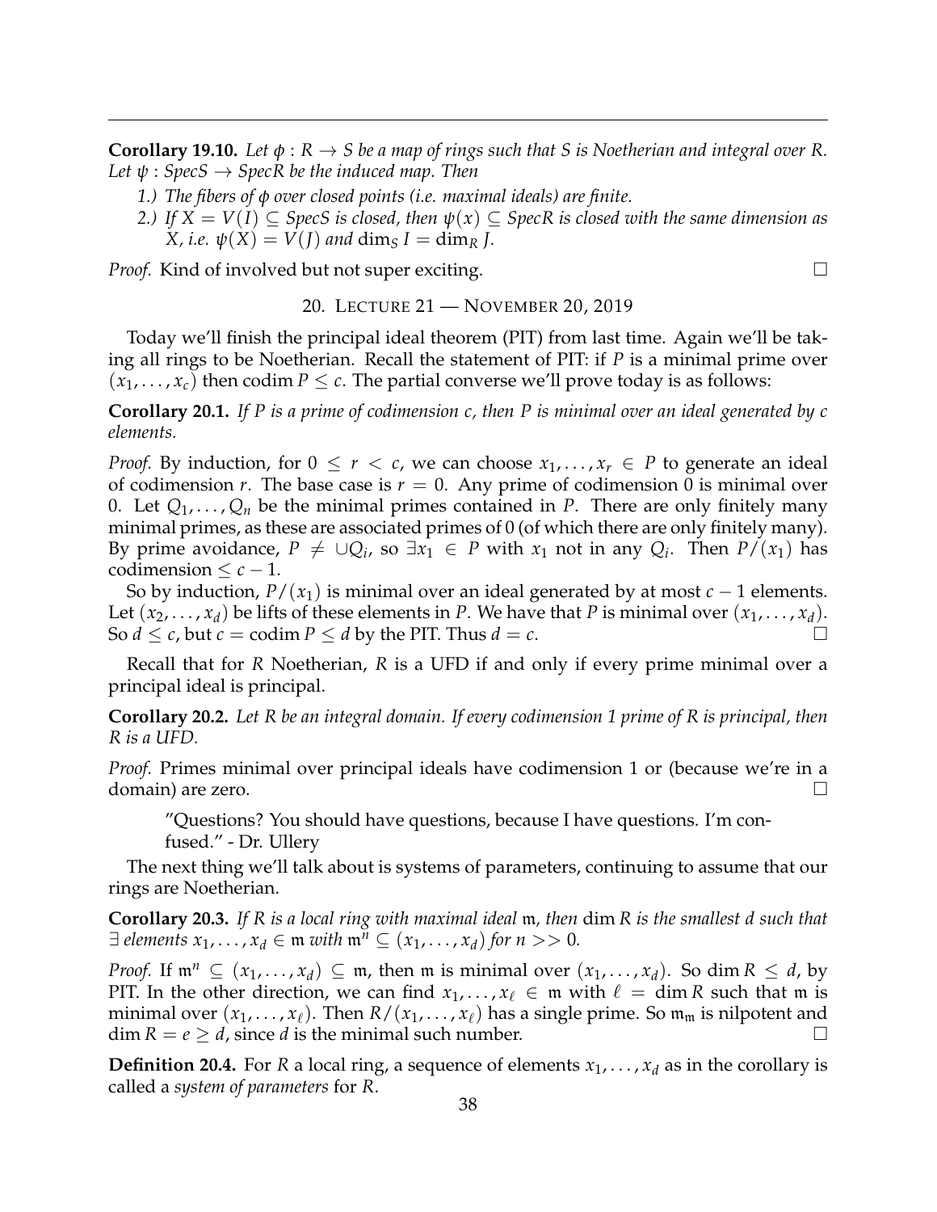**Corollary 19.10.** *Let $\phi : R \to S$ be a map of rings such that $S$ is Noetherian and integral over $R$. Let $\psi : SpecS \to SpecR$ be the induced map. Then*

*1.) The fibers of $\phi$ over closed points (i.e. maximal ideals) are finite.*

*2.) If $X = V(I) \subseteq SpecS$ is closed, then $\psi(x) \subseteq SpecR$ is closed with the same dimension as $X$, i.e. $\psi(X) = V(J)$ and $\dim_S I = \dim_R J$.*

*Proof.* Kind of involved but not super exciting. □

## 20. Lecture 21 — November 20, 2019

Today we'll finish the principal ideal theorem (PIT) from last time. Again we'll be taking all rings to be Noetherian. Recall the statement of PIT: if $P$ is a minimal prime over $(x_1, \dots, x_c)$ then codim $P \leq c$. The partial converse we'll prove today is as follows:

**Corollary 20.1.** *If $P$ is a prime of codimension $c$, then $P$ is minimal over an ideal generated by $c$ elements.*

*Proof.* By induction, for $0 \leq r < c$, we can choose $x_1, \dots, x_r \in P$ to generate an ideal of codimension $r$. The base case is $r = 0$. Any prime of codimension 0 is minimal over 0. Let $Q_1, \dots, Q_n$ be the minimal primes contained in $P$. There are only finitely many minimal primes, as these are associated primes of 0 (of which there are only finitely many). By prime avoidance, $P \neq \cup Q_i$, so $\exists x_1 \in P$ with $x_1$ not in any $Q_i$. Then $P/(x_1)$ has codimension $\leq c - 1$.

So by induction, $P/(x_1)$ is minimal over an ideal generated by at most $c - 1$ elements. Let $(x_2, \dots, x_d)$ be lifts of these elements in $P$. We have that $P$ is minimal over $(x_1, \dots, x_d)$. So $d \leq c$, but $c = \text{codim } P \leq d$ by the PIT. Thus $d = c$. □

Recall that for $R$ Noetherian, $R$ is a UFD if and only if every prime minimal over a principal ideal is principal.

**Corollary 20.2.** *Let $R$ be an integral domain. If every codimension 1 prime of $R$ is principal, then $R$ is a UFD.*

*Proof.* Primes minimal over principal ideals have codimension 1 or (because we're in a domain) are zero. □

> "Questions? You should have questions, because I have questions. I'm confused." - Dr. Ullery

The next thing we'll talk about is systems of parameters, continuing to assume that our rings are Noetherian.

**Corollary 20.3.** *If $R$ is a local ring with maximal ideal $\mathfrak{m}$, then $\dim R$ is the smallest $d$ such that $\exists$ elements $x_1, \dots, x_d \in \mathfrak{m}$ with $\mathfrak{m}^n \subseteq (x_1, \dots, x_d)$ for $n >> 0$.*

*Proof.* If $\mathfrak{m}^n \subseteq (x_1, \dots, x_d) \subseteq \mathfrak{m}$, then $\mathfrak{m}$ is minimal over $(x_1, \dots, x_d)$. So $\dim R \leq d$, by PIT. In the other direction, we can find $x_1, \dots, x_\ell \in \mathfrak{m}$ with $\ell = \dim R$ such that $\mathfrak{m}$ is minimal over $(x_1, \dots, x_\ell)$. Then $R/(x_1, \dots, x_\ell)$ has a single prime. So $\mathfrak{m}_\mathfrak{m}$ is nilpotent and $\dim R = e \geq d$, since $d$ is the minimal such number. □

**Definition 20.4.** For $R$ a local ring, a sequence of elements $x_1, \dots, x_d$ as in the corollary is called a *system of parameters* for $R$.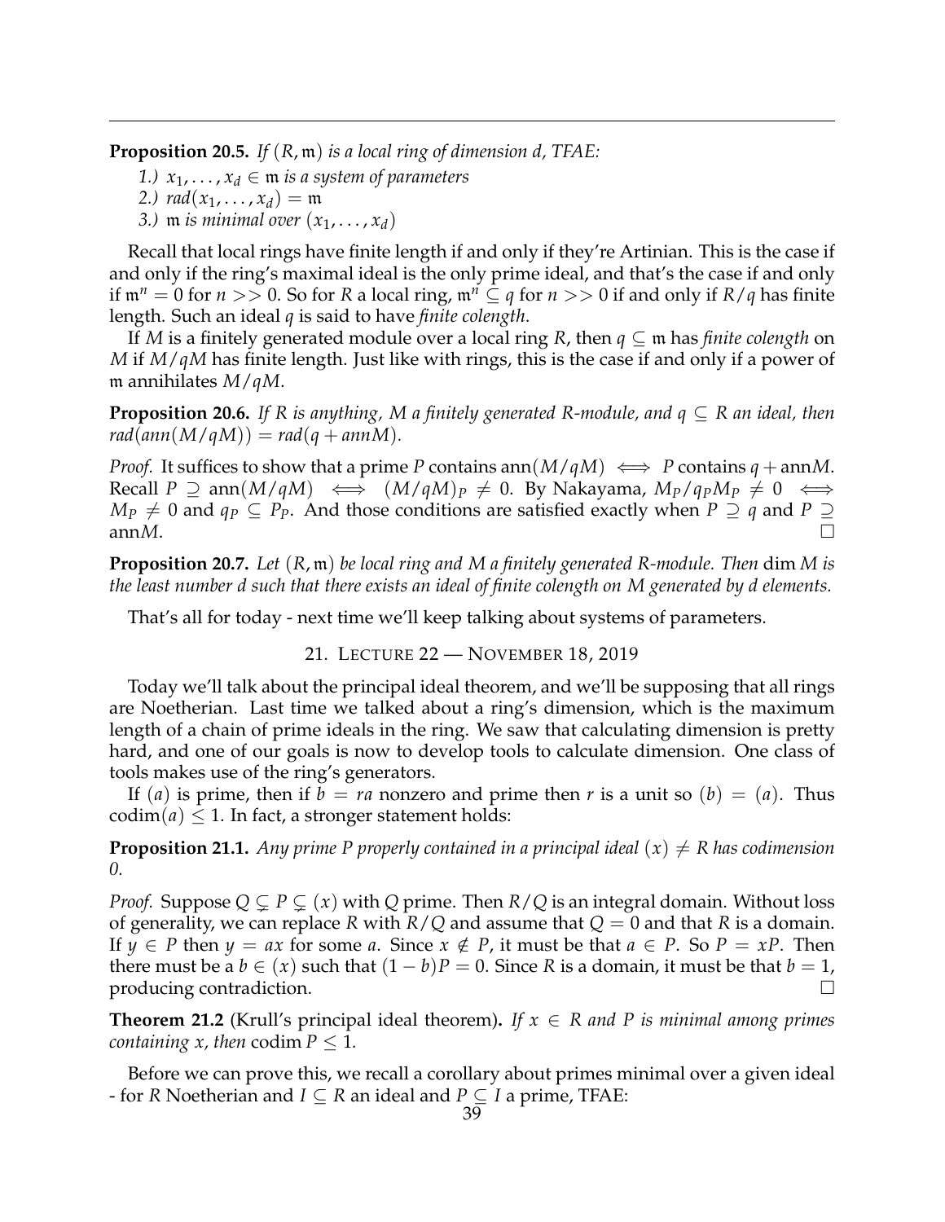**Proposition 20.5.** *If $(R, \mathfrak{m})$ is a local ring of dimension $d$, TFAE:*

*1.) $x_1, \ldots, x_d \in \mathfrak{m}$ is a system of parameters*

*2.) $rad(x_1, \ldots, x_d) = \mathfrak{m}$*

*3.) $\mathfrak{m}$ is minimal over $(x_1, \ldots, x_d)$*

Recall that local rings have finite length if and only if they're Artinian. This is the case if and only if the ring's maximal ideal is the only prime ideal, and that's the case if and only if $\mathfrak{m}^n = 0$ for $n >> 0$. So for $R$ a local ring, $\mathfrak{m}^n \subseteq q$ for $n >> 0$ if and only if $R/q$ has finite length. Such an ideal $q$ is said to have *finite colength*.

If $M$ is a finitely generated module over a local ring $R$, then $q \subseteq \mathfrak{m}$ has *finite colength* on $M$ if $M/qM$ has finite length. Just like with rings, this is the case if and only if a power of $\mathfrak{m}$ annihilates $M/qM$.

**Proposition 20.6.** *If $R$ is anything, $M$ a finitely generated $R$-module, and $q \subseteq R$ an ideal, then $rad(ann(M/qM)) = rad(q + annM)$.*

*Proof.* It suffices to show that a prime $P$ contains $\text{ann}(M/qM) \iff P$ contains $q + \text{ann}M$. Recall $P \supseteq \text{ann}(M/qM) \iff (M/qM)_P \neq 0$. By Nakayama, $M_P/q_PM_P \neq 0 \iff M_P \neq 0$ and $q_P \subseteq P_P$. And those conditions are satisfied exactly when $P \supseteq q$ and $P \supseteq \text{ann}M$. □

**Proposition 20.7.** *Let $(R, \mathfrak{m})$ be local ring and $M$ a finitely generated $R$-module. Then* $\dim M$ *is the least number $d$ such that there exists an ideal of finite colength on $M$ generated by $d$ elements.*

That's all for today - next time we'll keep talking about systems of parameters.

## 21. Lecture 22 — November 18, 2019

Today we'll talk about the principal ideal theorem, and we'll be supposing that all rings are Noetherian. Last time we talked about a ring's dimension, which is the maximum length of a chain of prime ideals in the ring. We saw that calculating dimension is pretty hard, and one of our goals is now to develop tools to calculate dimension. One class of tools makes use of the ring's generators.

If $(a)$ is prime, then if $b = ra$ nonzero and prime then $r$ is a unit so $(b) = (a)$. Thus $\text{codim}(a) \leq 1$. In fact, a stronger statement holds:

**Proposition 21.1.** *Any prime $P$ properly contained in a principal ideal $(x) \neq R$ has codimension 0.*

*Proof.* Suppose $Q \subsetneq P \subsetneq (x)$ with $Q$ prime. Then $R/Q$ is an integral domain. Without loss of generality, we can replace $R$ with $R/Q$ and assume that $Q = 0$ and that $R$ is a domain. If $y \in P$ then $y = ax$ for some $a$. Since $x \notin P$, it must be that $a \in P$. So $P = xP$. Then there must be a $b \in (x)$ such that $(1 - b)P = 0$. Since $R$ is a domain, it must be that $b = 1$, producing contradiction. □

**Theorem 21.2** (Krull's principal ideal theorem)**.** *If $x \in R$ and $P$ is minimal among primes containing $x$, then* $\text{codim}\, P \leq 1$.

Before we can prove this, we recall a corollary about primes minimal over a given ideal - for $R$ Noetherian and $I \subseteq R$ an ideal and $P \subseteq I$ a prime, TFAE: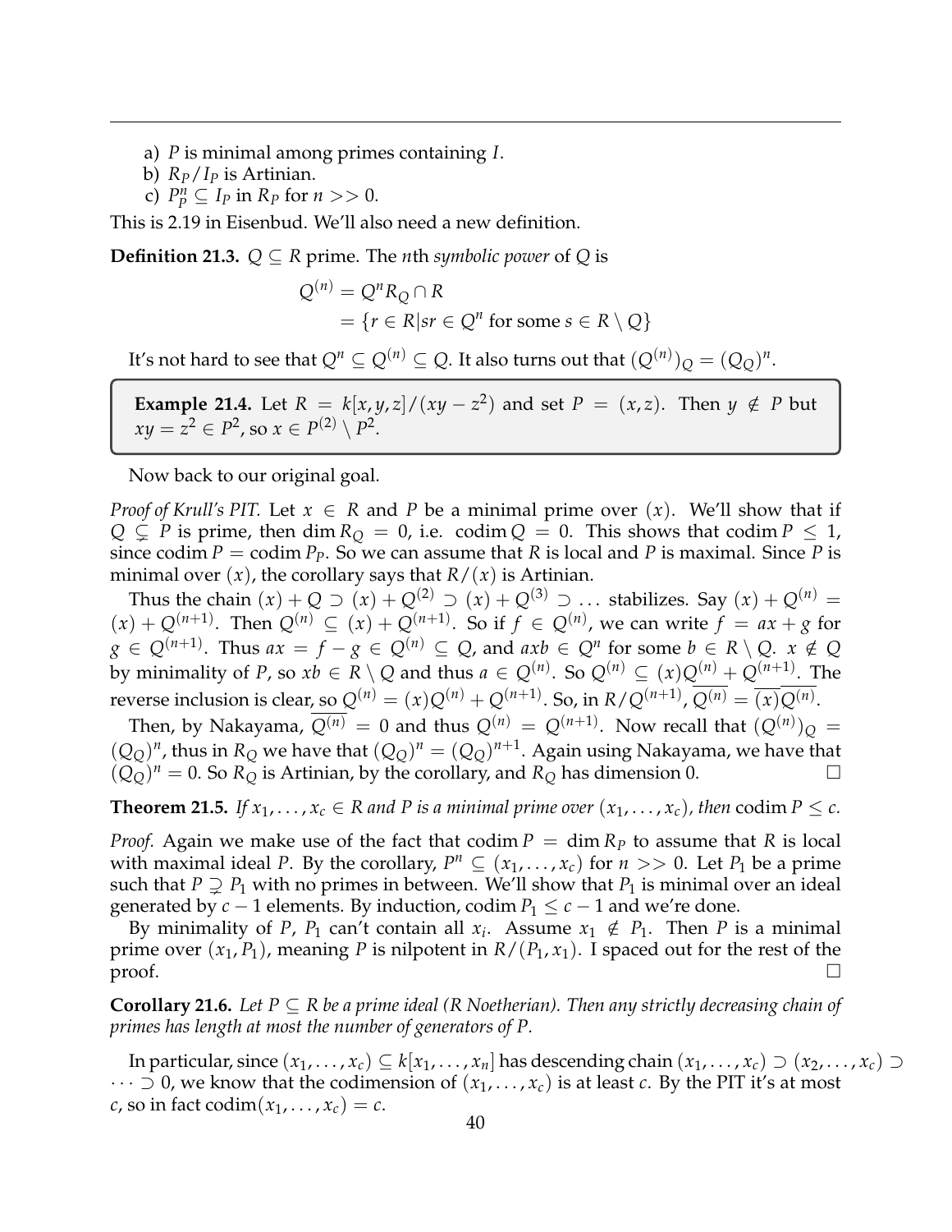a) $P$ is minimal among primes containing $I$.
b) $R_P/I_P$ is Artinian.
c) $P_P^n \subseteq I_P$ in $R_P$ for $n >> 0$.

This is 2.19 in Eisenbud. We'll also need a new definition.

**Definition 21.3.** $Q \subseteq R$ prime. The $n$th *symbolic power* of $Q$ is

$$
\begin{aligned}
Q^{(n)} &= Q^n R_Q \cap R \\
&= \{r \in R | sr \in Q^n \text{ for some } s \in R \setminus Q\}
\end{aligned}
$$

It's not hard to see that $Q^n \subseteq Q^{(n)} \subseteq Q$. It also turns out that $(Q^{(n)})_Q = (Q_Q)^n$.

**Example 21.4.** Let $R = k[x,y,z]/(xy - z^2)$ and set $P = (x,z)$. Then $y \notin P$ but $xy = z^2 \in P^2$, so $x \in P^{(2)} \setminus P^2$.

Now back to our original goal.

*Proof of Krull's PIT.* Let $x \in R$ and $P$ be a minimal prime over $(x)$. We'll show that if $Q \subsetneq P$ is prime, then $\dim R_Q = 0$, i.e. $\operatorname{codim} Q = 0$. This shows that $\operatorname{codim} P \leq 1$, since $\operatorname{codim} P = \operatorname{codim} P_P$. So we can assume that $R$ is local and $P$ is maximal. Since $P$ is minimal over $(x)$, the corollary says that $R/(x)$ is Artinian.

Thus the chain $(x) + Q \supset (x) + Q^{(2)} \supset (x) + Q^{(3)} \supset \ldots$ stabilizes. Say $(x) + Q^{(n)} = (x) + Q^{(n+1)}$. Then $Q^{(n)} \subseteq (x) + Q^{(n+1)}$. So if $f \in Q^{(n)}$, we can write $f = ax + g$ for $g \in Q^{(n+1)}$. Thus $ax = f - g \in Q^{(n)} \subseteq Q$, and $axb \in Q^n$ for some $b \in R \setminus Q$. $x \notin Q$ by minimality of $P$, so $xb \in R \setminus Q$ and thus $a \in Q^{(n)}$. So $Q^{(n)} \subseteq (x)Q^{(n)} + Q^{(n+1)}$. The reverse inclusion is clear, so $Q^{(n)} = (x)Q^{(n)} + Q^{(n+1)}$. So, in $R/Q^{(n+1)}$, $\overline{Q^{(n)}} = \overline{(x)}\,\overline{Q^{(n)}}$.

Then, by Nakayama, $\overline{Q^{(n)}} = 0$ and thus $Q^{(n)} = Q^{(n+1)}$. Now recall that $(Q^{(n)})_Q = (Q_Q)^n$, thus in $R_Q$ we have that $(Q_Q)^n = (Q_Q)^{n+1}$. Again using Nakayama, we have that $(Q_Q)^n = 0$. So $R_Q$ is Artinian, by the corollary, and $R_Q$ has dimension 0. $\square$

**Theorem 21.5.** *If $x_1, \ldots, x_c \in R$ and $P$ is a minimal prime over $(x_1, \ldots, x_c)$, then* $\operatorname{codim} P \leq c$.

*Proof.* Again we make use of the fact that $\operatorname{codim} P = \dim R_P$ to assume that $R$ is local with maximal ideal $P$. By the corollary, $P^n \subseteq (x_1, \ldots, x_c)$ for $n >> 0$. Let $P_1$ be a prime such that $P \supsetneq P_1$ with no primes in between. We'll show that $P_1$ is minimal over an ideal generated by $c - 1$ elements. By induction, $\operatorname{codim} P_1 \leq c - 1$ and we're done.

By minimality of $P$, $P_1$ can't contain all $x_i$. Assume $x_1 \notin P_1$. Then $P$ is a minimal prime over $(x_1, P_1)$, meaning $P$ is nilpotent in $R/(P_1, x_1)$. I spaced out for the rest of the proof. $\square$

**Corollary 21.6.** *Let $P \subseteq R$ be a prime ideal ($R$ Noetherian). Then any strictly decreasing chain of primes has length at most the number of generators of $P$.*

In particular, since $(x_1, \ldots, x_c) \subseteq k[x_1, \ldots, x_n]$ has descending chain $(x_1, \ldots, x_c) \supset (x_2, \ldots, x_c) \supset \cdots \supset 0$, we know that the codimension of $(x_1, \ldots, x_c)$ is at least $c$. By the PIT it's at most $c$, so in fact $\operatorname{codim}(x_1, \ldots, x_c) = c$.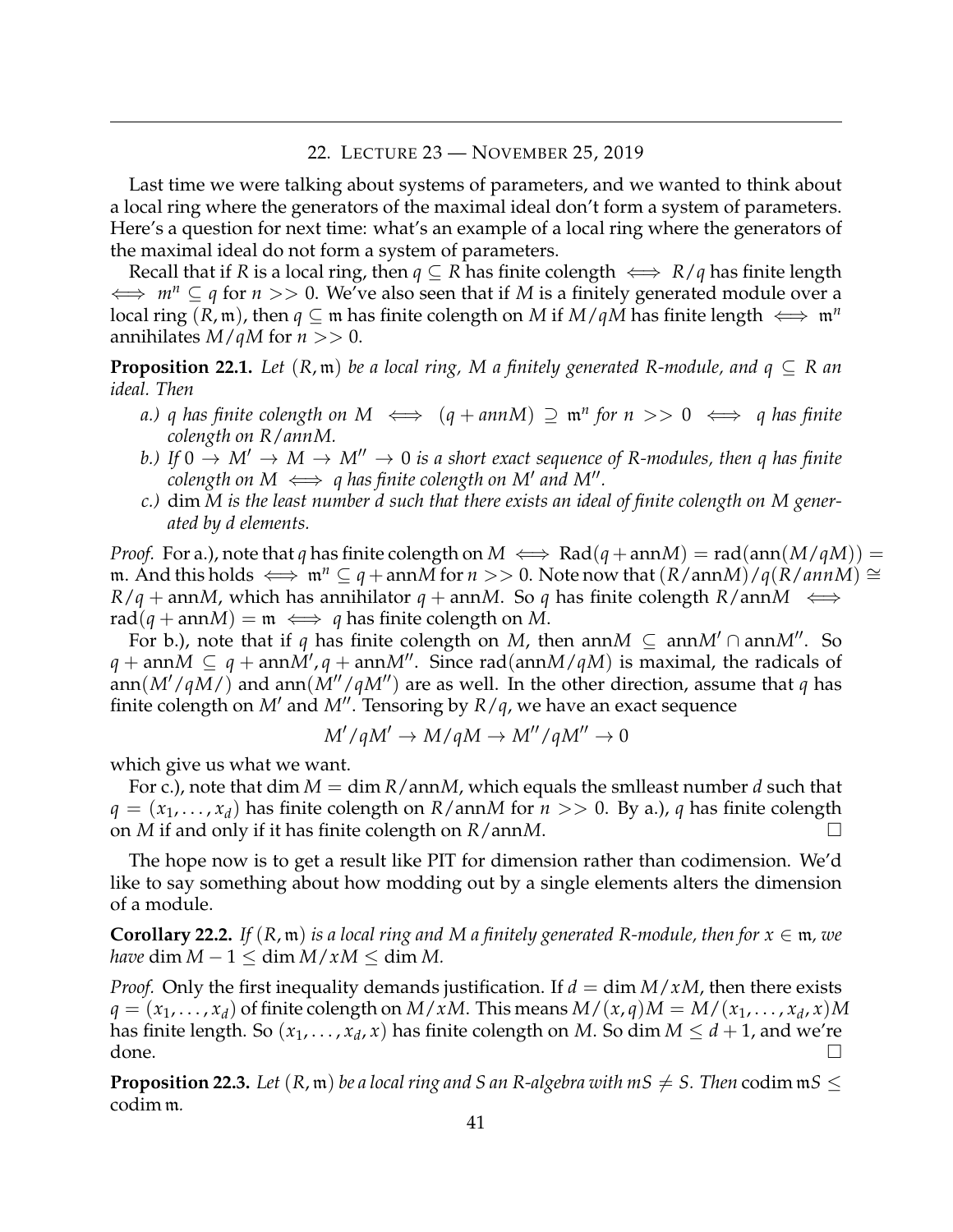## 22. Lecture 23 — November 25, 2019

Last time we were talking about systems of parameters, and we wanted to think about a local ring where the generators of the maximal ideal don't form a system of parameters. Here's a question for next time: what's an example of a local ring where the generators of the maximal ideal do not form a system of parameters.

Recall that if $R$ is a local ring, then $q \subseteq R$ has finite colength $\iff R/q$ has finite length $\iff m^n \subseteq q$ for $n >> 0$. We've also seen that if $M$ is a finitely generated module over a local ring $(R, \mathfrak{m})$, then $q \subseteq \mathfrak{m}$ has finite colength on $M$ if $M/qM$ has finite length $\iff \mathfrak{m}^n$ annihilates $M/qM$ for $n >> 0$.

**Proposition 22.1.** *Let $(R, \mathfrak{m})$ be a local ring, $M$ a finitely generated $R$-module, and $q \subseteq R$ an ideal. Then*

*a.) $q$ has finite colength on $M \iff (q + annM) \supseteq \mathfrak{m}^n$ for $n >> 0 \iff q$ has finite colength on $R/annM$.*

*b.) If $0 \to M' \to M \to M'' \to 0$ is a short exact sequence of $R$-modules, then $q$ has finite colength on $M \iff q$ has finite colength on $M'$ and $M''$.*

*c.) $\dim M$ is the least number $d$ such that there exists an ideal of finite colength on $M$ generated by $d$ elements.*

*Proof.* For a.), note that $q$ has finite colength on $M \iff \mathrm{Rad}(q + \mathrm{ann}M) = \mathrm{rad}(\mathrm{ann}(M/qM)) = \mathfrak{m}$. And this holds $\iff \mathfrak{m}^n \subseteq q + \mathrm{ann}M$ for $n >> 0$. Note now that $(R/\mathrm{ann}M)/q(R/annM) \cong R/q + \mathrm{ann}M$, which has annihilator $q + \mathrm{ann}M$. So $q$ has finite colength $R/\mathrm{ann}M \iff \mathrm{rad}(q + \mathrm{ann}M) = \mathfrak{m} \iff q$ has finite colength on $M$.

For b.), note that if $q$ has finite colength on $M$, then $\mathrm{ann}M \subseteq \mathrm{ann}M' \cap \mathrm{ann}M''$. So $q + \mathrm{ann}M \subseteq q + \mathrm{ann}M', q + \mathrm{ann}M''$. Since $\mathrm{rad}(\mathrm{ann}M/qM)$ is maximal, the radicals of $\mathrm{ann}(M'/qM/)$ and $\mathrm{ann}(M''/qM'')$ are as well. In the other direction, assume that $q$ has finite colength on $M'$ and $M''$. Tensoring by $R/q$, we have an exact sequence

$$M'/qM' \to M/qM \to M''/qM'' \to 0$$

which give us what we want.

For c.), note that $\dim M = \dim R/\mathrm{ann}M$, which equals the smlleast number $d$ such that $q = (x_1, \dots, x_d)$ has finite colength on $R/\mathrm{ann}M$ for $n >> 0$. By a.), $q$ has finite colength on $M$ if and only if it has finite colength on $R/\mathrm{ann}M$. $\square$

The hope now is to get a result like PIT for dimension rather than codimension. We'd like to say something about how modding out by a single elements alters the dimension of a module.

**Corollary 22.2.** *If $(R, \mathfrak{m})$ is a local ring and $M$ a finitely generated $R$-module, then for $x \in \mathfrak{m}$, we have $\dim M - 1 \leq \dim M/xM \leq \dim M$.*

*Proof.* Only the first inequality demands justification. If $d = \dim M/xM$, then there exists $q = (x_1, \dots, x_d)$ of finite colength on $M/xM$. This means $M/(x, q)M = M/(x_1, \dots, x_d, x)M$ has finite length. So $(x_1, \dots, x_d, x)$ has finite colength on $M$. So $\dim M \leq d + 1$, and we're done. $\square$

**Proposition 22.3.** *Let $(R, \mathfrak{m})$ be a local ring and $S$ an $R$-algebra with $mS \neq S$. Then $\mathrm{codim}\, \mathfrak{m}S \leq \mathrm{codim}\, \mathfrak{m}$.*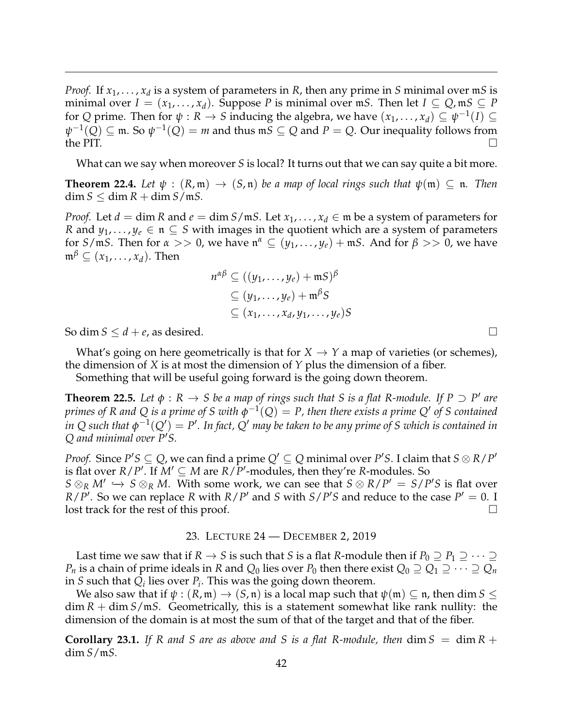*Proof.* If $x_1, \ldots, x_d$ is a system of parameters in $R$, then any prime in $S$ minimal over $\mathfrak{m}S$ is minimal over $I = (x_1, \ldots, x_d)$. Suppose $P$ is minimal over $\mathfrak{m}S$. Then let $I \subseteq Q, \mathfrak{m}S \subseteq P$ for $Q$ prime. Then for $\psi : R \to S$ inducing the algebra, we have $(x_1, \ldots, x_d) \subseteq \psi^{-1}(I) \subseteq \psi^{-1}(Q) \subseteq \mathfrak{m}$. So $\psi^{-1}(Q) = m$ and thus $\mathfrak{m}S \subseteq Q$ and $P = Q$. Our inequality follows from the PIT. □

What can we say when moreover $S$ is local? It turns out that we can say quite a bit more.

**Theorem 22.4.** *Let $\psi : (R, \mathfrak{m}) \to (S, \mathfrak{n})$ be a map of local rings such that $\psi(\mathfrak{m}) \subseteq \mathfrak{n}$. Then $\dim S \leq \dim R + \dim S/\mathfrak{m}S$.*

*Proof.* Let $d = \dim R$ and $e = \dim S/\mathfrak{m}S$. Let $x_1, \ldots, x_d \in \mathfrak{m}$ be a system of parameters for $R$ and $y_1, \ldots, y_e \in \mathfrak{n} \subseteq S$ with images in the quotient which are a system of parameters for $S/\mathfrak{m}S$. Then for $\alpha >> 0$, we have $\mathfrak{n}^\alpha \subseteq (y_1, \ldots, y_e) + \mathfrak{m}S$. And for $\beta >> 0$, we have $\mathfrak{m}^\beta \subseteq (x_1, \ldots, x_d)$. Then

$$
\begin{aligned}
n^{\alpha\beta} &\subseteq ((y_1, \ldots, y_e) + \mathfrak{m}S)^\beta \\
&\subseteq (y_1, \ldots, y_e) + \mathfrak{m}^\beta S \\
&\subseteq (x_1, \ldots, x_d, y_1, \ldots, y_e)S
\end{aligned}
$$

So $\dim S \leq d + e$, as desired. □

What's going on here geometrically is that for $X \to Y$ a map of varieties (or schemes), the dimension of $X$ is at most the dimension of $Y$ plus the dimension of a fiber.

Something that will be useful going forward is the going down theorem.

**Theorem 22.5.** *Let $\phi : R \to S$ be a map of rings such that $S$ is a flat $R$-module. If $P \supset P'$ are primes of $R$ and $Q$ is a prime of $S$ with $\phi^{-1}(Q) = P$, then there exists a prime $Q'$ of $S$ contained in $Q$ such that $\phi^{-1}(Q') = P'$. In fact, $Q'$ may be taken to be any prime of $S$ which is contained in $Q$ and minimal over $P'S$.*

*Proof.* Since $P'S \subseteq Q$, we can find a prime $Q' \subseteq Q$ minimal over $P'S$. I claim that $S \otimes R/P'$ is flat over $R/P'$. If $M' \subseteq M$ are $R/P'$-modules, then they're $R$-modules. So $S \otimes_R M' \hookrightarrow S \otimes_R M$. With some work, we can see that $S \otimes R/P' = S/P'S$ is flat over $R/P'$. So we can replace $R$ with $R/P'$ and $S$ with $S/P'S$ and reduce to the case $P' = 0$. I lost track for the rest of this proof. □

## 23. Lecture 24 — December 2, 2019

Last time we saw that if $R \to S$ is such that $S$ is a flat $R$-module then if $P_0 \supseteq P_1 \supseteq \cdots \supseteq P_n$ is a chain of prime ideals in $R$ and $Q_0$ lies over $P_0$ then there exist $Q_0 \supseteq Q_1 \supseteq \cdots \supseteq Q_n$ in $S$ such that $Q_i$ lies over $P_i$. This was the going down theorem.

We also saw that if $\psi : (R, \mathfrak{m}) \to (S, \mathfrak{n})$ is a local map such that $\psi(\mathfrak{m}) \subseteq \mathfrak{n}$, then $\dim S \leq \dim R + \dim S/\mathfrak{m}S$. Geometrically, this is a statement somewhat like rank nullity: the dimension of the domain is at most the sum of that of the target and that of the fiber.

**Corollary 23.1.** *If $R$ and $S$ are as above and $S$ is a flat $R$-module, then $\dim S = \dim R + \dim S/\mathfrak{m}S$.*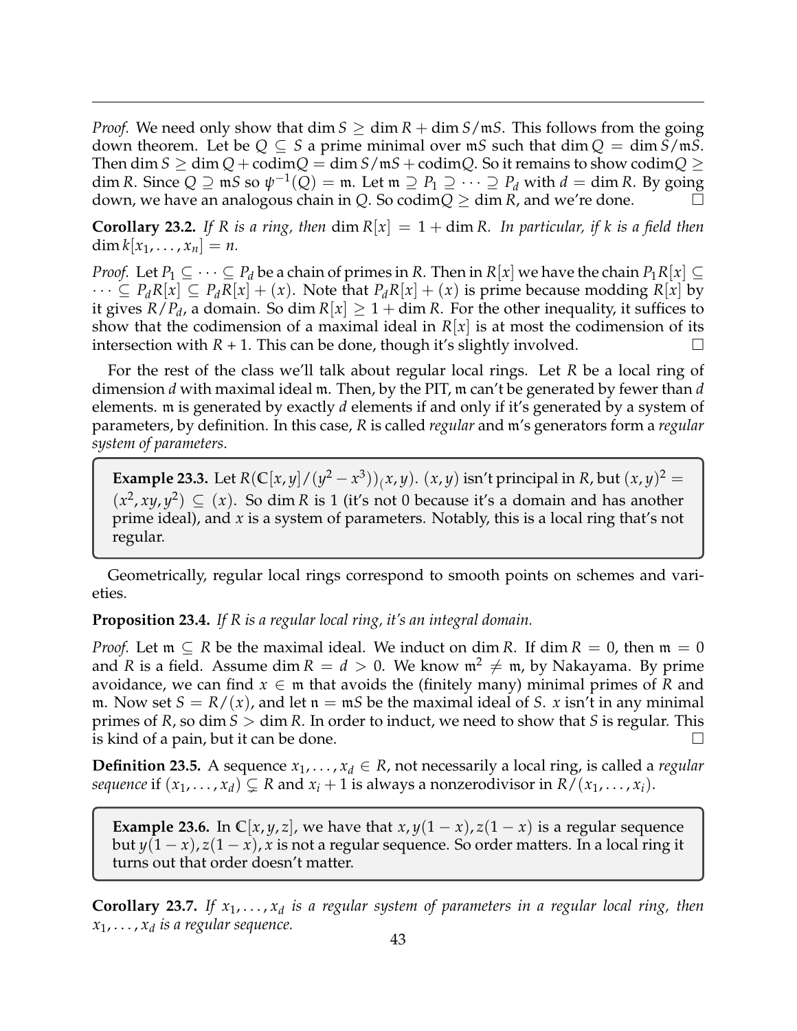*Proof.* We need only show that $\dim S \geq \dim R + \dim S/\mathfrak{m}S$. This follows from the going down theorem. Let be $Q \subseteq S$ a prime minimal over $\mathfrak{m}S$ such that $\dim Q = \dim S/\mathfrak{m}S$. Then $\dim S \geq \dim Q + \text{codim} Q = \dim S/\mathfrak{m}S + \text{codim} Q$. So it remains to show $\text{codim} Q \geq \dim R$. Since $Q \supseteq \mathfrak{m}S$ so $\psi^{-1}(Q) = \mathfrak{m}$. Let $\mathfrak{m} \supseteq P_1 \supseteq \cdots \supseteq P_d$ with $d = \dim R$. By going down, we have an analogous chain in $Q$. So $\text{codim} Q \geq \dim R$, and we're done. □

**Corollary 23.2.** *If $R$ is a ring, then $\dim R[x] = 1 + \dim R$. In particular, if $k$ is a field then $\dim k[x_1, \ldots, x_n] = n$.*

*Proof.* Let $P_1 \subseteq \cdots \subseteq P_d$ be a chain of primes in $R$. Then in $R[x]$ we have the chain $P_1 R[x] \subseteq \cdots \subseteq P_d R[x] \subseteq P_d R[x] + (x)$. Note that $P_d R[x] + (x)$ is prime because modding $R[x]$ by it gives $R/P_d$, a domain. So $\dim R[x] \geq 1 + \dim R$. For the other inequality, it suffices to show that the codimension of a maximal ideal in $R[x]$ is at most the codimension of its intersection with $R$ + 1. This can be done, though it's slightly involved. □

For the rest of the class we'll talk about regular local rings. Let $R$ be a local ring of dimension $d$ with maximal ideal $\mathfrak{m}$. Then, by the PIT, $\mathfrak{m}$ can't be generated by fewer than $d$ elements. $\mathfrak{m}$ is generated by exactly $d$ elements if and only if it's generated by a system of parameters, by definition. In this case, $R$ is called *regular* and $\mathfrak{m}$'s generators form a *regular system of parameters*.

> **Example 23.3.** Let $R(\mathbb{C}[x,y]/(y^2 - x^3))_(x,y)$. $(x,y)$ isn't principal in $R$, but $(x,y)^2 = (x^2, xy, y^2) \subseteq (x)$. So $\dim R$ is 1 (it's not 0 because it's a domain and has another prime ideal), and $x$ is a system of parameters. Notably, this is a local ring that's not regular.

Geometrically, regular local rings correspond to smooth points on schemes and varieties.

**Proposition 23.4.** *If $R$ is a regular local ring, it's an integral domain.*

*Proof.* Let $\mathfrak{m} \subseteq R$ be the maximal ideal. We induct on $\dim R$. If $\dim R = 0$, then $\mathfrak{m} = 0$ and $R$ is a field. Assume $\dim R = d > 0$. We know $\mathfrak{m}^2 \neq \mathfrak{m}$, by Nakayama. By prime avoidance, we can find $x \in \mathfrak{m}$ that avoids the (finitely many) minimal primes of $R$ and $\mathfrak{m}$. Now set $S = R/(x)$, and let $\mathfrak{n} = \mathfrak{m}S$ be the maximal ideal of $S$. $x$ isn't in any minimal primes of $R$, so $\dim S > \dim R$. In order to induct, we need to show that $S$ is regular. This is kind of a pain, but it can be done. □

**Definition 23.5.** A sequence $x_1, \ldots, x_d \in R$, not necessarily a local ring, is called a *regular sequence* if $(x_1, \ldots, x_d) \subsetneq R$ and $x_i + 1$ is always a nonzerodivisor in $R/(x_1, \ldots, x_i)$.

> **Example 23.6.** In $\mathbb{C}[x,y,z]$, we have that $x, y(1-x), z(1-x)$ is a regular sequence but $y(1-x), z(1-x), x$ is not a regular sequence. So order matters. In a local ring it turns out that order doesn't matter.

**Corollary 23.7.** *If $x_1, \ldots, x_d$ is a regular system of parameters in a regular local ring, then $x_1, \ldots, x_d$ is a regular sequence.*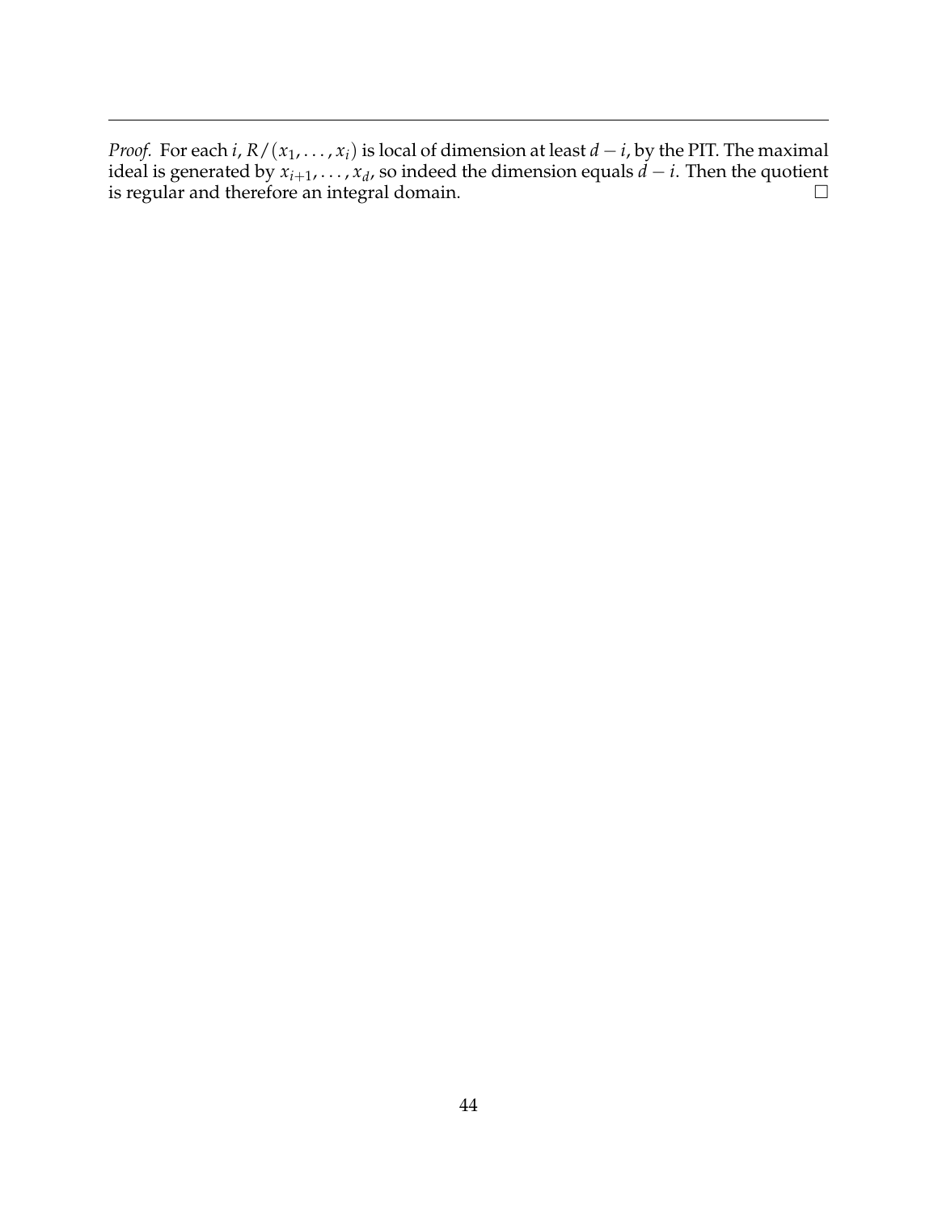*Proof.* For each $i$, $R/(x_1, \ldots, x_i)$ is local of dimension at least $d - i$, by the PIT. The maximal ideal is generated by $x_{i+1}, \ldots, x_d$, so indeed the dimension equals $d - i$. Then the quotient is regular and therefore an integral domain. $\square$